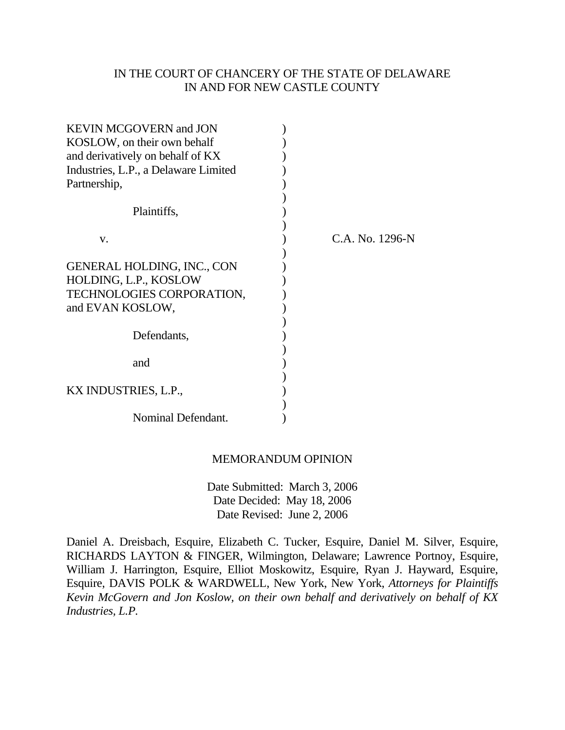IN THE COURT OF CHANCERY OF THE STATE OF DELAWARE
IN AND FOR NEW CASTLE COUNTY

| | | |
|---|---|---|
| KEVIN MCGOVERN and JON KOSLOW, on their own behalf and derivatively on behalf of KX Industries, L.P., a Delaware Limited Partnership, | ) | |
| Plaintiffs, | ) | |
| v. | ) | C.A. No. 1296-N |
| GENERAL HOLDING, INC., CON HOLDING, L.P., KOSLOW TECHNOLOGIES CORPORATION, and EVAN KOSLOW, | ) | |
| Defendants, | ) | |
| and | ) | |
| KX INDUSTRIES, L.P., | ) | |
| Nominal Defendant. | ) | |

MEMORANDUM OPINION

Date Submitted: March 3, 2006
Date Decided: May 18, 2006
Date Revised: June 2, 2006

Daniel A. Dreisbach, Esquire, Elizabeth C. Tucker, Esquire, Daniel M. Silver, Esquire, RICHARDS LAYTON & FINGER, Wilmington, Delaware; Lawrence Portnoy, Esquire, William J. Harrington, Esquire, Elliot Moskowitz, Esquire, Ryan J. Hayward, Esquire, Esquire, DAVIS POLK & WARDWELL, New York, New York, *Attorneys for Plaintiffs Kevin McGovern and Jon Koslow, on their own behalf and derivatively on behalf of KX Industries, L.P.*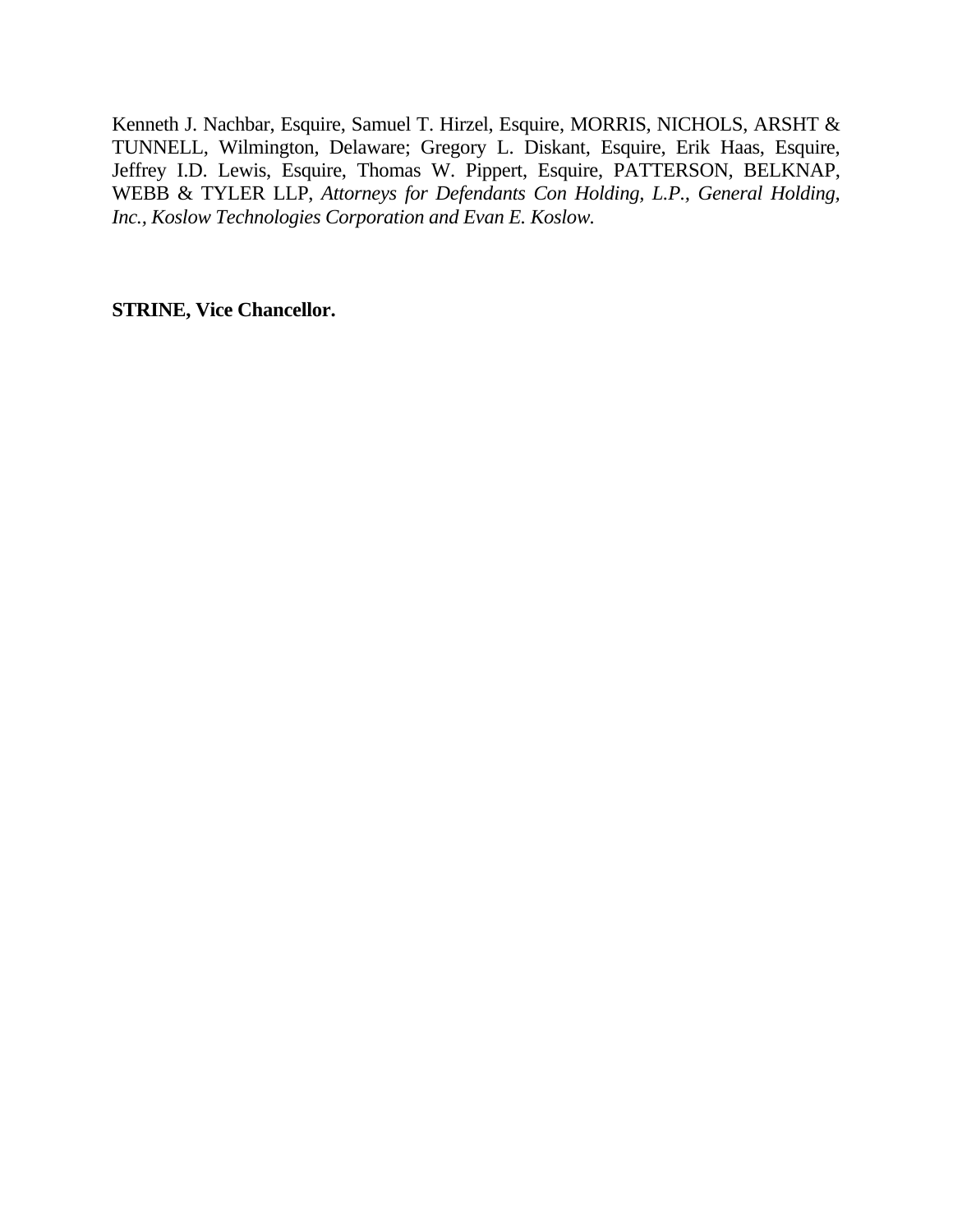Kenneth J. Nachbar, Esquire, Samuel T. Hirzel, Esquire, MORRIS, NICHOLS, ARSHT & TUNNELL, Wilmington, Delaware; Gregory L. Diskant, Esquire, Erik Haas, Esquire, Jeffrey I.D. Lewis, Esquire, Thomas W. Pippert, Esquire, PATTERSON, BELKNAP, WEBB & TYLER LLP, *Attorneys for Defendants Con Holding, L.P., General Holding, Inc., Koslow Technologies Corporation and Evan E. Koslow.*

**STRINE, Vice Chancellor.**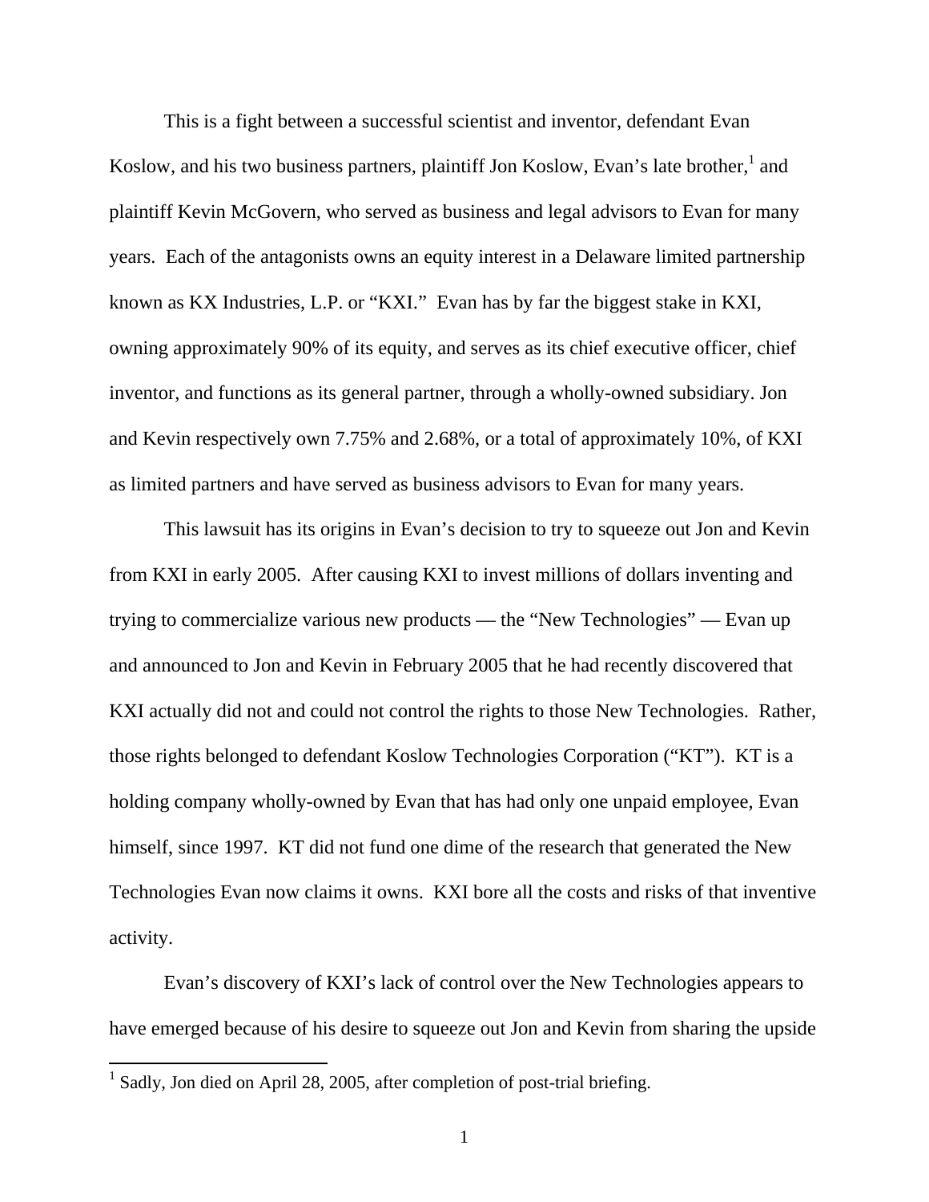This is a fight between a successful scientist and inventor, defendant Evan Koslow, and his two business partners, plaintiff Jon Koslow, Evan's late brother,[1] and plaintiff Kevin McGovern, who served as business and legal advisors to Evan for many years. Each of the antagonists owns an equity interest in a Delaware limited partnership known as KX Industries, L.P. or "KXI." Evan has by far the biggest stake in KXI, owning approximately 90% of its equity, and serves as its chief executive officer, chief inventor, and functions as its general partner, through a wholly-owned subsidiary. Jon and Kevin respectively own 7.75% and 2.68%, or a total of approximately 10%, of KXI as limited partners and have served as business advisors to Evan for many years.

This lawsuit has its origins in Evan's decision to try to squeeze out Jon and Kevin from KXI in early 2005. After causing KXI to invest millions of dollars inventing and trying to commercialize various new products — the "New Technologies" — Evan up and announced to Jon and Kevin in February 2005 that he had recently discovered that KXI actually did not and could not control the rights to those New Technologies. Rather, those rights belonged to defendant Koslow Technologies Corporation ("KT"). KT is a holding company wholly-owned by Evan that has had only one unpaid employee, Evan himself, since 1997. KT did not fund one dime of the research that generated the New Technologies Evan now claims it owns. KXI bore all the costs and risks of that inventive activity.

Evan's discovery of KXI's lack of control over the New Technologies appears to have emerged because of his desire to squeeze out Jon and Kevin from sharing the upside

[1] Sadly, Jon died on April 28, 2005, after completion of post-trial briefing.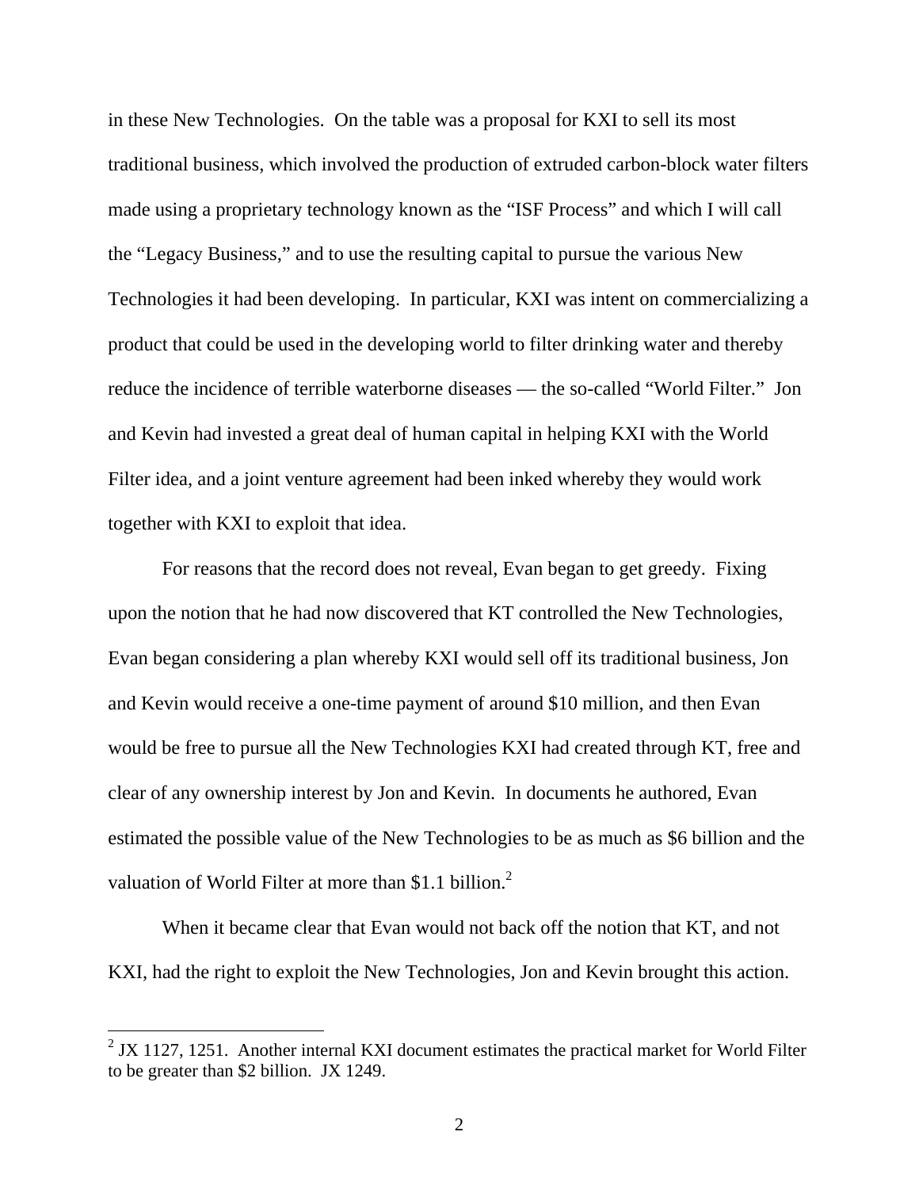in these New Technologies. On the table was a proposal for KXI to sell its most traditional business, which involved the production of extruded carbon-block water filters made using a proprietary technology known as the "ISF Process" and which I will call the "Legacy Business," and to use the resulting capital to pursue the various New Technologies it had been developing. In particular, KXI was intent on commercializing a product that could be used in the developing world to filter drinking water and thereby reduce the incidence of terrible waterborne diseases — the so-called "World Filter." Jon and Kevin had invested a great deal of human capital in helping KXI with the World Filter idea, and a joint venture agreement had been inked whereby they would work together with KXI to exploit that idea.

For reasons that the record does not reveal, Evan began to get greedy. Fixing upon the notion that he had now discovered that KT controlled the New Technologies, Evan began considering a plan whereby KXI would sell off its traditional business, Jon and Kevin would receive a one-time payment of around $10 million, and then Evan would be free to pursue all the New Technologies KXI had created through KT, free and clear of any ownership interest by Jon and Kevin. In documents he authored, Evan estimated the possible value of the New Technologies to be as much as $6 billion and the valuation of World Filter at more than $1.1 billion.[2]

When it became clear that Evan would not back off the notion that KT, and not KXI, had the right to exploit the New Technologies, Jon and Kevin brought this action.

[2] JX 1127, 1251. Another internal KXI document estimates the practical market for World Filter to be greater than $2 billion. JX 1249.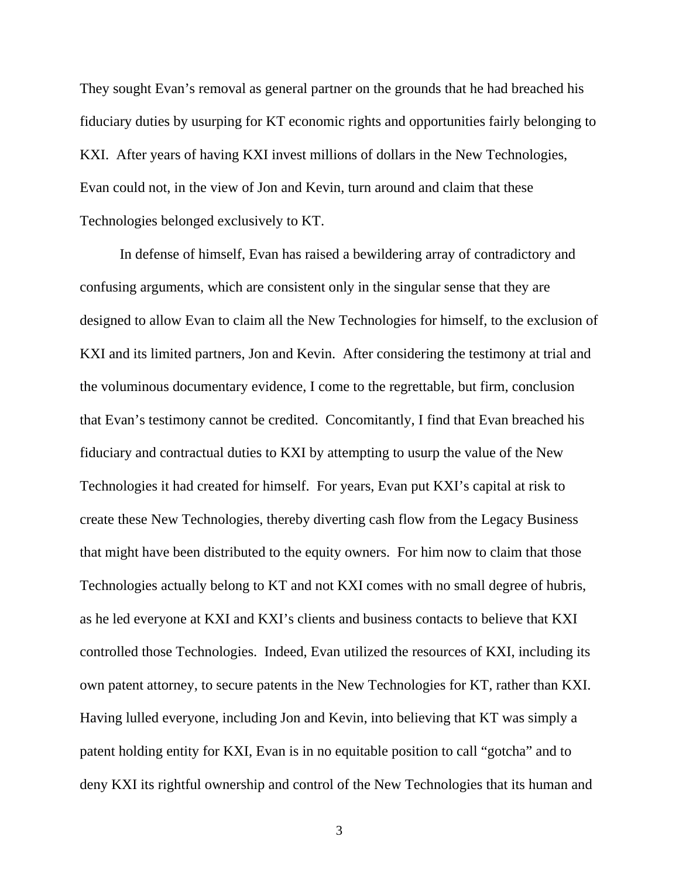They sought Evan's removal as general partner on the grounds that he had breached his fiduciary duties by usurping for KT economic rights and opportunities fairly belonging to KXI. After years of having KXI invest millions of dollars in the New Technologies, Evan could not, in the view of Jon and Kevin, turn around and claim that these Technologies belonged exclusively to KT.

In defense of himself, Evan has raised a bewildering array of contradictory and confusing arguments, which are consistent only in the singular sense that they are designed to allow Evan to claim all the New Technologies for himself, to the exclusion of KXI and its limited partners, Jon and Kevin. After considering the testimony at trial and the voluminous documentary evidence, I come to the regrettable, but firm, conclusion that Evan's testimony cannot be credited. Concomitantly, I find that Evan breached his fiduciary and contractual duties to KXI by attempting to usurp the value of the New Technologies it had created for himself. For years, Evan put KXI's capital at risk to create these New Technologies, thereby diverting cash flow from the Legacy Business that might have been distributed to the equity owners. For him now to claim that those Technologies actually belong to KT and not KXI comes with no small degree of hubris, as he led everyone at KXI and KXI's clients and business contacts to believe that KXI controlled those Technologies. Indeed, Evan utilized the resources of KXI, including its own patent attorney, to secure patents in the New Technologies for KT, rather than KXI. Having lulled everyone, including Jon and Kevin, into believing that KT was simply a patent holding entity for KXI, Evan is in no equitable position to call "gotcha" and to deny KXI its rightful ownership and control of the New Technologies that its human and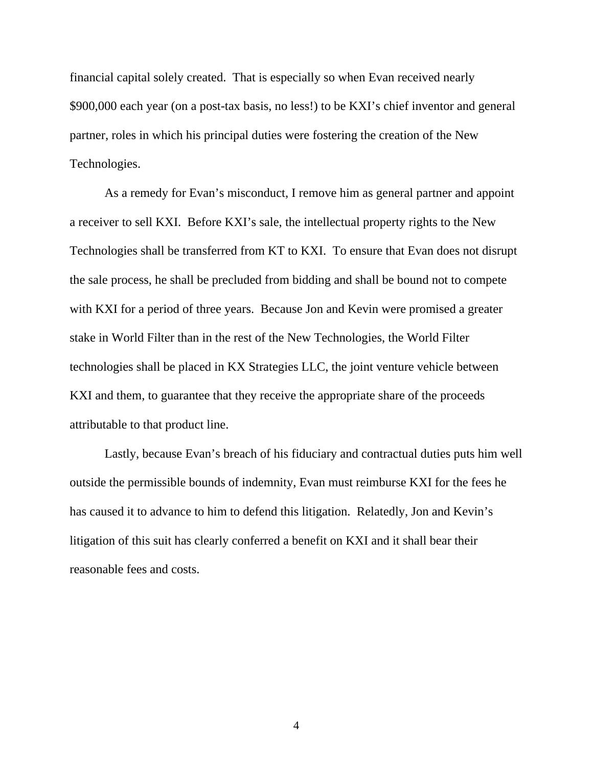financial capital solely created. That is especially so when Evan received nearly $900,000 each year (on a post-tax basis, no less!) to be KXI's chief inventor and general partner, roles in which his principal duties were fostering the creation of the New Technologies.

As a remedy for Evan's misconduct, I remove him as general partner and appoint a receiver to sell KXI. Before KXI's sale, the intellectual property rights to the New Technologies shall be transferred from KT to KXI. To ensure that Evan does not disrupt the sale process, he shall be precluded from bidding and shall be bound not to compete with KXI for a period of three years. Because Jon and Kevin were promised a greater stake in World Filter than in the rest of the New Technologies, the World Filter technologies shall be placed in KX Strategies LLC, the joint venture vehicle between KXI and them, to guarantee that they receive the appropriate share of the proceeds attributable to that product line.

Lastly, because Evan's breach of his fiduciary and contractual duties puts him well outside the permissible bounds of indemnity, Evan must reimburse KXI for the fees he has caused it to advance to him to defend this litigation. Relatedly, Jon and Kevin's litigation of this suit has clearly conferred a benefit on KXI and it shall bear their reasonable fees and costs.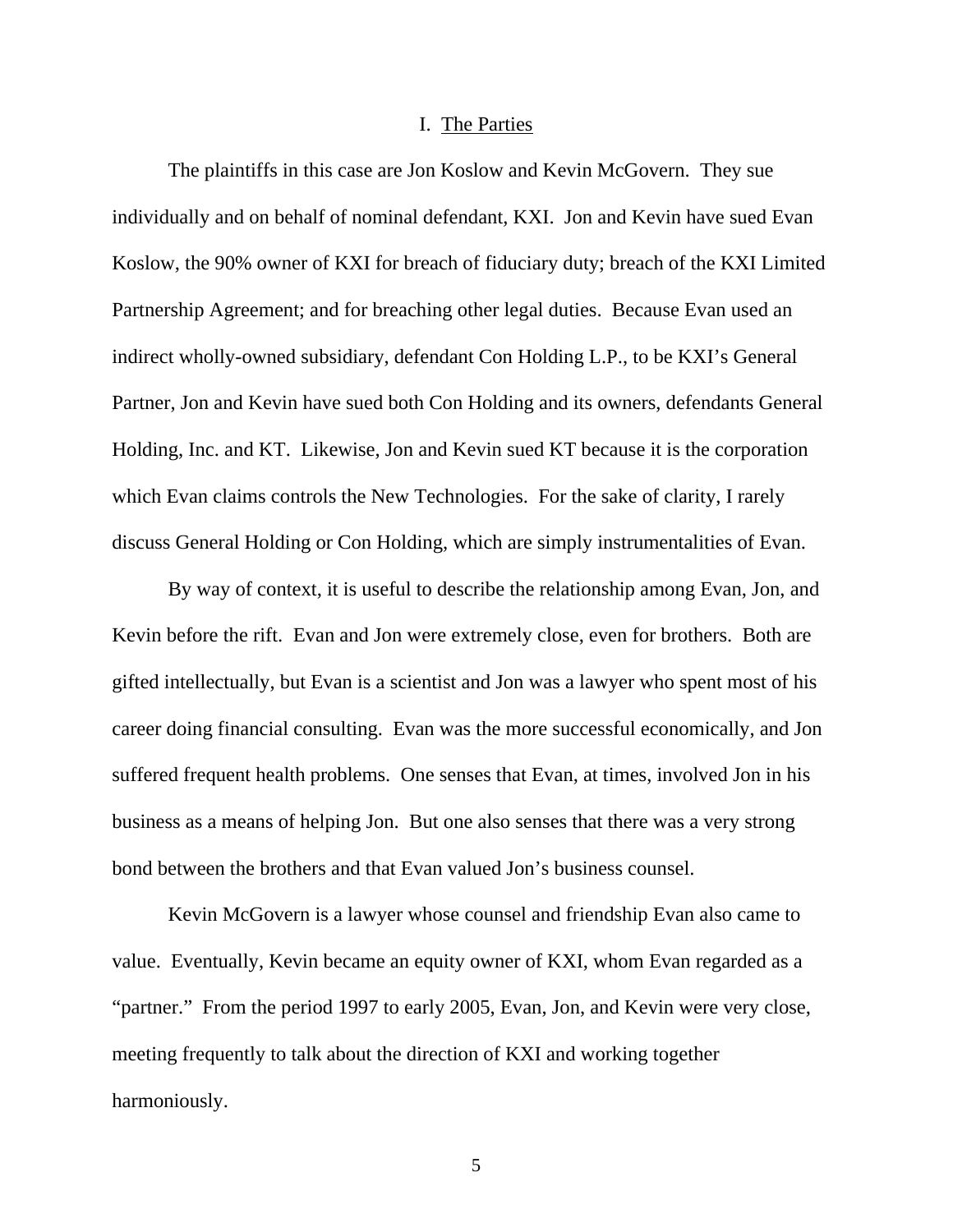## I. The Parties

The plaintiffs in this case are Jon Koslow and Kevin McGovern. They sue individually and on behalf of nominal defendant, KXI. Jon and Kevin have sued Evan Koslow, the 90% owner of KXI for breach of fiduciary duty; breach of the KXI Limited Partnership Agreement; and for breaching other legal duties. Because Evan used an indirect wholly-owned subsidiary, defendant Con Holding L.P., to be KXI's General Partner, Jon and Kevin have sued both Con Holding and its owners, defendants General Holding, Inc. and KT. Likewise, Jon and Kevin sued KT because it is the corporation which Evan claims controls the New Technologies. For the sake of clarity, I rarely discuss General Holding or Con Holding, which are simply instrumentalities of Evan.

By way of context, it is useful to describe the relationship among Evan, Jon, and Kevin before the rift. Evan and Jon were extremely close, even for brothers. Both are gifted intellectually, but Evan is a scientist and Jon was a lawyer who spent most of his career doing financial consulting. Evan was the more successful economically, and Jon suffered frequent health problems. One senses that Evan, at times, involved Jon in his business as a means of helping Jon. But one also senses that there was a very strong bond between the brothers and that Evan valued Jon's business counsel.

Kevin McGovern is a lawyer whose counsel and friendship Evan also came to value. Eventually, Kevin became an equity owner of KXI, whom Evan regarded as a "partner." From the period 1997 to early 2005, Evan, Jon, and Kevin were very close, meeting frequently to talk about the direction of KXI and working together harmoniously.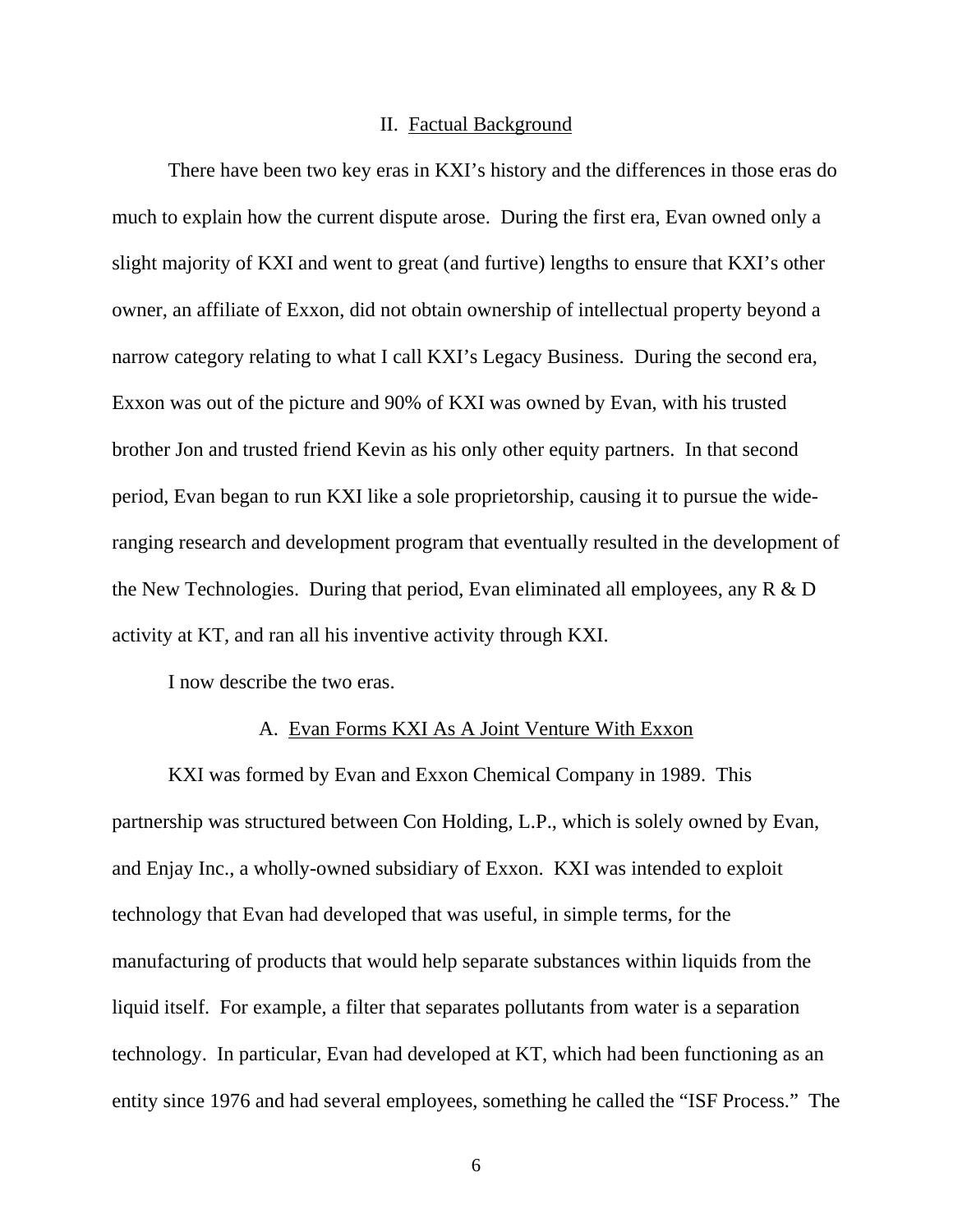## II. Factual Background

There have been two key eras in KXI's history and the differences in those eras do much to explain how the current dispute arose. During the first era, Evan owned only a slight majority of KXI and went to great (and furtive) lengths to ensure that KXI's other owner, an affiliate of Exxon, did not obtain ownership of intellectual property beyond a narrow category relating to what I call KXI's Legacy Business. During the second era, Exxon was out of the picture and 90% of KXI was owned by Evan, with his trusted brother Jon and trusted friend Kevin as his only other equity partners. In that second period, Evan began to run KXI like a sole proprietorship, causing it to pursue the wide-ranging research and development program that eventually resulted in the development of the New Technologies. During that period, Evan eliminated all employees, any R & D activity at KT, and ran all his inventive activity through KXI.

I now describe the two eras.

### A. Evan Forms KXI As A Joint Venture With Exxon

KXI was formed by Evan and Exxon Chemical Company in 1989. This partnership was structured between Con Holding, L.P., which is solely owned by Evan, and Enjay Inc., a wholly-owned subsidiary of Exxon. KXI was intended to exploit technology that Evan had developed that was useful, in simple terms, for the manufacturing of products that would help separate substances within liquids from the liquid itself. For example, a filter that separates pollutants from water is a separation technology. In particular, Evan had developed at KT, which had been functioning as an entity since 1976 and had several employees, something he called the "ISF Process." The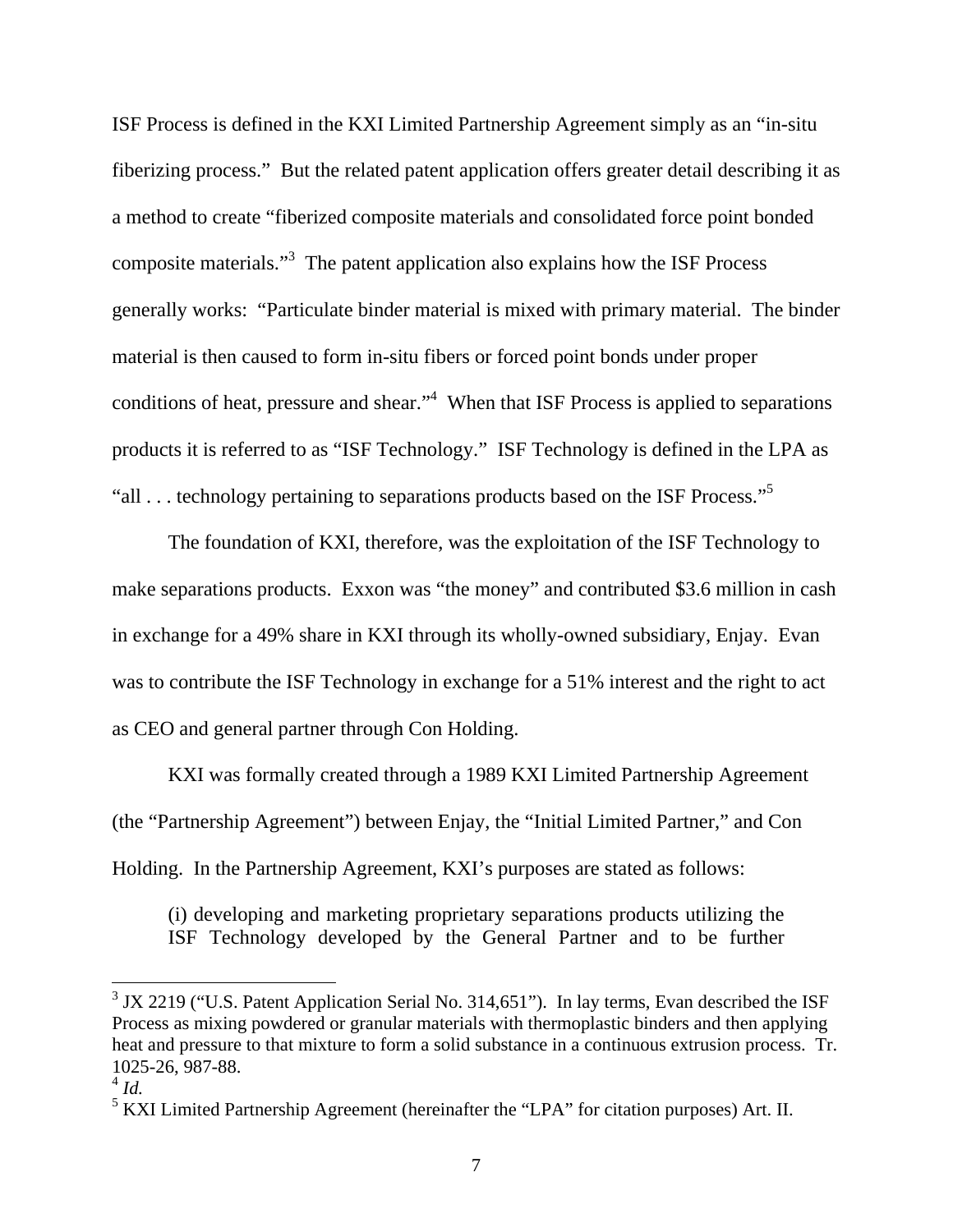ISF Process is defined in the KXI Limited Partnership Agreement simply as an "in-situ fiberizing process." But the related patent application offers greater detail describing it as a method to create "fiberized composite materials and consolidated force point bonded composite materials."[3] The patent application also explains how the ISF Process generally works: "Particulate binder material is mixed with primary material. The binder material is then caused to form in-situ fibers or forced point bonds under proper conditions of heat, pressure and shear."[4] When that ISF Process is applied to separations products it is referred to as "ISF Technology." ISF Technology is defined in the LPA as "all . . . technology pertaining to separations products based on the ISF Process."[5]

The foundation of KXI, therefore, was the exploitation of the ISF Technology to make separations products. Exxon was "the money" and contributed \$3.6 million in cash in exchange for a 49% share in KXI through its wholly-owned subsidiary, Enjay. Evan was to contribute the ISF Technology in exchange for a 51% interest and the right to act as CEO and general partner through Con Holding.

KXI was formally created through a 1989 KXI Limited Partnership Agreement (the "Partnership Agreement") between Enjay, the "Initial Limited Partner," and Con Holding. In the Partnership Agreement, KXI's purposes are stated as follows:

> (i) developing and marketing proprietary separations products utilizing the ISF Technology developed by the General Partner and to be further

---

[3] JX 2219 ("U.S. Patent Application Serial No. 314,651"). In lay terms, Evan described the ISF Process as mixing powdered or granular materials with thermoplastic binders and then applying heat and pressure to that mixture to form a solid substance in a continuous extrusion process. Tr. 1025-26, 987-88.

[4] *Id.*

[5] KXI Limited Partnership Agreement (hereinafter the "LPA" for citation purposes) Art. II.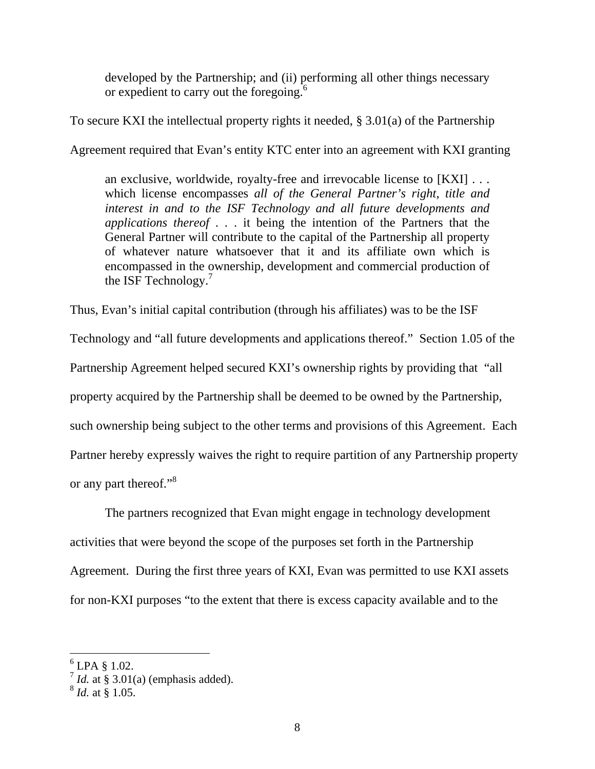> developed by the Partnership; and (ii) performing all other things necessary or expedient to carry out the foregoing.[6]

To secure KXI the intellectual property rights it needed, § 3.01(a) of the Partnership Agreement required that Evan's entity KTC enter into an agreement with KXI granting

> an exclusive, worldwide, royalty-free and irrevocable license to [KXI] . . . which license encompasses *all of the General Partner's right, title and interest in and to the ISF Technology and all future developments and applications thereof* . . . it being the intention of the Partners that the General Partner will contribute to the capital of the Partnership all property of whatever nature whatsoever that it and its affiliate own which is encompassed in the ownership, development and commercial production of the ISF Technology.[7]

Thus, Evan's initial capital contribution (through his affiliates) was to be the ISF Technology and "all future developments and applications thereof." Section 1.05 of the Partnership Agreement helped secured KXI's ownership rights by providing that "all property acquired by the Partnership shall be deemed to be owned by the Partnership, such ownership being subject to the other terms and provisions of this Agreement. Each Partner hereby expressly waives the right to require partition of any Partnership property or any part thereof."[8]

The partners recognized that Evan might engage in technology development activities that were beyond the scope of the purposes set forth in the Partnership Agreement. During the first three years of KXI, Evan was permitted to use KXI assets for non-KXI purposes "to the extent that there is excess capacity available and to the

---

[6] LPA § 1.02.

[7] *Id.* at § 3.01(a) (emphasis added).

[8] *Id.* at § 1.05.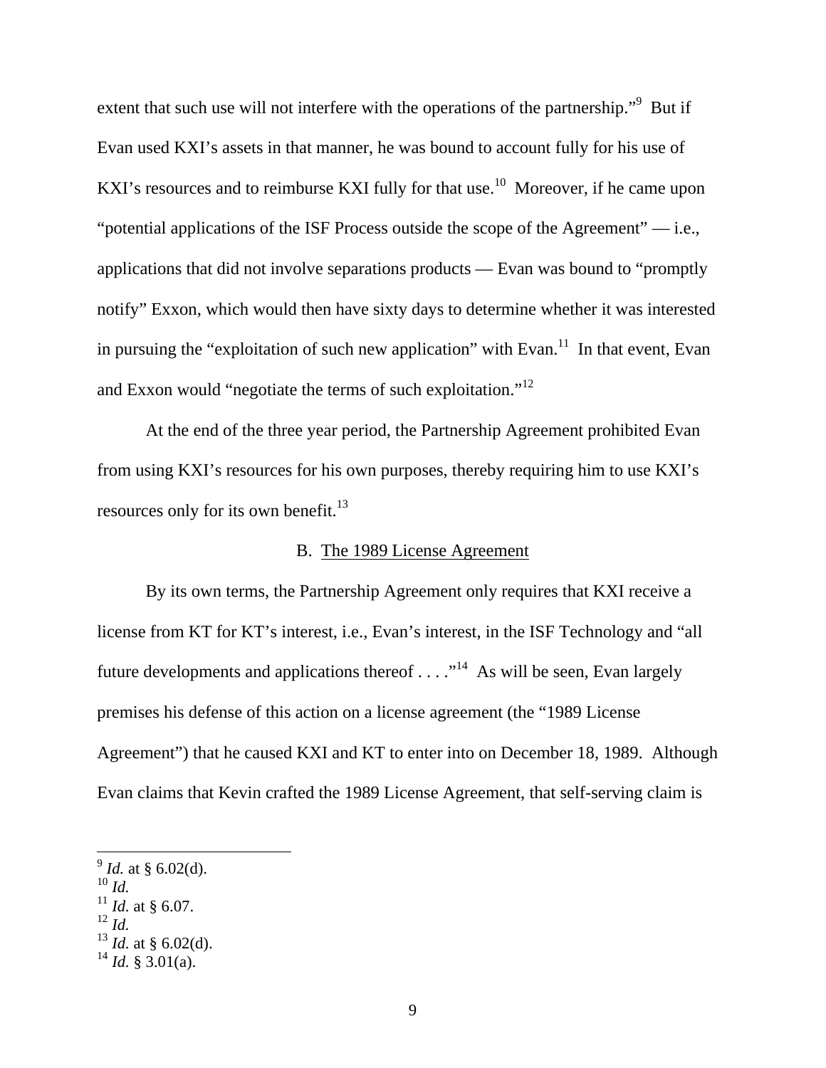extent that such use will not interfere with the operations of the partnership."[9] But if Evan used KXI's assets in that manner, he was bound to account fully for his use of KXI's resources and to reimburse KXI fully for that use.[10] Moreover, if he came upon "potential applications of the ISF Process outside the scope of the Agreement" — i.e., applications that did not involve separations products — Evan was bound to "promptly notify" Exxon, which would then have sixty days to determine whether it was interested in pursuing the "exploitation of such new application" with Evan.[11] In that event, Evan and Exxon would "negotiate the terms of such exploitation."[12]

At the end of the three year period, the Partnership Agreement prohibited Evan from using KXI's resources for his own purposes, thereby requiring him to use KXI's resources only for its own benefit.[13]

## B. The 1989 License Agreement

By its own terms, the Partnership Agreement only requires that KXI receive a license from KT for KT's interest, i.e., Evan's interest, in the ISF Technology and "all future developments and applications thereof . . . ."[14] As will be seen, Evan largely premises his defense of this action on a license agreement (the "1989 License Agreement") that he caused KXI and KT to enter into on December 18, 1989. Although Evan claims that Kevin crafted the 1989 License Agreement, that self-serving claim is

---

[9] *Id.* at § 6.02(d).
[10] *Id.*
[11] *Id.* at § 6.07.
[12] *Id.*
[13] *Id.* at § 6.02(d).
[14] *Id.* § 3.01(a).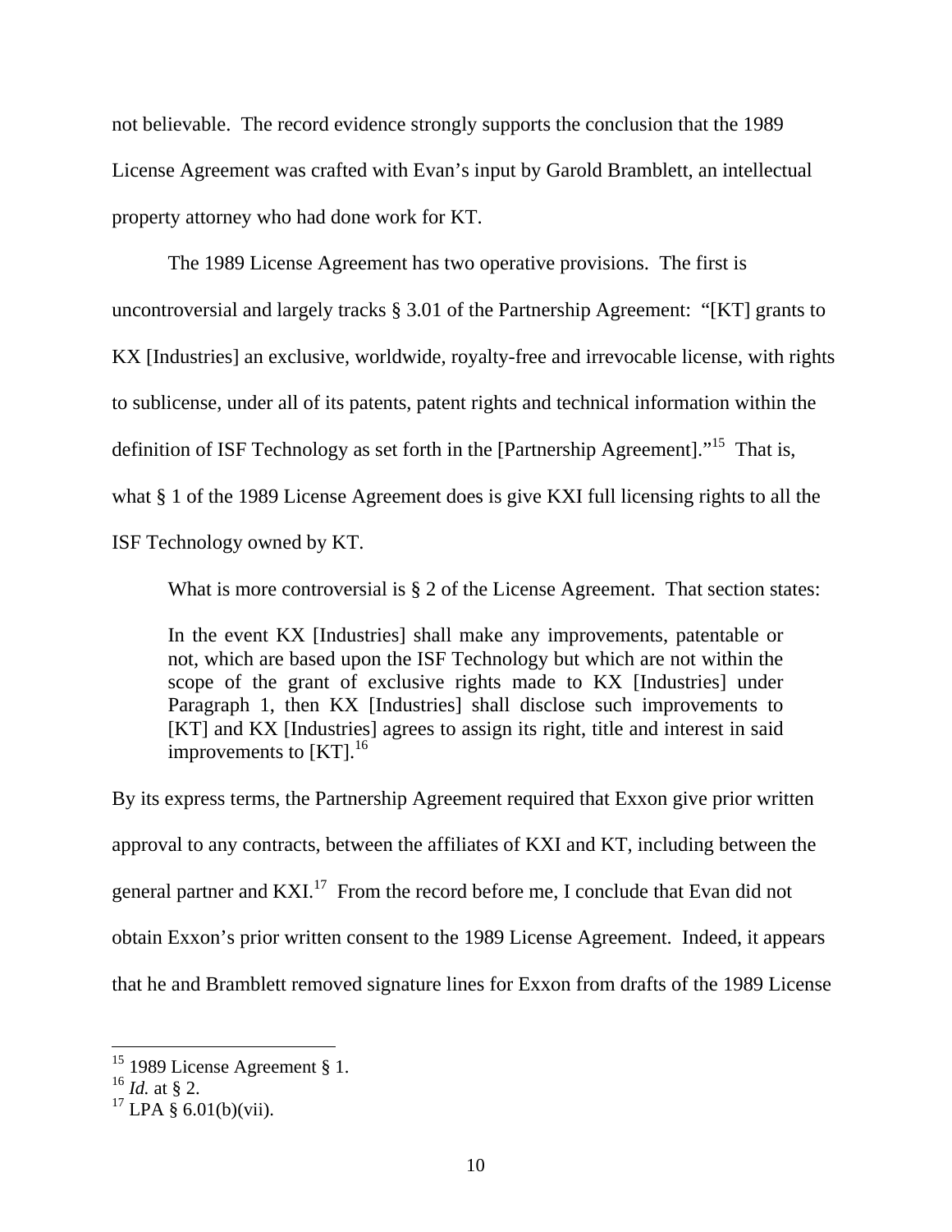not believable. The record evidence strongly supports the conclusion that the 1989 License Agreement was crafted with Evan's input by Garold Bramblett, an intellectual property attorney who had done work for KT.

The 1989 License Agreement has two operative provisions. The first is uncontroversial and largely tracks § 3.01 of the Partnership Agreement: "[KT] grants to KX [Industries] an exclusive, worldwide, royalty-free and irrevocable license, with rights to sublicense, under all of its patents, patent rights and technical information within the definition of ISF Technology as set forth in the [Partnership Agreement]."[15] That is, what § 1 of the 1989 License Agreement does is give KXI full licensing rights to all the ISF Technology owned by KT.

What is more controversial is § 2 of the License Agreement. That section states:

> In the event KX [Industries] shall make any improvements, patentable or not, which are based upon the ISF Technology but which are not within the scope of the grant of exclusive rights made to KX [Industries] under Paragraph 1, then KX [Industries] shall disclose such improvements to [KT] and KX [Industries] agrees to assign its right, title and interest in said improvements to [KT].[16]

By its express terms, the Partnership Agreement required that Exxon give prior written approval to any contracts, between the affiliates of KXI and KT, including between the general partner and KXI.[17] From the record before me, I conclude that Evan did not obtain Exxon's prior written consent to the 1989 License Agreement. Indeed, it appears that he and Bramblett removed signature lines for Exxon from drafts of the 1989 License

---

[15] 1989 License Agreement § 1.

[16] *Id.* at § 2.

[17] LPA § 6.01(b)(vii).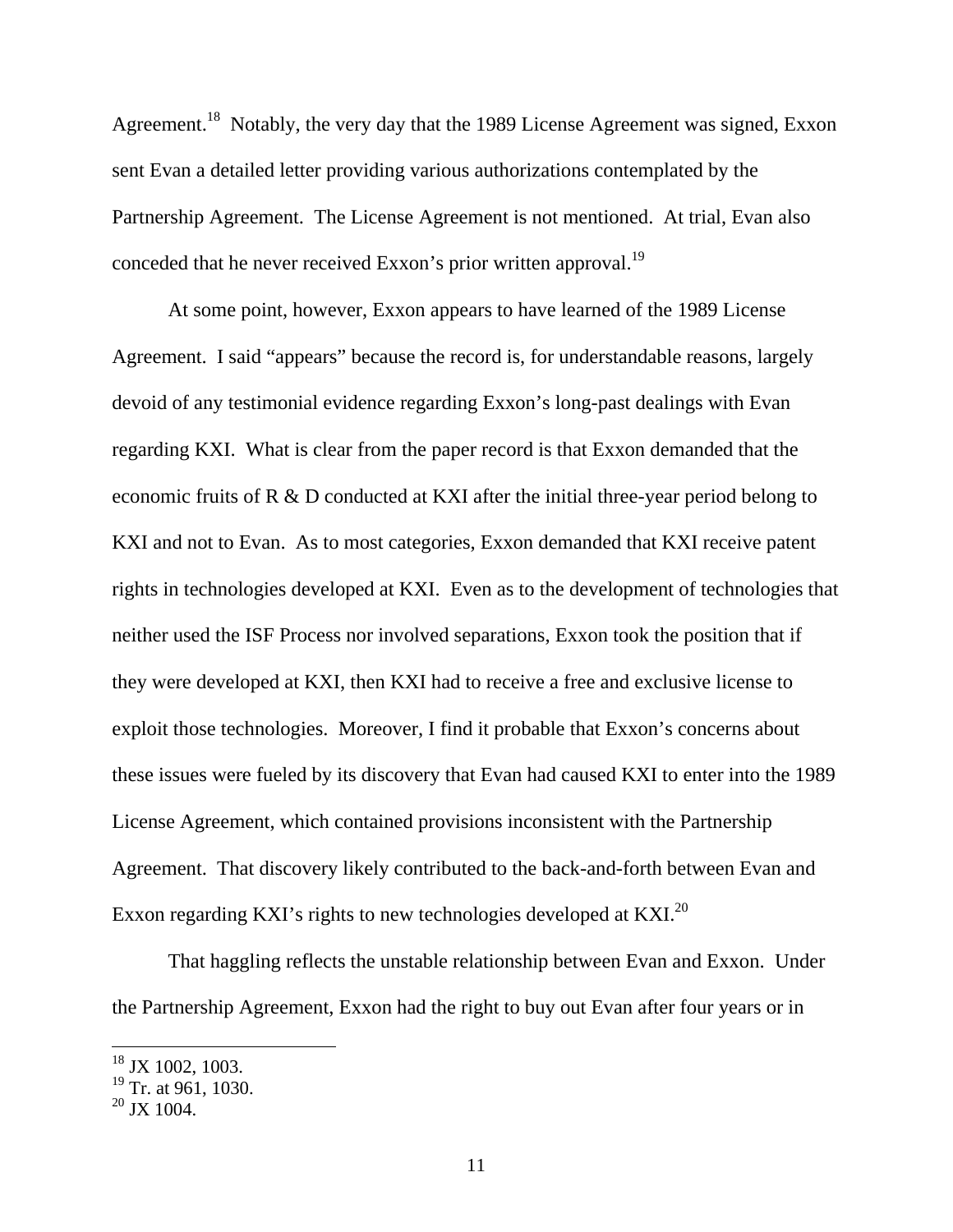Agreement.[18] Notably, the very day that the 1989 License Agreement was signed, Exxon sent Evan a detailed letter providing various authorizations contemplated by the Partnership Agreement. The License Agreement is not mentioned. At trial, Evan also conceded that he never received Exxon's prior written approval.[19]

At some point, however, Exxon appears to have learned of the 1989 License Agreement. I said "appears" because the record is, for understandable reasons, largely devoid of any testimonial evidence regarding Exxon's long-past dealings with Evan regarding KXI. What is clear from the paper record is that Exxon demanded that the economic fruits of R & D conducted at KXI after the initial three-year period belong to KXI and not to Evan. As to most categories, Exxon demanded that KXI receive patent rights in technologies developed at KXI. Even as to the development of technologies that neither used the ISF Process nor involved separations, Exxon took the position that if they were developed at KXI, then KXI had to receive a free and exclusive license to exploit those technologies. Moreover, I find it probable that Exxon's concerns about these issues were fueled by its discovery that Evan had caused KXI to enter into the 1989 License Agreement, which contained provisions inconsistent with the Partnership Agreement. That discovery likely contributed to the back-and-forth between Evan and Exxon regarding KXI's rights to new technologies developed at KXI.[20]

That haggling reflects the unstable relationship between Evan and Exxon. Under the Partnership Agreement, Exxon had the right to buy out Evan after four years or in

---

[18] JX 1002, 1003.

[19] Tr. at 961, 1030.

[20] JX 1004.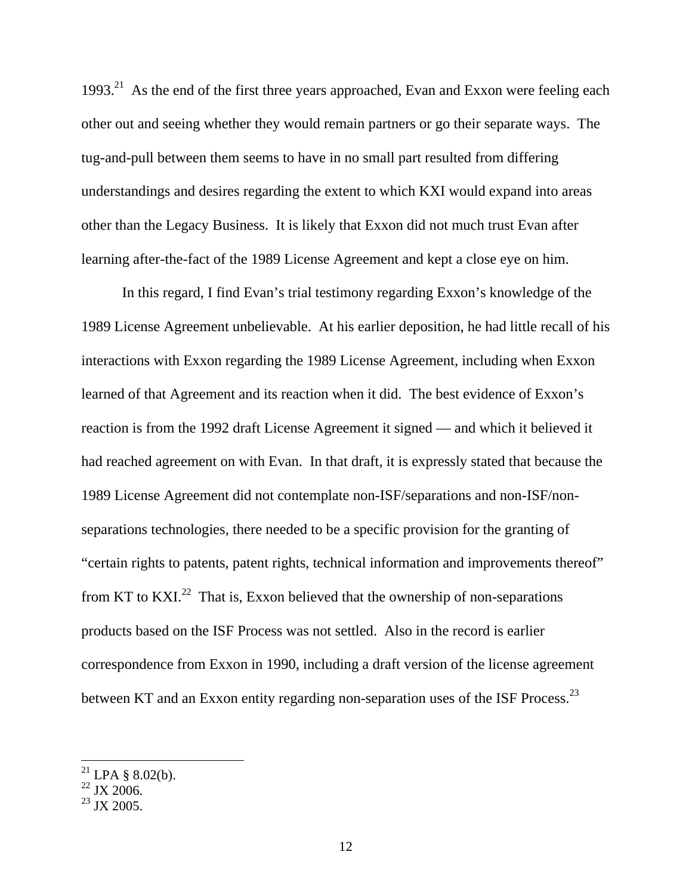1993.[21] As the end of the first three years approached, Evan and Exxon were feeling each other out and seeing whether they would remain partners or go their separate ways. The tug-and-pull between them seems to have in no small part resulted from differing understandings and desires regarding the extent to which KXI would expand into areas other than the Legacy Business. It is likely that Exxon did not much trust Evan after learning after-the-fact of the 1989 License Agreement and kept a close eye on him.

In this regard, I find Evan's trial testimony regarding Exxon's knowledge of the 1989 License Agreement unbelievable. At his earlier deposition, he had little recall of his interactions with Exxon regarding the 1989 License Agreement, including when Exxon learned of that Agreement and its reaction when it did. The best evidence of Exxon's reaction is from the 1992 draft License Agreement it signed — and which it believed it had reached agreement on with Evan. In that draft, it is expressly stated that because the 1989 License Agreement did not contemplate non-ISF/separations and non-ISF/non-separations technologies, there needed to be a specific provision for the granting of "certain rights to patents, patent rights, technical information and improvements thereof" from KT to KXI.[22] That is, Exxon believed that the ownership of non-separations products based on the ISF Process was not settled. Also in the record is earlier correspondence from Exxon in 1990, including a draft version of the license agreement between KT and an Exxon entity regarding non-separation uses of the ISF Process.[23]

---

[21] LPA § 8.02(b).

[22] JX 2006.

[23] JX 2005.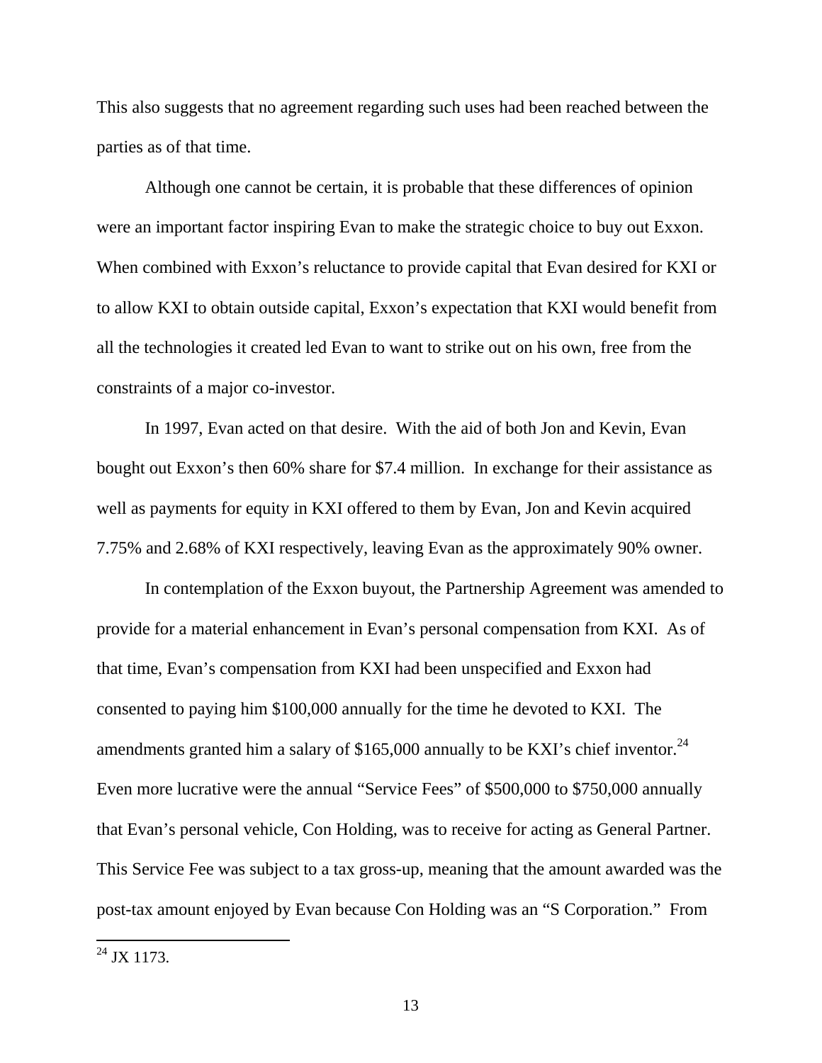This also suggests that no agreement regarding such uses had been reached between the parties as of that time.

Although one cannot be certain, it is probable that these differences of opinion were an important factor inspiring Evan to make the strategic choice to buy out Exxon. When combined with Exxon's reluctance to provide capital that Evan desired for KXI or to allow KXI to obtain outside capital, Exxon's expectation that KXI would benefit from all the technologies it created led Evan to want to strike out on his own, free from the constraints of a major co-investor.

In 1997, Evan acted on that desire. With the aid of both Jon and Kevin, Evan bought out Exxon's then 60% share for $7.4 million. In exchange for their assistance as well as payments for equity in KXI offered to them by Evan, Jon and Kevin acquired 7.75% and 2.68% of KXI respectively, leaving Evan as the approximately 90% owner.

In contemplation of the Exxon buyout, the Partnership Agreement was amended to provide for a material enhancement in Evan's personal compensation from KXI. As of that time, Evan's compensation from KXI had been unspecified and Exxon had consented to paying him $100,000 annually for the time he devoted to KXI. The amendments granted him a salary of $165,000 annually to be KXI's chief inventor.[24] Even more lucrative were the annual "Service Fees" of $500,000 to $750,000 annually that Evan's personal vehicle, Con Holding, was to receive for acting as General Partner. This Service Fee was subject to a tax gross-up, meaning that the amount awarded was the post-tax amount enjoyed by Evan because Con Holding was an "S Corporation." From

[24] JX 1173.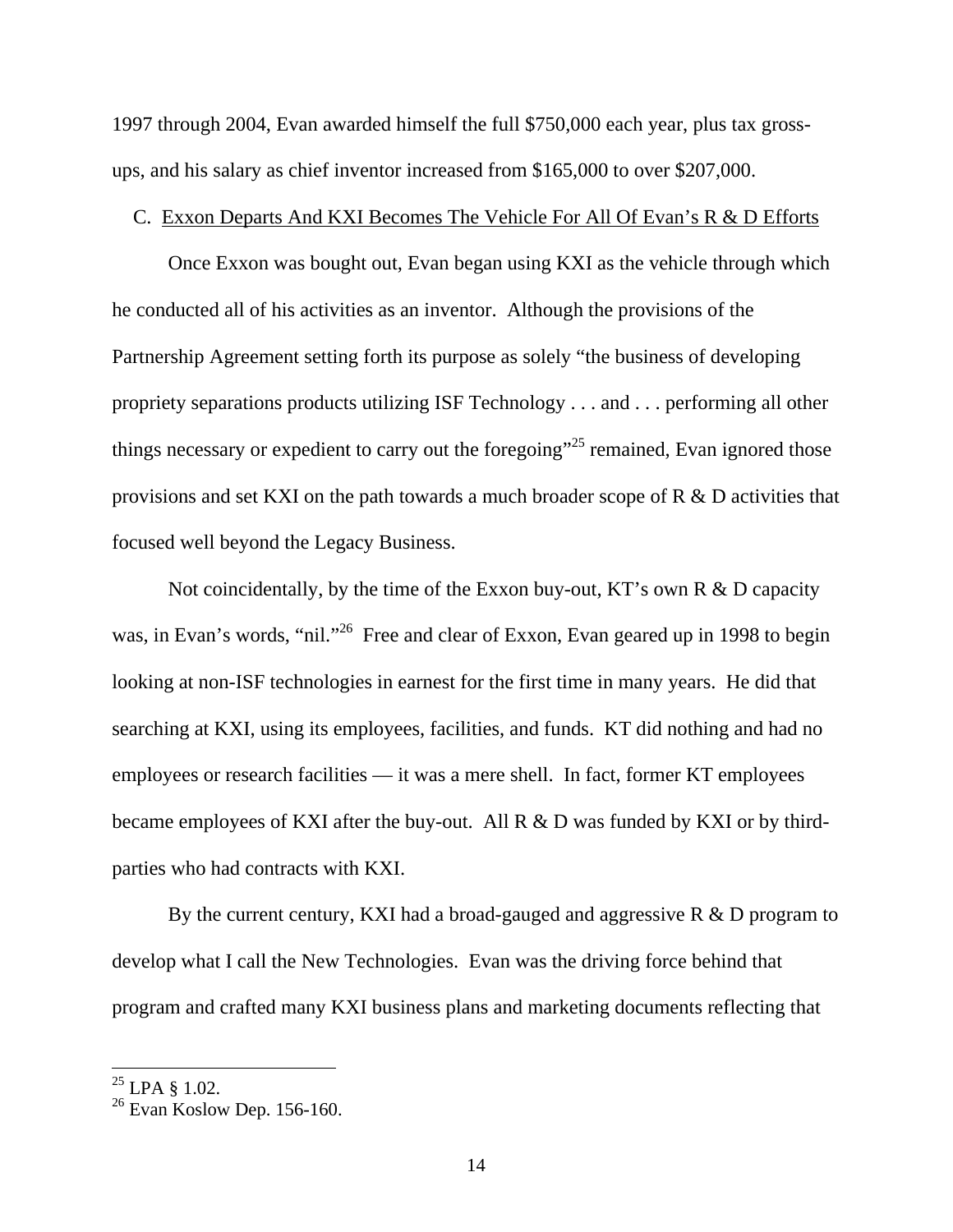1997 through 2004, Evan awarded himself the full $750,000 each year, plus tax gross-ups, and his salary as chief inventor increased from $165,000 to over $207,000.

### C. Exxon Departs And KXI Becomes The Vehicle For All Of Evan's R & D Efforts

Once Exxon was bought out, Evan began using KXI as the vehicle through which he conducted all of his activities as an inventor. Although the provisions of the Partnership Agreement setting forth its purpose as solely "the business of developing propriety separations products utilizing ISF Technology . . . and . . . performing all other things necessary or expedient to carry out the foregoing"[25] remained, Evan ignored those provisions and set KXI on the path towards a much broader scope of R & D activities that focused well beyond the Legacy Business.

Not coincidentally, by the time of the Exxon buy-out, KT's own R & D capacity was, in Evan's words, "nil."[26] Free and clear of Exxon, Evan geared up in 1998 to begin looking at non-ISF technologies in earnest for the first time in many years. He did that searching at KXI, using its employees, facilities, and funds. KT did nothing and had no employees or research facilities — it was a mere shell. In fact, former KT employees became employees of KXI after the buy-out. All R & D was funded by KXI or by third-parties who had contracts with KXI.

By the current century, KXI had a broad-gauged and aggressive R & D program to develop what I call the New Technologies. Evan was the driving force behind that program and crafted many KXI business plans and marketing documents reflecting that

---

[25] LPA § 1.02.

[26] Evan Koslow Dep. 156-160.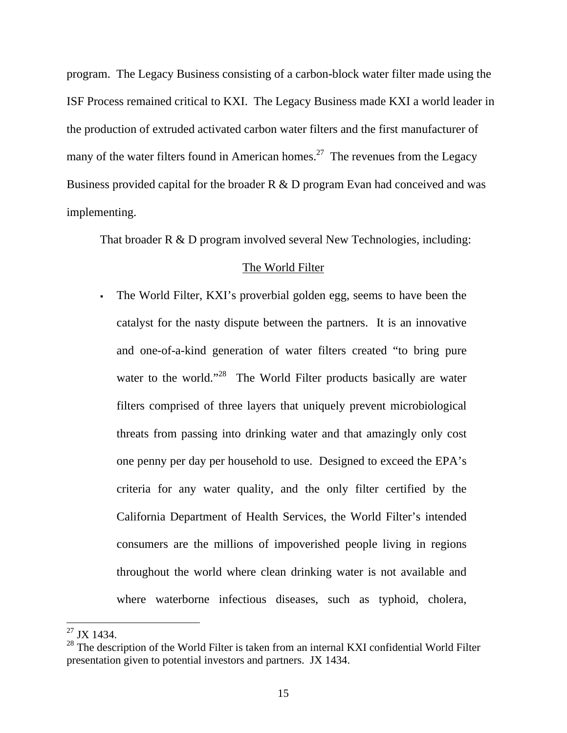program. The Legacy Business consisting of a carbon-block water filter made using the ISF Process remained critical to KXI. The Legacy Business made KXI a world leader in the production of extruded activated carbon water filters and the first manufacturer of many of the water filters found in American homes.[27] The revenues from the Legacy Business provided capital for the broader R & D program Evan had conceived and was implementing.

That broader R & D program involved several New Technologies, including:

<u>The World Filter</u>

- The World Filter, KXI's proverbial golden egg, seems to have been the catalyst for the nasty dispute between the partners. It is an innovative and one-of-a-kind generation of water filters created "to bring pure water to the world."[28] The World Filter products basically are water filters comprised of three layers that uniquely prevent microbiological threats from passing into drinking water and that amazingly only cost one penny per day per household to use. Designed to exceed the EPA's criteria for any water quality, and the only filter certified by the California Department of Health Services, the World Filter's intended consumers are the millions of impoverished people living in regions throughout the world where clean drinking water is not available and where waterborne infectious diseases, such as typhoid, cholera,

---

[27] JX 1434.

[28] The description of the World Filter is taken from an internal KXI confidential World Filter presentation given to potential investors and partners. JX 1434.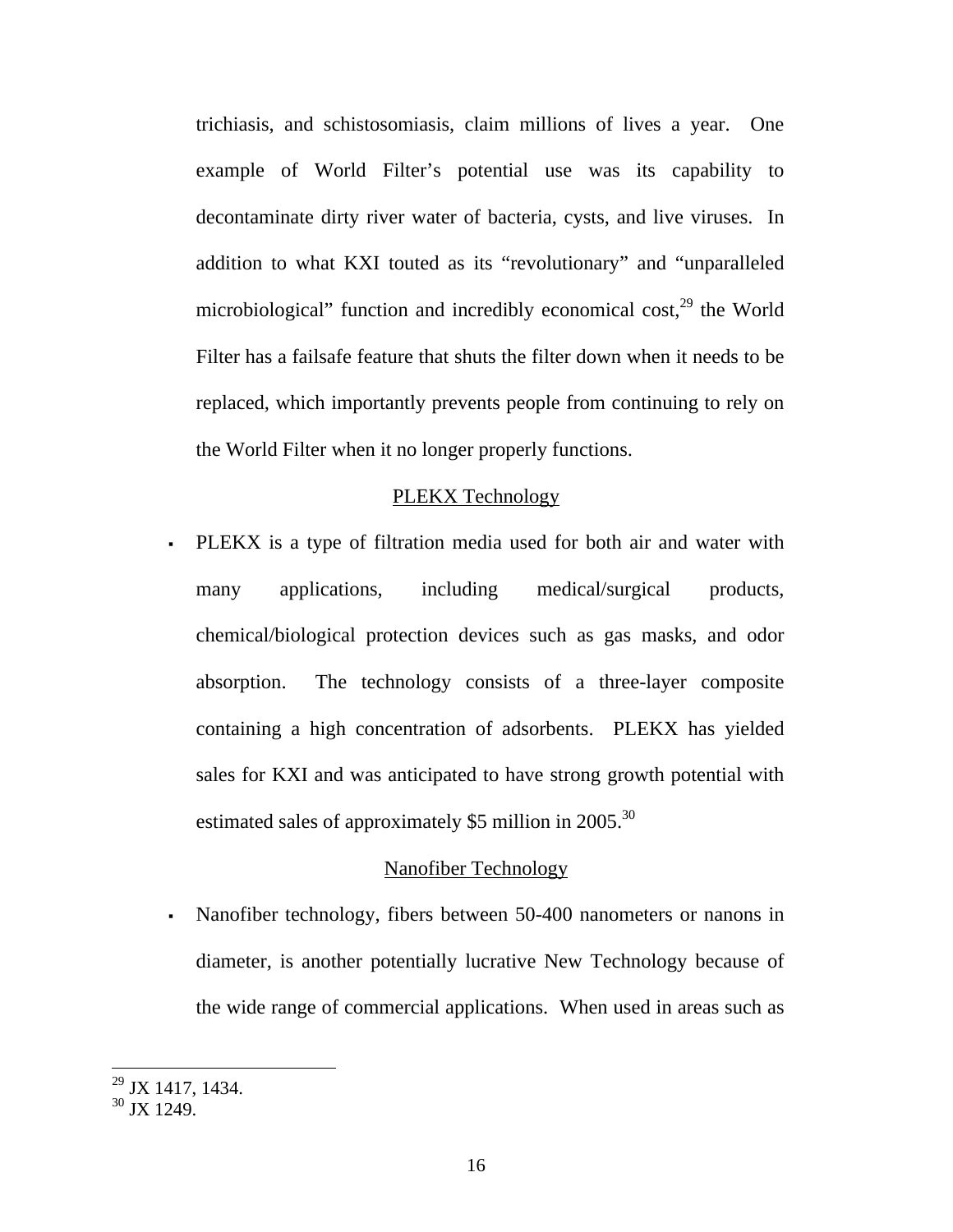trichiasis, and schistosomiasis, claim millions of lives a year. One example of World Filter's potential use was its capability to decontaminate dirty river water of bacteria, cysts, and live viruses. In addition to what KXI touted as its "revolutionary" and "unparalleled microbiological" function and incredibly economical cost,[29] the World Filter has a failsafe feature that shuts the filter down when it needs to be replaced, which importantly prevents people from continuing to rely on the World Filter when it no longer properly functions.

<u>PLEKX Technology</u>

- PLEKX is a type of filtration media used for both air and water with many applications, including medical/surgical products, chemical/biological protection devices such as gas masks, and odor absorption. The technology consists of a three-layer composite containing a high concentration of adsorbents. PLEKX has yielded sales for KXI and was anticipated to have strong growth potential with estimated sales of approximately $5 million in 2005.[30]

<u>Nanofiber Technology</u>

- Nanofiber technology, fibers between 50-400 nanometers or nanons in diameter, is another potentially lucrative New Technology because of the wide range of commercial applications. When used in areas such as

---

[29] JX 1417, 1434.

[30] JX 1249.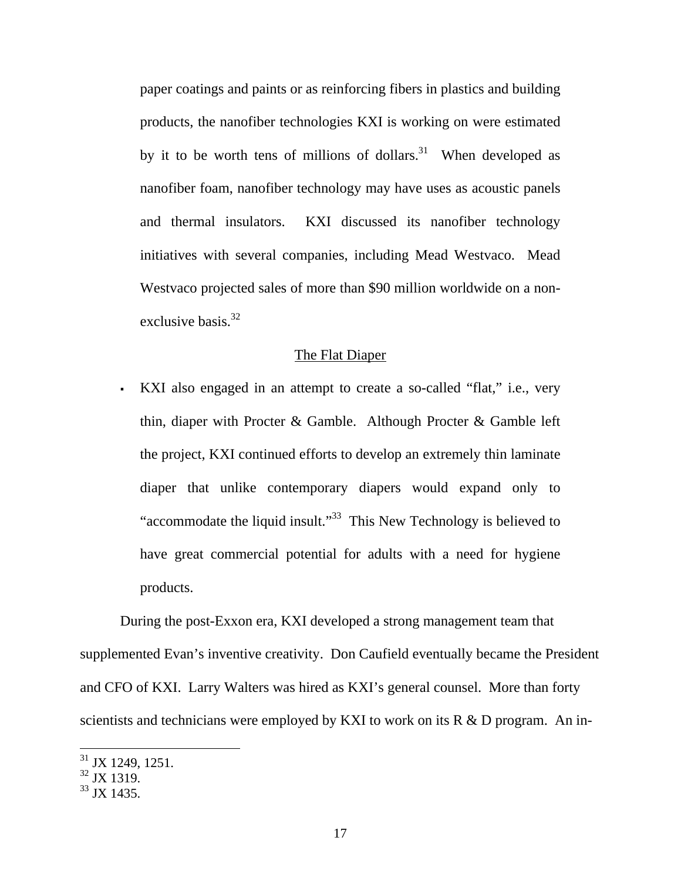paper coatings and paints or as reinforcing fibers in plastics and building products, the nanofiber technologies KXI is working on were estimated by it to be worth tens of millions of dollars.[31] When developed as nanofiber foam, nanofiber technology may have uses as acoustic panels and thermal insulators. KXI discussed its nanofiber technology initiatives with several companies, including Mead Westvaco. Mead Westvaco projected sales of more than $90 million worldwide on a non-exclusive basis.[32]

<u>The Flat Diaper</u>

- KXI also engaged in an attempt to create a so-called "flat," i.e., very thin, diaper with Procter & Gamble. Although Procter & Gamble left the project, KXI continued efforts to develop an extremely thin laminate diaper that unlike contemporary diapers would expand only to "accommodate the liquid insult."[33] This New Technology is believed to have great commercial potential for adults with a need for hygiene products.

During the post-Exxon era, KXI developed a strong management team that supplemented Evan's inventive creativity. Don Caufield eventually became the President and CFO of KXI. Larry Walters was hired as KXI's general counsel. More than forty scientists and technicians were employed by KXI to work on its R & D program. An in-

---

[31] JX 1249, 1251.
[32] JX 1319.
[33] JX 1435.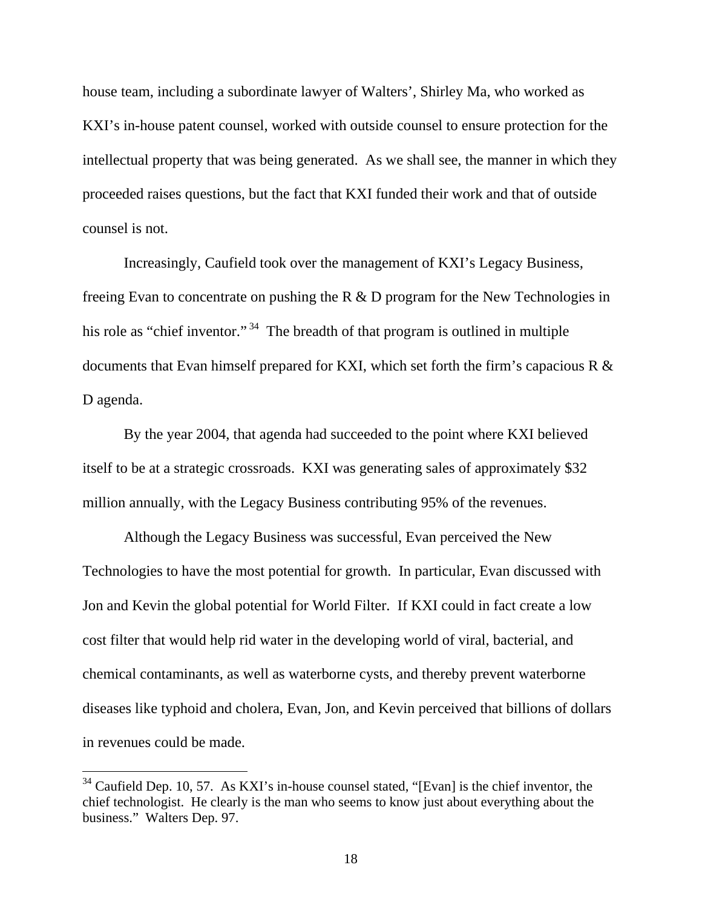house team, including a subordinate lawyer of Walters', Shirley Ma, who worked as KXI's in-house patent counsel, worked with outside counsel to ensure protection for the intellectual property that was being generated. As we shall see, the manner in which they proceeded raises questions, but the fact that KXI funded their work and that of outside counsel is not.

Increasingly, Caufield took over the management of KXI's Legacy Business, freeing Evan to concentrate on pushing the R & D program for the New Technologies in his role as "chief inventor."[34] The breadth of that program is outlined in multiple documents that Evan himself prepared for KXI, which set forth the firm's capacious R & D agenda.

By the year 2004, that agenda had succeeded to the point where KXI believed itself to be at a strategic crossroads. KXI was generating sales of approximately $32 million annually, with the Legacy Business contributing 95% of the revenues.

Although the Legacy Business was successful, Evan perceived the New Technologies to have the most potential for growth. In particular, Evan discussed with Jon and Kevin the global potential for World Filter. If KXI could in fact create a low cost filter that would help rid water in the developing world of viral, bacterial, and chemical contaminants, as well as waterborne cysts, and thereby prevent waterborne diseases like typhoid and cholera, Evan, Jon, and Kevin perceived that billions of dollars in revenues could be made.

---

[34] Caufield Dep. 10, 57. As KXI's in-house counsel stated, "[Evan] is the chief inventor, the chief technologist. He clearly is the man who seems to know just about everything about the business." Walters Dep. 97.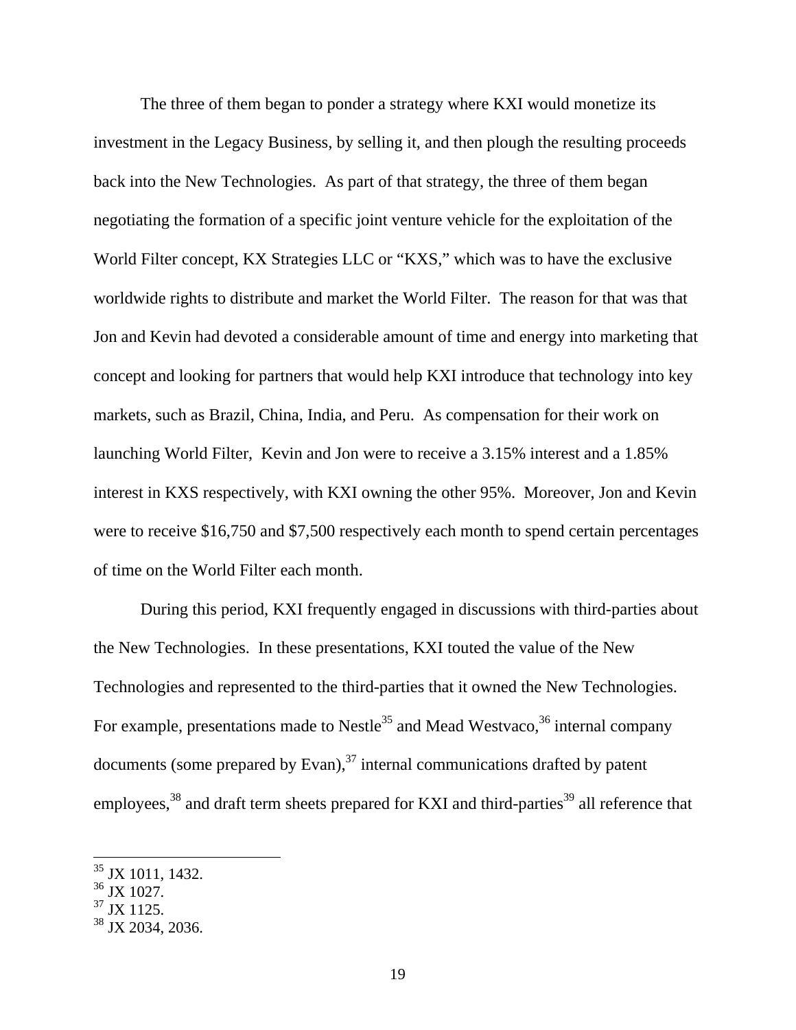The three of them began to ponder a strategy where KXI would monetize its investment in the Legacy Business, by selling it, and then plough the resulting proceeds back into the New Technologies. As part of that strategy, the three of them began negotiating the formation of a specific joint venture vehicle for the exploitation of the World Filter concept, KX Strategies LLC or "KXS," which was to have the exclusive worldwide rights to distribute and market the World Filter. The reason for that was that Jon and Kevin had devoted a considerable amount of time and energy into marketing that concept and looking for partners that would help KXI introduce that technology into key markets, such as Brazil, China, India, and Peru. As compensation for their work on launching World Filter, Kevin and Jon were to receive a 3.15% interest and a 1.85% interest in KXS respectively, with KXI owning the other 95%. Moreover, Jon and Kevin were to receive $16,750 and $7,500 respectively each month to spend certain percentages of time on the World Filter each month.

During this period, KXI frequently engaged in discussions with third-parties about the New Technologies. In these presentations, KXI touted the value of the New Technologies and represented to the third-parties that it owned the New Technologies. For example, presentations made to Nestle[35] and Mead Westvaco,[36] internal company documents (some prepared by Evan),[37] internal communications drafted by patent employees,[38] and draft term sheets prepared for KXI and third-parties[39] all reference that

---

[35] JX 1011, 1432.

[36] JX 1027.

[37] JX 1125.

[38] JX 2034, 2036.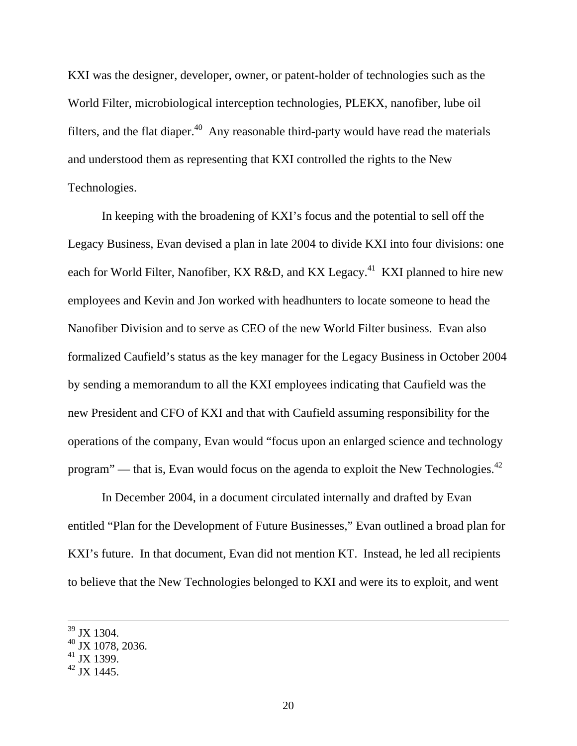KXI was the designer, developer, owner, or patent-holder of technologies such as the World Filter, microbiological interception technologies, PLEKX, nanofiber, lube oil filters, and the flat diaper.[40] Any reasonable third-party would have read the materials and understood them as representing that KXI controlled the rights to the New Technologies.

In keeping with the broadening of KXI's focus and the potential to sell off the Legacy Business, Evan devised a plan in late 2004 to divide KXI into four divisions: one each for World Filter, Nanofiber, KX R&D, and KX Legacy.[41] KXI planned to hire new employees and Kevin and Jon worked with headhunters to locate someone to head the Nanofiber Division and to serve as CEO of the new World Filter business. Evan also formalized Caufield's status as the key manager for the Legacy Business in October 2004 by sending a memorandum to all the KXI employees indicating that Caufield was the new President and CFO of KXI and that with Caufield assuming responsibility for the operations of the company, Evan would "focus upon an enlarged science and technology program" — that is, Evan would focus on the agenda to exploit the New Technologies.[42]

In December 2004, in a document circulated internally and drafted by Evan entitled "Plan for the Development of Future Businesses," Evan outlined a broad plan for KXI's future. In that document, Evan did not mention KT. Instead, he led all recipients to believe that the New Technologies belonged to KXI and were its to exploit, and went

---

[39] JX 1304.
[40] JX 1078, 2036.
[41] JX 1399.
[42] JX 1445.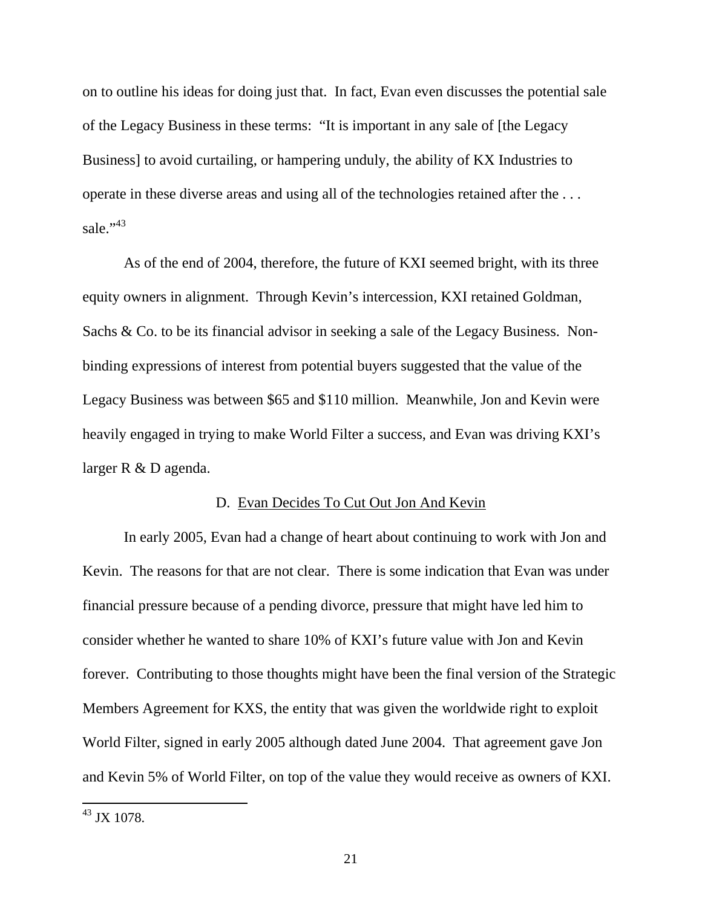on to outline his ideas for doing just that. In fact, Evan even discusses the potential sale of the Legacy Business in these terms: "It is important in any sale of [the Legacy Business] to avoid curtailing, or hampering unduly, the ability of KX Industries to operate in these diverse areas and using all of the technologies retained after the . . . sale."[43]

As of the end of 2004, therefore, the future of KXI seemed bright, with its three equity owners in alignment. Through Kevin's intercession, KXI retained Goldman, Sachs & Co. to be its financial advisor in seeking a sale of the Legacy Business. Non-binding expressions of interest from potential buyers suggested that the value of the Legacy Business was between $65 and $110 million. Meanwhile, Jon and Kevin were heavily engaged in trying to make World Filter a success, and Evan was driving KXI's larger R & D agenda.

### D. Evan Decides To Cut Out Jon And Kevin

In early 2005, Evan had a change of heart about continuing to work with Jon and Kevin. The reasons for that are not clear. There is some indication that Evan was under financial pressure because of a pending divorce, pressure that might have led him to consider whether he wanted to share 10% of KXI's future value with Jon and Kevin forever. Contributing to those thoughts might have been the final version of the Strategic Members Agreement for KXS, the entity that was given the worldwide right to exploit World Filter, signed in early 2005 although dated June 2004. That agreement gave Jon and Kevin 5% of World Filter, on top of the value they would receive as owners of KXI.

---

[43] JX 1078.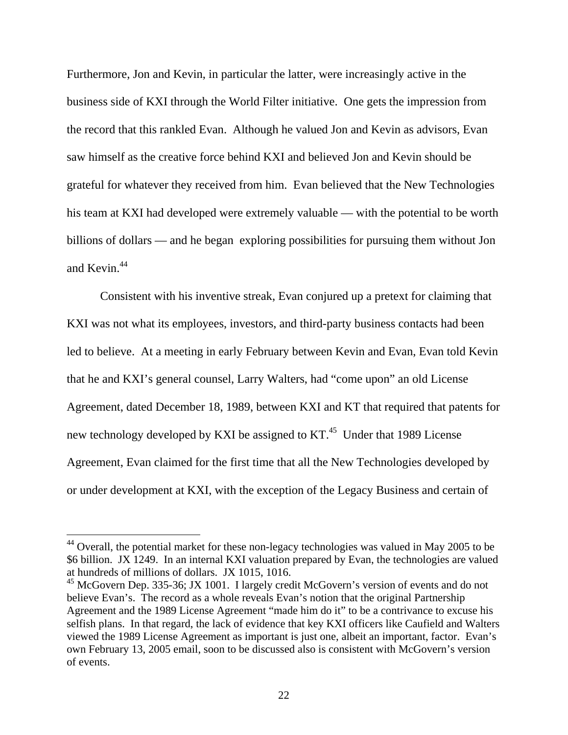Furthermore, Jon and Kevin, in particular the latter, were increasingly active in the business side of KXI through the World Filter initiative. One gets the impression from the record that this rankled Evan. Although he valued Jon and Kevin as advisors, Evan saw himself as the creative force behind KXI and believed Jon and Kevin should be grateful for whatever they received from him. Evan believed that the New Technologies his team at KXI had developed were extremely valuable — with the potential to be worth billions of dollars — and he began exploring possibilities for pursuing them without Jon and Kevin.[44]

Consistent with his inventive streak, Evan conjured up a pretext for claiming that KXI was not what its employees, investors, and third-party business contacts had been led to believe. At a meeting in early February between Kevin and Evan, Evan told Kevin that he and KXI's general counsel, Larry Walters, had "come upon" an old License Agreement, dated December 18, 1989, between KXI and KT that required that patents for new technology developed by KXI be assigned to KT.[45] Under that 1989 License Agreement, Evan claimed for the first time that all the New Technologies developed by or under development at KXI, with the exception of the Legacy Business and certain of

[44] Overall, the potential market for these non-legacy technologies was valued in May 2005 to be \$6 billion. JX 1249. In an internal KXI valuation prepared by Evan, the technologies are valued at hundreds of millions of dollars. JX 1015, 1016.

[45] McGovern Dep. 335-36; JX 1001. I largely credit McGovern's version of events and do not believe Evan's. The record as a whole reveals Evan's notion that the original Partnership Agreement and the 1989 License Agreement "made him do it" to be a contrivance to excuse his selfish plans. In that regard, the lack of evidence that key KXI officers like Caufield and Walters viewed the 1989 License Agreement as important is just one, albeit an important, factor. Evan's own February 13, 2005 email, soon to be discussed also is consistent with McGovern's version of events.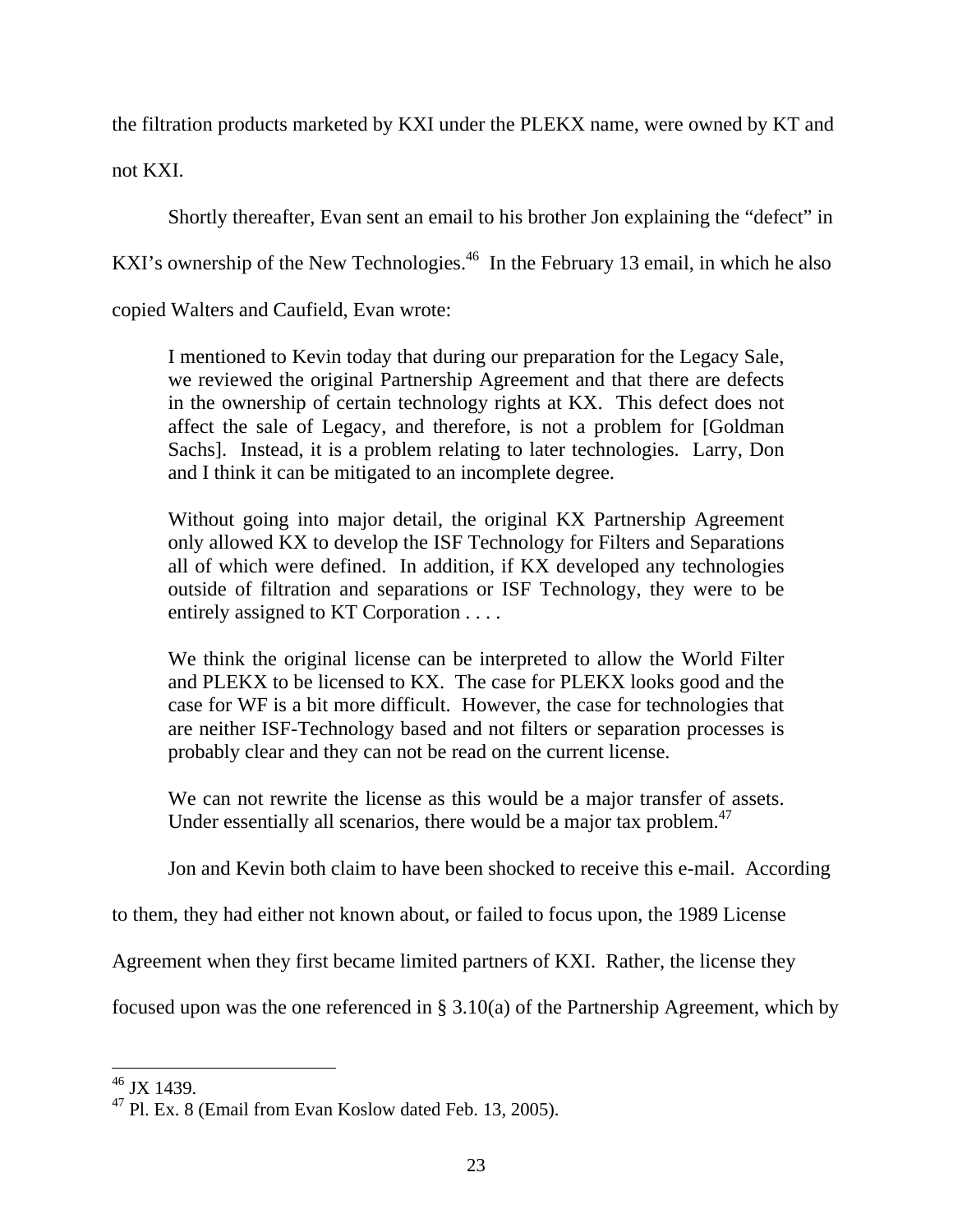the filtration products marketed by KXI under the PLEKX name, were owned by KT and not KXI.

Shortly thereafter, Evan sent an email to his brother Jon explaining the "defect" in KXI's ownership of the New Technologies.[46] In the February 13 email, in which he also copied Walters and Caufield, Evan wrote:

> I mentioned to Kevin today that during our preparation for the Legacy Sale, we reviewed the original Partnership Agreement and that there are defects in the ownership of certain technology rights at KX. This defect does not affect the sale of Legacy, and therefore, is not a problem for [Goldman Sachs]. Instead, it is a problem relating to later technologies. Larry, Don and I think it can be mitigated to an incomplete degree.
>
> Without going into major detail, the original KX Partnership Agreement only allowed KX to develop the ISF Technology for Filters and Separations all of which were defined. In addition, if KX developed any technologies outside of filtration and separations or ISF Technology, they were to be entirely assigned to KT Corporation . . . .
>
> We think the original license can be interpreted to allow the World Filter and PLEKX to be licensed to KX. The case for PLEKX looks good and the case for WF is a bit more difficult. However, the case for technologies that are neither ISF-Technology based and not filters or separation processes is probably clear and they can not be read on the current license.
>
> We can not rewrite the license as this would be a major transfer of assets. Under essentially all scenarios, there would be a major tax problem.[47]

Jon and Kevin both claim to have been shocked to receive this e-mail. According to them, they had either not known about, or failed to focus upon, the 1989 License Agreement when they first became limited partners of KXI. Rather, the license they focused upon was the one referenced in § 3.10(a) of the Partnership Agreement, which by

---

[46] JX 1439.

[47] Pl. Ex. 8 (Email from Evan Koslow dated Feb. 13, 2005).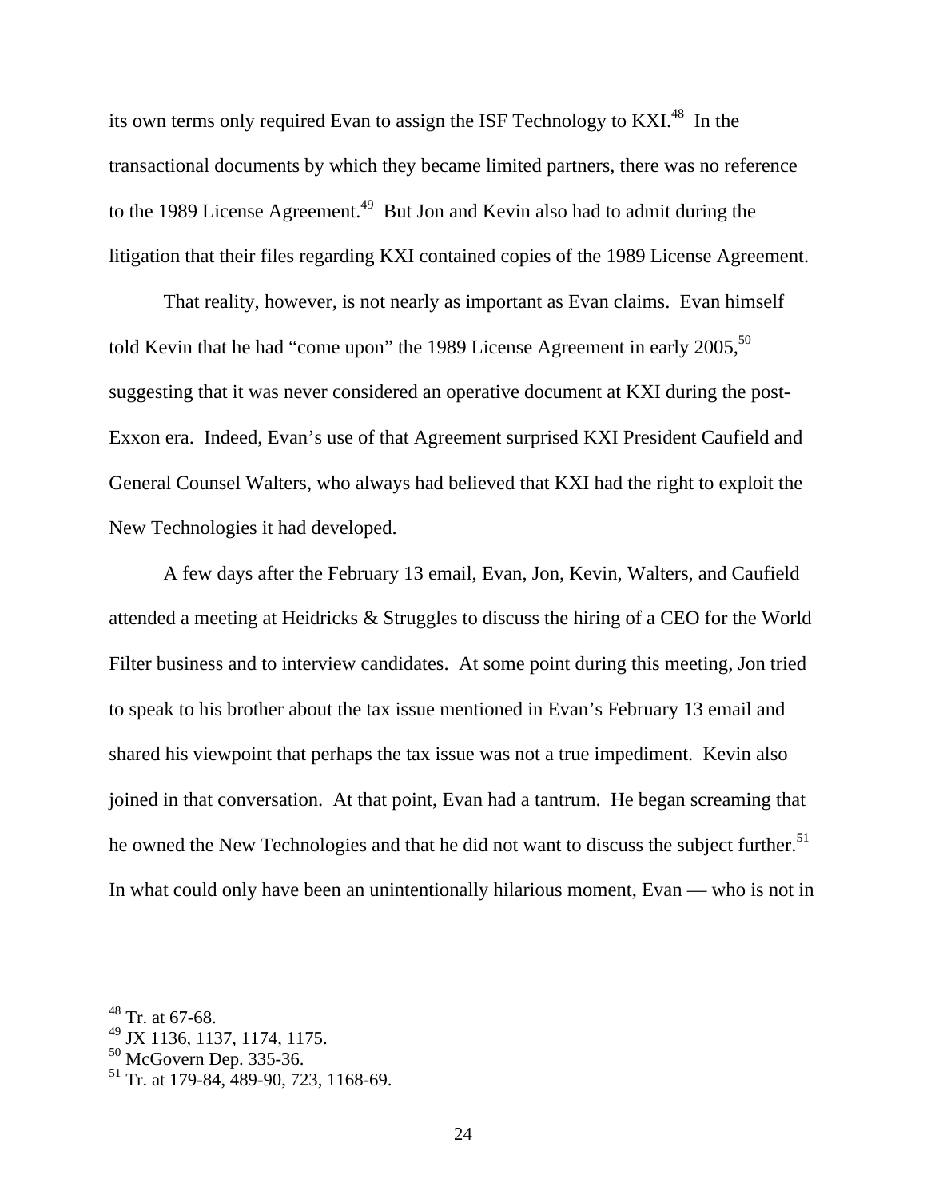its own terms only required Evan to assign the ISF Technology to KXI.[48] In the transactional documents by which they became limited partners, there was no reference to the 1989 License Agreement.[49] But Jon and Kevin also had to admit during the litigation that their files regarding KXI contained copies of the 1989 License Agreement.

That reality, however, is not nearly as important as Evan claims. Evan himself told Kevin that he had "come upon" the 1989 License Agreement in early 2005,[50] suggesting that it was never considered an operative document at KXI during the post-Exxon era. Indeed, Evan's use of that Agreement surprised KXI President Caufield and General Counsel Walters, who always had believed that KXI had the right to exploit the New Technologies it had developed.

A few days after the February 13 email, Evan, Jon, Kevin, Walters, and Caufield attended a meeting at Heidricks & Struggles to discuss the hiring of a CEO for the World Filter business and to interview candidates. At some point during this meeting, Jon tried to speak to his brother about the tax issue mentioned in Evan's February 13 email and shared his viewpoint that perhaps the tax issue was not a true impediment. Kevin also joined in that conversation. At that point, Evan had a tantrum. He began screaming that he owned the New Technologies and that he did not want to discuss the subject further.[51] In what could only have been an unintentionally hilarious moment, Evan — who is not in

---

[48] Tr. at 67-68.
[49] JX 1136, 1137, 1174, 1175.
[50] McGovern Dep. 335-36.
[51] Tr. at 179-84, 489-90, 723, 1168-69.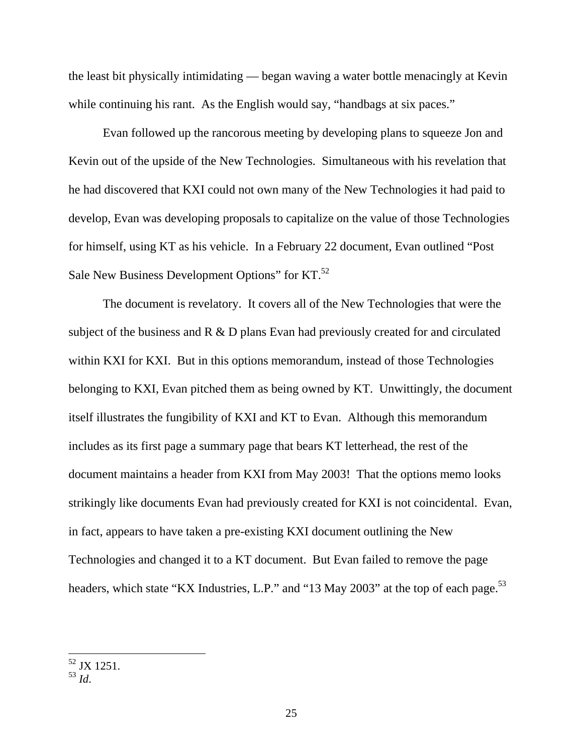the least bit physically intimidating — began waving a water bottle menacingly at Kevin while continuing his rant. As the English would say, "handbags at six paces."

Evan followed up the rancorous meeting by developing plans to squeeze Jon and Kevin out of the upside of the New Technologies. Simultaneous with his revelation that he had discovered that KXI could not own many of the New Technologies it had paid to develop, Evan was developing proposals to capitalize on the value of those Technologies for himself, using KT as his vehicle. In a February 22 document, Evan outlined "Post Sale New Business Development Options" for KT.[52]

The document is revelatory. It covers all of the New Technologies that were the subject of the business and R & D plans Evan had previously created for and circulated within KXI for KXI. But in this options memorandum, instead of those Technologies belonging to KXI, Evan pitched them as being owned by KT. Unwittingly, the document itself illustrates the fungibility of KXI and KT to Evan. Although this memorandum includes as its first page a summary page that bears KT letterhead, the rest of the document maintains a header from KXI from May 2003! That the options memo looks strikingly like documents Evan had previously created for KXI is not coincidental. Evan, in fact, appears to have taken a pre-existing KXI document outlining the New Technologies and changed it to a KT document. But Evan failed to remove the page headers, which state "KX Industries, L.P." and "13 May 2003" at the top of each page.[53]

---

[52] JX 1251.
[53] *Id*.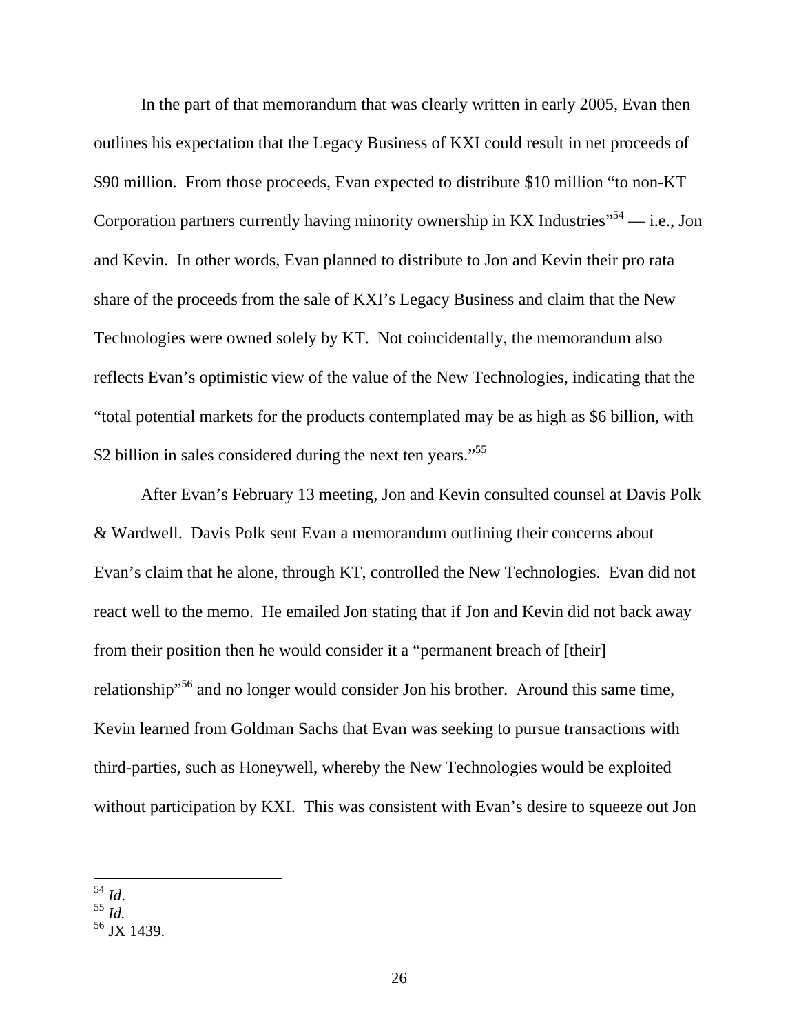In the part of that memorandum that was clearly written in early 2005, Evan then outlines his expectation that the Legacy Business of KXI could result in net proceeds of $90 million. From those proceeds, Evan expected to distribute $10 million "to non-KT Corporation partners currently having minority ownership in KX Industries"[54] — i.e., Jon and Kevin. In other words, Evan planned to distribute to Jon and Kevin their pro rata share of the proceeds from the sale of KXI's Legacy Business and claim that the New Technologies were owned solely by KT. Not coincidentally, the memorandum also reflects Evan's optimistic view of the value of the New Technologies, indicating that the "total potential markets for the products contemplated may be as high as $6 billion, with $2 billion in sales considered during the next ten years."[55]

After Evan's February 13 meeting, Jon and Kevin consulted counsel at Davis Polk & Wardwell. Davis Polk sent Evan a memorandum outlining their concerns about Evan's claim that he alone, through KT, controlled the New Technologies. Evan did not react well to the memo. He emailed Jon stating that if Jon and Kevin did not back away from their position then he would consider it a "permanent breach of [their] relationship"[56] and no longer would consider Jon his brother. Around this same time, Kevin learned from Goldman Sachs that Evan was seeking to pursue transactions with third-parties, such as Honeywell, whereby the New Technologies would be exploited without participation by KXI. This was consistent with Evan's desire to squeeze out Jon

---

[54] *Id*.
[55] *Id.*
[56] JX 1439.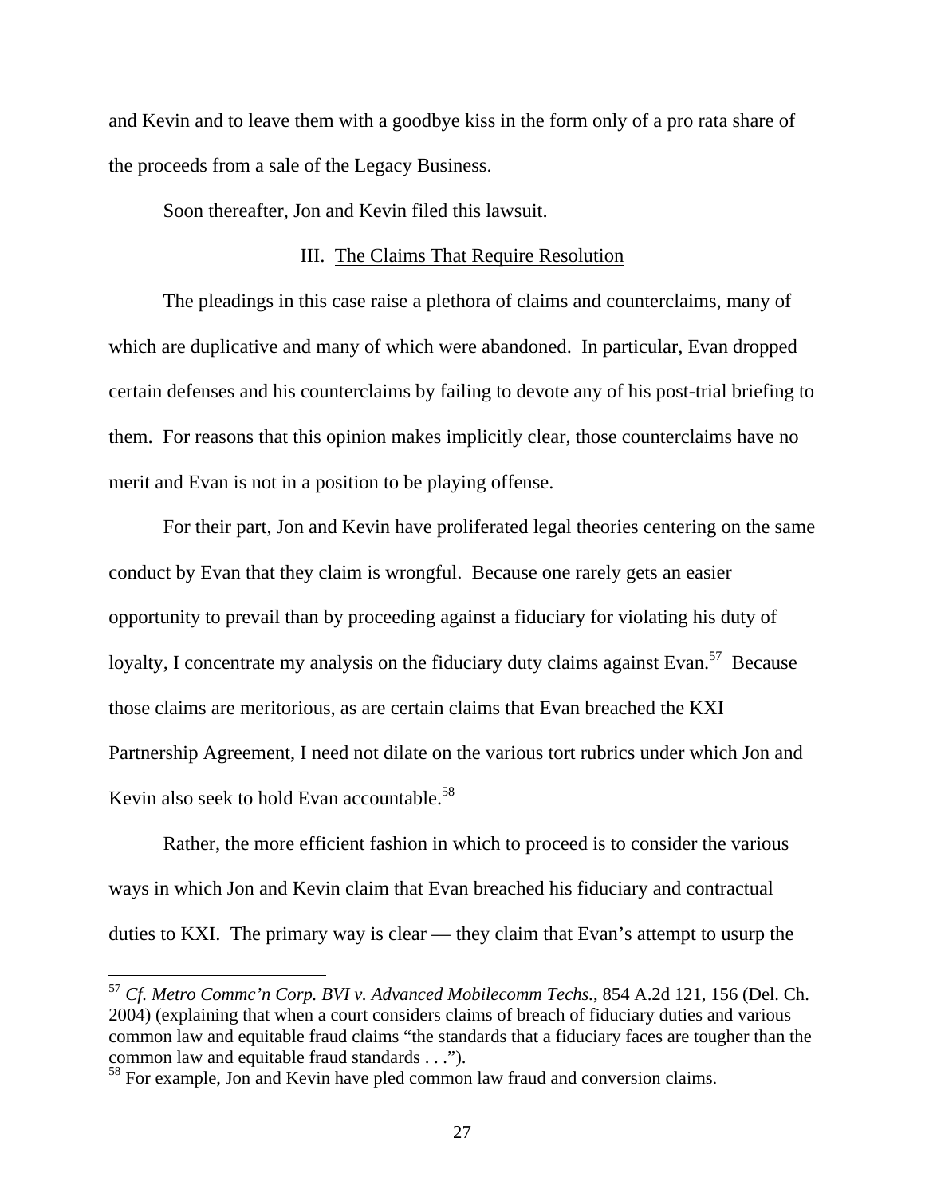and Kevin and to leave them with a goodbye kiss in the form only of a pro rata share of the proceeds from a sale of the Legacy Business.

Soon thereafter, Jon and Kevin filed this lawsuit.

## III. The Claims That Require Resolution

The pleadings in this case raise a plethora of claims and counterclaims, many of which are duplicative and many of which were abandoned. In particular, Evan dropped certain defenses and his counterclaims by failing to devote any of his post-trial briefing to them. For reasons that this opinion makes implicitly clear, those counterclaims have no merit and Evan is not in a position to be playing offense.

For their part, Jon and Kevin have proliferated legal theories centering on the same conduct by Evan that they claim is wrongful. Because one rarely gets an easier opportunity to prevail than by proceeding against a fiduciary for violating his duty of loyalty, I concentrate my analysis on the fiduciary duty claims against Evan.[57] Because those claims are meritorious, as are certain claims that Evan breached the KXI Partnership Agreement, I need not dilate on the various tort rubrics under which Jon and Kevin also seek to hold Evan accountable.[58]

Rather, the more efficient fashion in which to proceed is to consider the various ways in which Jon and Kevin claim that Evan breached his fiduciary and contractual duties to KXI. The primary way is clear — they claim that Evan's attempt to usurp the

---

[57] *Cf. Metro Commc'n Corp. BVI v. Advanced Mobilecomm Techs.*, 854 A.2d 121, 156 (Del. Ch. 2004) (explaining that when a court considers claims of breach of fiduciary duties and various common law and equitable fraud claims "the standards that a fiduciary faces are tougher than the common law and equitable fraud standards . . .").

[58] For example, Jon and Kevin have pled common law fraud and conversion claims.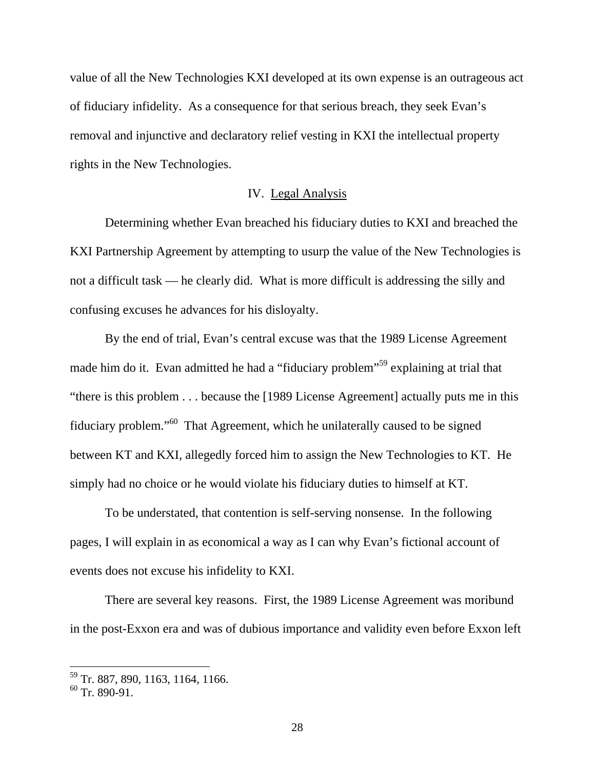value of all the New Technologies KXI developed at its own expense is an outrageous act of fiduciary infidelity. As a consequence for that serious breach, they seek Evan's removal and injunctive and declaratory relief vesting in KXI the intellectual property rights in the New Technologies.

## IV. Legal Analysis

Determining whether Evan breached his fiduciary duties to KXI and breached the KXI Partnership Agreement by attempting to usurp the value of the New Technologies is not a difficult task — he clearly did. What is more difficult is addressing the silly and confusing excuses he advances for his disloyalty.

By the end of trial, Evan's central excuse was that the 1989 License Agreement made him do it. Evan admitted he had a "fiduciary problem"[59] explaining at trial that "there is this problem . . . because the [1989 License Agreement] actually puts me in this fiduciary problem."[60] That Agreement, which he unilaterally caused to be signed between KT and KXI, allegedly forced him to assign the New Technologies to KT. He simply had no choice or he would violate his fiduciary duties to himself at KT.

To be understated, that contention is self-serving nonsense. In the following pages, I will explain in as economical a way as I can why Evan's fictional account of events does not excuse his infidelity to KXI.

There are several key reasons. First, the 1989 License Agreement was moribund in the post-Exxon era and was of dubious importance and validity even before Exxon left

---

[59] Tr. 887, 890, 1163, 1164, 1166.

[60] Tr. 890-91.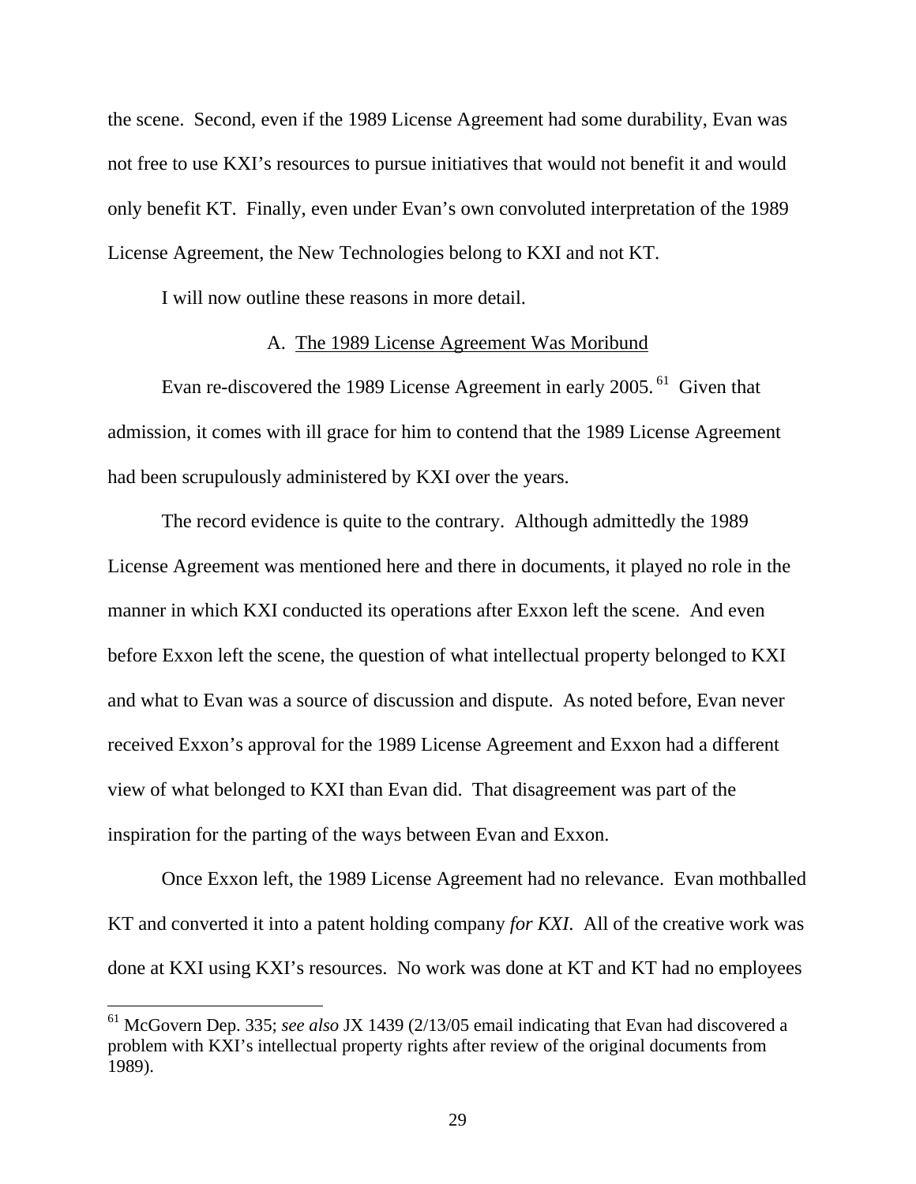the scene. Second, even if the 1989 License Agreement had some durability, Evan was not free to use KXI's resources to pursue initiatives that would not benefit it and would only benefit KT. Finally, even under Evan's own convoluted interpretation of the 1989 License Agreement, the New Technologies belong to KXI and not KT.

I will now outline these reasons in more detail.

### A. The 1989 License Agreement Was Moribund

Evan re-discovered the 1989 License Agreement in early 2005.[61] Given that admission, it comes with ill grace for him to contend that the 1989 License Agreement had been scrupulously administered by KXI over the years.

The record evidence is quite to the contrary. Although admittedly the 1989 License Agreement was mentioned here and there in documents, it played no role in the manner in which KXI conducted its operations after Exxon left the scene. And even before Exxon left the scene, the question of what intellectual property belonged to KXI and what to Evan was a source of discussion and dispute. As noted before, Evan never received Exxon's approval for the 1989 License Agreement and Exxon had a different view of what belonged to KXI than Evan did. That disagreement was part of the inspiration for the parting of the ways between Evan and Exxon.

Once Exxon left, the 1989 License Agreement had no relevance. Evan mothballed KT and converted it into a patent holding company *for KXI*. All of the creative work was done at KXI using KXI's resources. No work was done at KT and KT had no employees

---

[61] McGovern Dep. 335; *see also* JX 1439 (2/13/05 email indicating that Evan had discovered a problem with KXI's intellectual property rights after review of the original documents from 1989).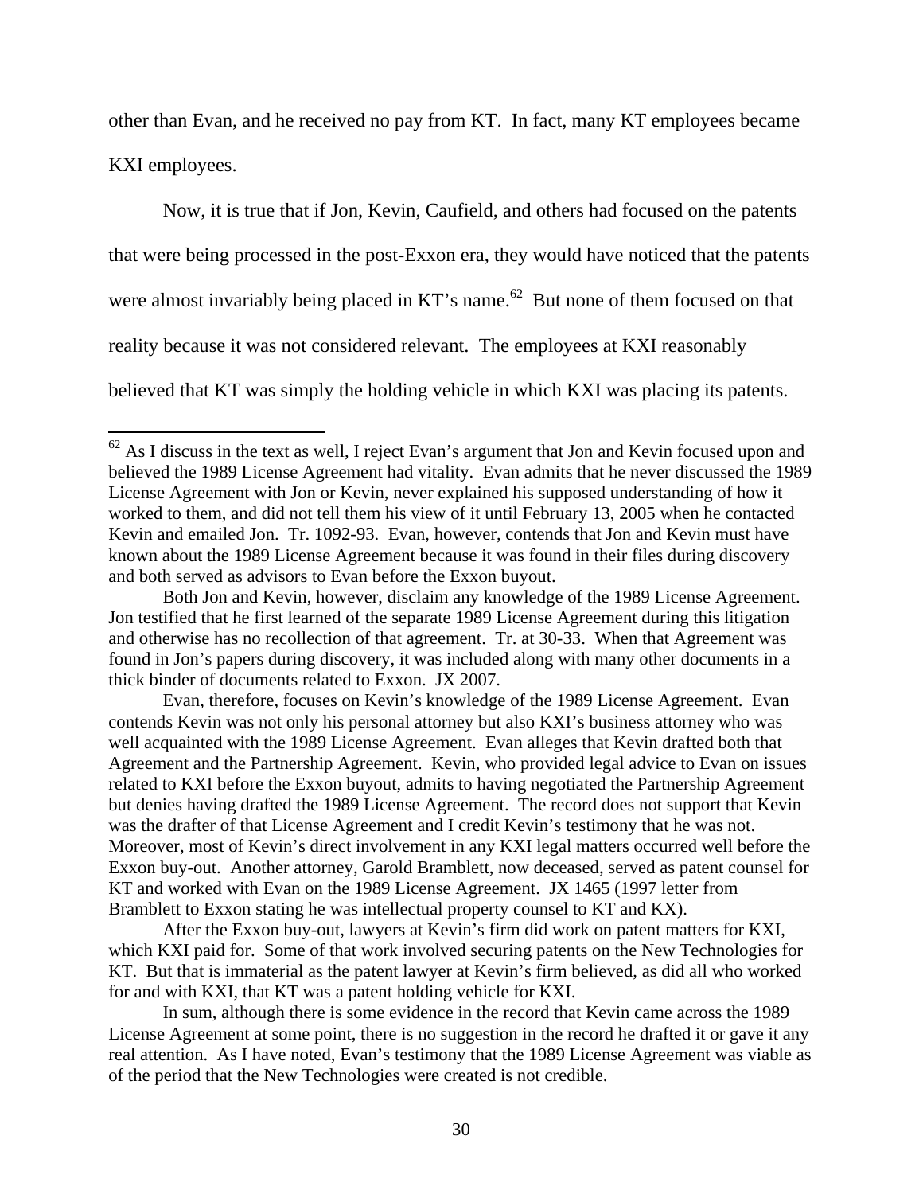other than Evan, and he received no pay from KT. In fact, many KT employees became KXI employees.

Now, it is true that if Jon, Kevin, Caufield, and others had focused on the patents that were being processed in the post-Exxon era, they would have noticed that the patents were almost invariably being placed in KT's name.[62] But none of them focused on that reality because it was not considered relevant. The employees at KXI reasonably believed that KT was simply the holding vehicle in which KXI was placing its patents.

---

[62] As I discuss in the text as well, I reject Evan's argument that Jon and Kevin focused upon and believed the 1989 License Agreement had vitality. Evan admits that he never discussed the 1989 License Agreement with Jon or Kevin, never explained his supposed understanding of how it worked to them, and did not tell them his view of it until February 13, 2005 when he contacted Kevin and emailed Jon. Tr. 1092-93. Evan, however, contends that Jon and Kevin must have known about the 1989 License Agreement because it was found in their files during discovery and both served as advisors to Evan before the Exxon buyout.

Both Jon and Kevin, however, disclaim any knowledge of the 1989 License Agreement. Jon testified that he first learned of the separate 1989 License Agreement during this litigation and otherwise has no recollection of that agreement. Tr. at 30-33. When that Agreement was found in Jon's papers during discovery, it was included along with many other documents in a thick binder of documents related to Exxon. JX 2007.

Evan, therefore, focuses on Kevin's knowledge of the 1989 License Agreement. Evan contends Kevin was not only his personal attorney but also KXI's business attorney who was well acquainted with the 1989 License Agreement. Evan alleges that Kevin drafted both that Agreement and the Partnership Agreement. Kevin, who provided legal advice to Evan on issues related to KXI before the Exxon buyout, admits to having negotiated the Partnership Agreement but denies having drafted the 1989 License Agreement. The record does not support that Kevin was the drafter of that License Agreement and I credit Kevin's testimony that he was not. Moreover, most of Kevin's direct involvement in any KXI legal matters occurred well before the Exxon buy-out. Another attorney, Garold Bramblett, now deceased, served as patent counsel for KT and worked with Evan on the 1989 License Agreement. JX 1465 (1997 letter from Bramblett to Exxon stating he was intellectual property counsel to KT and KX).

After the Exxon buy-out, lawyers at Kevin's firm did work on patent matters for KXI, which KXI paid for. Some of that work involved securing patents on the New Technologies for KT. But that is immaterial as the patent lawyer at Kevin's firm believed, as did all who worked for and with KXI, that KT was a patent holding vehicle for KXI.

In sum, although there is some evidence in the record that Kevin came across the 1989 License Agreement at some point, there is no suggestion in the record he drafted it or gave it any real attention. As I have noted, Evan's testimony that the 1989 License Agreement was viable as of the period that the New Technologies were created is not credible.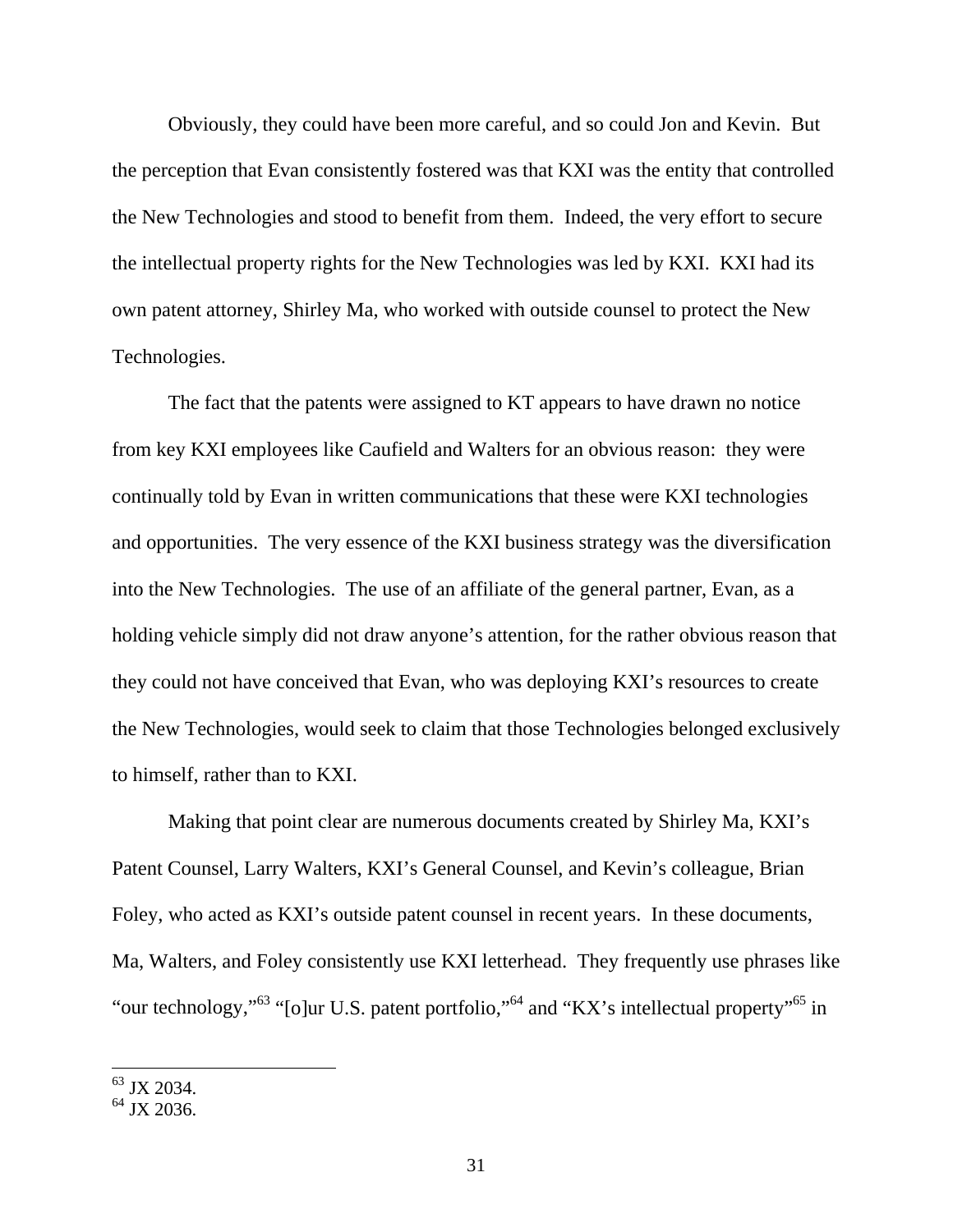Obviously, they could have been more careful, and so could Jon and Kevin. But the perception that Evan consistently fostered was that KXI was the entity that controlled the New Technologies and stood to benefit from them. Indeed, the very effort to secure the intellectual property rights for the New Technologies was led by KXI. KXI had its own patent attorney, Shirley Ma, who worked with outside counsel to protect the New Technologies.

The fact that the patents were assigned to KT appears to have drawn no notice from key KXI employees like Caufield and Walters for an obvious reason: they were continually told by Evan in written communications that these were KXI technologies and opportunities. The very essence of the KXI business strategy was the diversification into the New Technologies. The use of an affiliate of the general partner, Evan, as a holding vehicle simply did not draw anyone's attention, for the rather obvious reason that they could not have conceived that Evan, who was deploying KXI's resources to create the New Technologies, would seek to claim that those Technologies belonged exclusively to himself, rather than to KXI.

Making that point clear are numerous documents created by Shirley Ma, KXI's Patent Counsel, Larry Walters, KXI's General Counsel, and Kevin's colleague, Brian Foley, who acted as KXI's outside patent counsel in recent years. In these documents, Ma, Walters, and Foley consistently use KXI letterhead. They frequently use phrases like "our technology,"[63] "[o]ur U.S. patent portfolio,"[64] and "KX's intellectual property"[65] in

---

[63] JX 2034.
[64] JX 2036.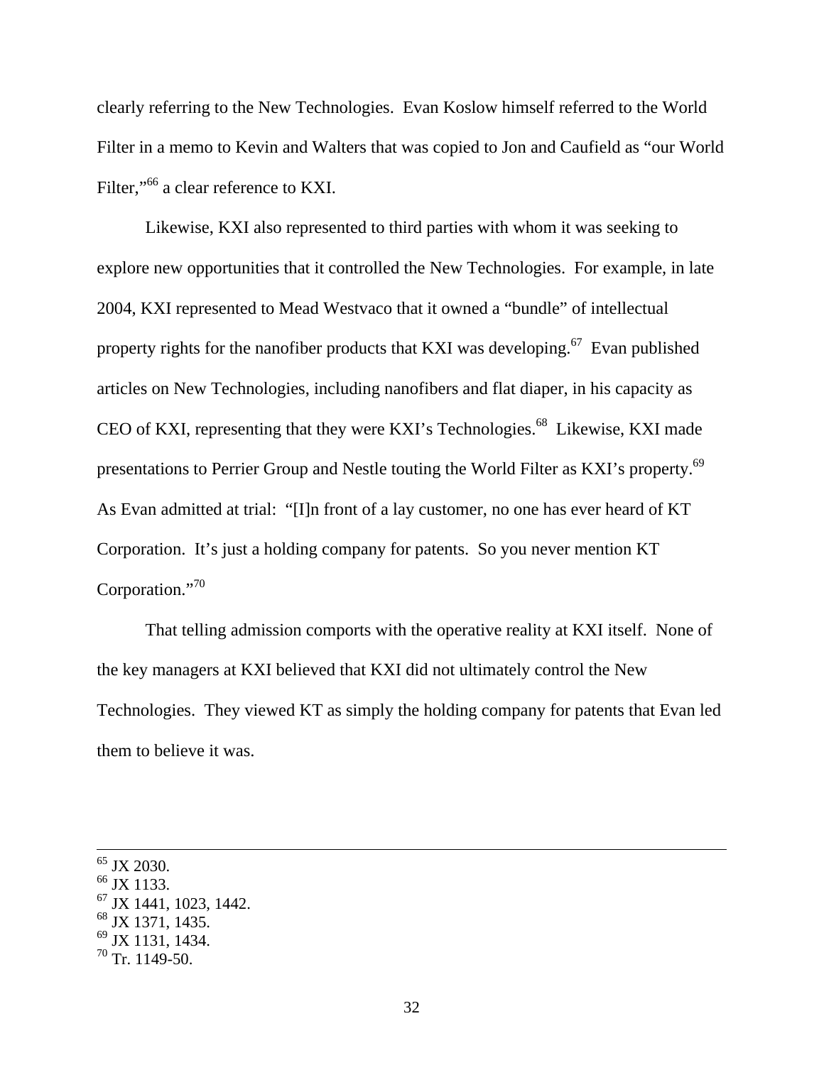clearly referring to the New Technologies. Evan Koslow himself referred to the World Filter in a memo to Kevin and Walters that was copied to Jon and Caufield as "our World Filter,"[66] a clear reference to KXI.

Likewise, KXI also represented to third parties with whom it was seeking to explore new opportunities that it controlled the New Technologies. For example, in late 2004, KXI represented to Mead Westvaco that it owned a "bundle" of intellectual property rights for the nanofiber products that KXI was developing.[67] Evan published articles on New Technologies, including nanofibers and flat diaper, in his capacity as CEO of KXI, representing that they were KXI's Technologies.[68] Likewise, KXI made presentations to Perrier Group and Nestle touting the World Filter as KXI's property.[69] As Evan admitted at trial: "[I]n front of a lay customer, no one has ever heard of KT Corporation. It's just a holding company for patents. So you never mention KT Corporation."[70]

That telling admission comports with the operative reality at KXI itself. None of the key managers at KXI believed that KXI did not ultimately control the New Technologies. They viewed KT as simply the holding company for patents that Evan led them to believe it was.

---

[65] JX 2030.
[66] JX 1133.
[67] JX 1441, 1023, 1442.
[68] JX 1371, 1435.
[69] JX 1131, 1434.
[70] Tr. 1149-50.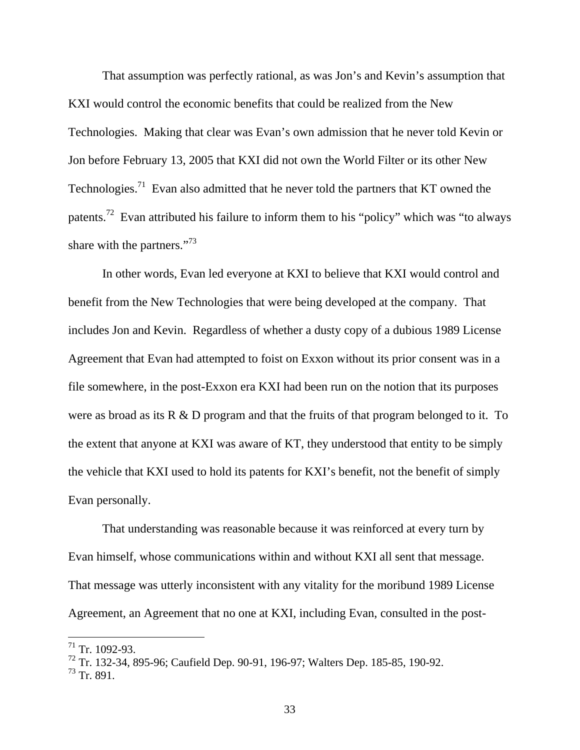That assumption was perfectly rational, as was Jon's and Kevin's assumption that KXI would control the economic benefits that could be realized from the New Technologies. Making that clear was Evan's own admission that he never told Kevin or Jon before February 13, 2005 that KXI did not own the World Filter or its other New Technologies.[71] Evan also admitted that he never told the partners that KT owned the patents.[72] Evan attributed his failure to inform them to his "policy" which was "to always share with the partners."[73]

In other words, Evan led everyone at KXI to believe that KXI would control and benefit from the New Technologies that were being developed at the company. That includes Jon and Kevin. Regardless of whether a dusty copy of a dubious 1989 License Agreement that Evan had attempted to foist on Exxon without its prior consent was in a file somewhere, in the post-Exxon era KXI had been run on the notion that its purposes were as broad as its R & D program and that the fruits of that program belonged to it. To the extent that anyone at KXI was aware of KT, they understood that entity to be simply the vehicle that KXI used to hold its patents for KXI's benefit, not the benefit of simply Evan personally.

That understanding was reasonable because it was reinforced at every turn by Evan himself, whose communications within and without KXI all sent that message. That message was utterly inconsistent with any vitality for the moribund 1989 License Agreement, an Agreement that no one at KXI, including Evan, consulted in the post-

---

[71] Tr. 1092-93.

[72] Tr. 132-34, 895-96; Caufield Dep. 90-91, 196-97; Walters Dep. 185-85, 190-92.

[73] Tr. 891.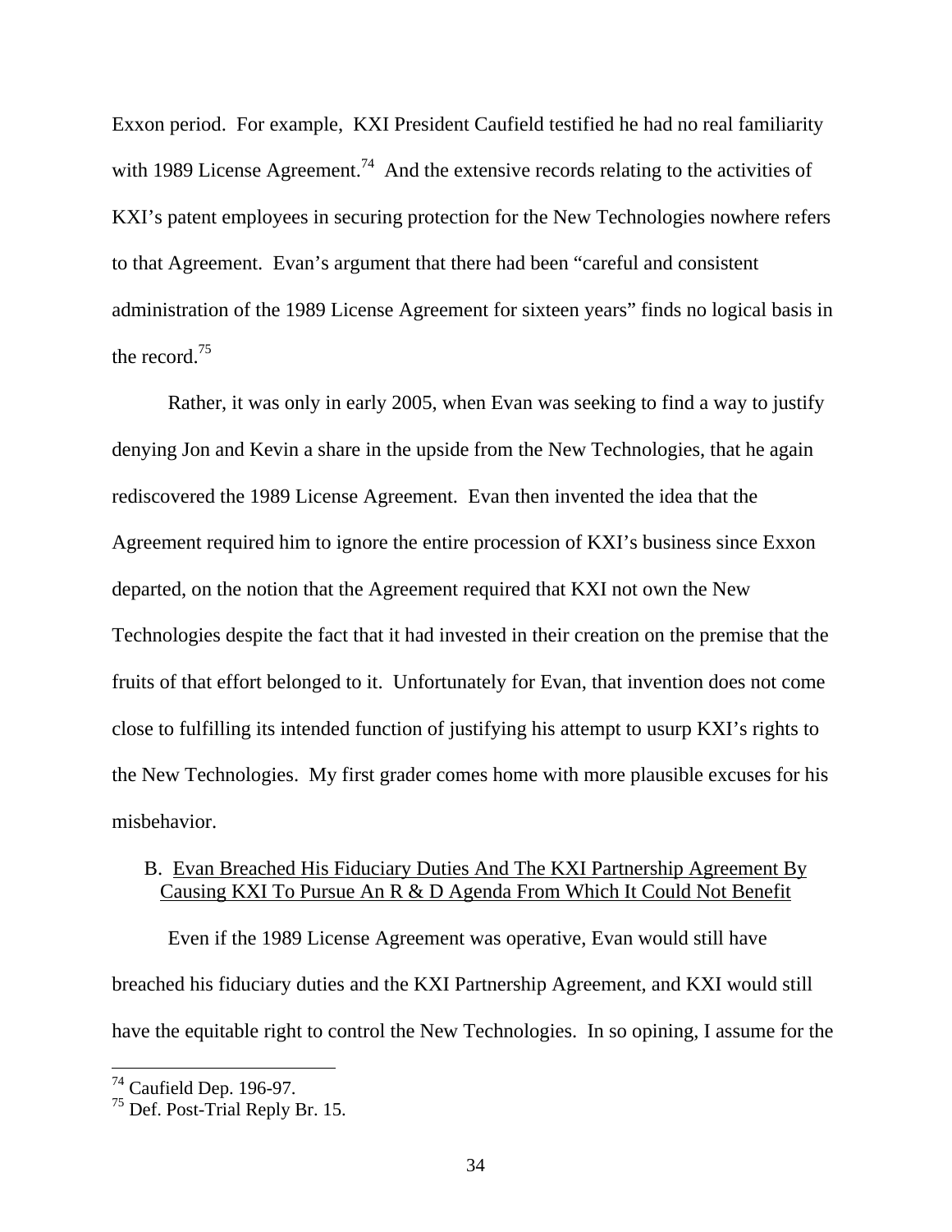Exxon period. For example, KXI President Caufield testified he had no real familiarity with 1989 License Agreement.[74] And the extensive records relating to the activities of KXI's patent employees in securing protection for the New Technologies nowhere refers to that Agreement. Evan's argument that there had been "careful and consistent administration of the 1989 License Agreement for sixteen years" finds no logical basis in the record.[75]

Rather, it was only in early 2005, when Evan was seeking to find a way to justify denying Jon and Kevin a share in the upside from the New Technologies, that he again rediscovered the 1989 License Agreement. Evan then invented the idea that the Agreement required him to ignore the entire procession of KXI's business since Exxon departed, on the notion that the Agreement required that KXI not own the New Technologies despite the fact that it had invested in their creation on the premise that the fruits of that effort belonged to it. Unfortunately for Evan, that invention does not come close to fulfilling its intended function of justifying his attempt to usurp KXI's rights to the New Technologies. My first grader comes home with more plausible excuses for his misbehavior.

## B. Evan Breached His Fiduciary Duties And The KXI Partnership Agreement By Causing KXI To Pursue An R & D Agenda From Which It Could Not Benefit

Even if the 1989 License Agreement was operative, Evan would still have breached his fiduciary duties and the KXI Partnership Agreement, and KXI would still have the equitable right to control the New Technologies. In so opining, I assume for the

[74] Caufield Dep. 196-97.

[75] Def. Post-Trial Reply Br. 15.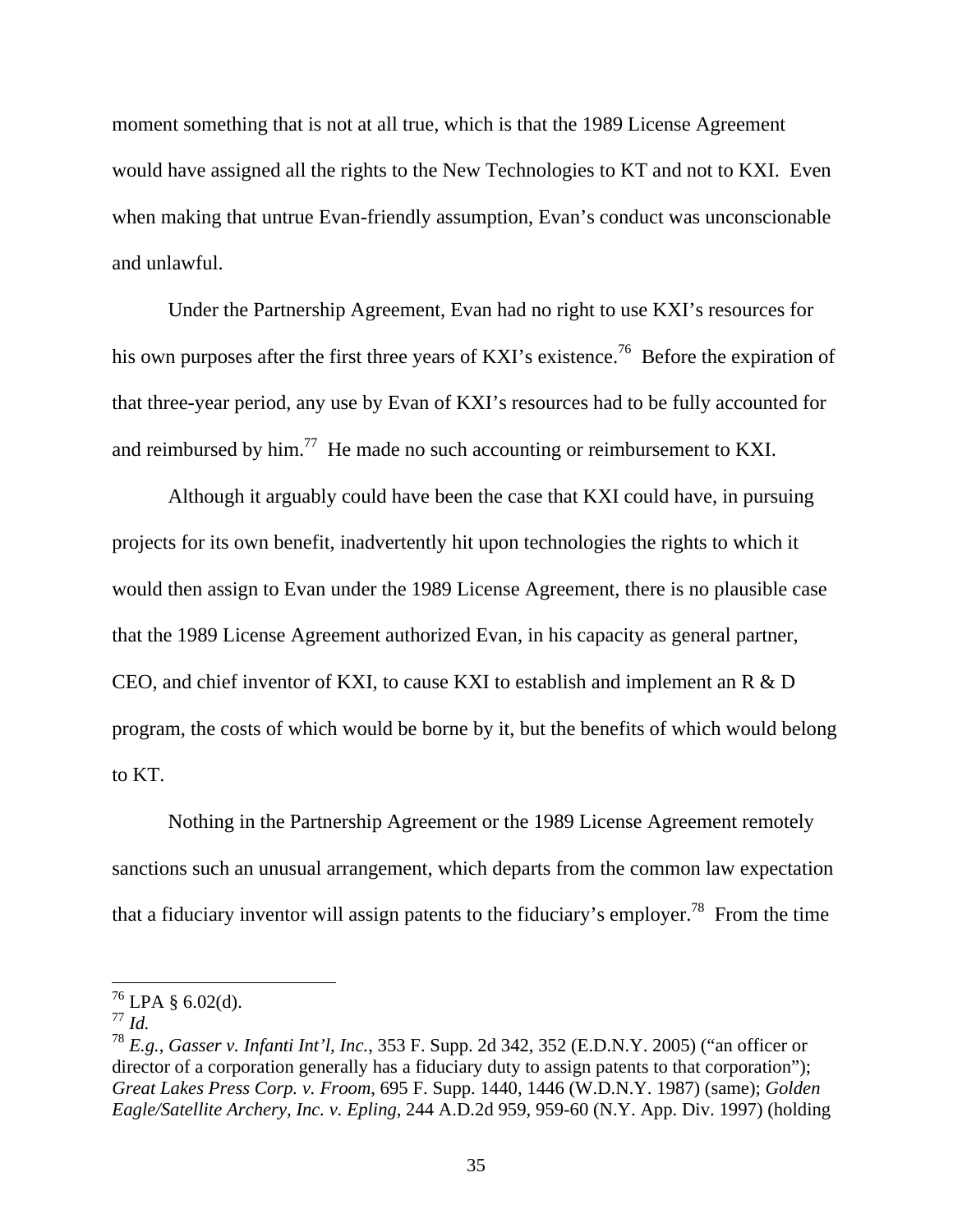moment something that is not at all true, which is that the 1989 License Agreement would have assigned all the rights to the New Technologies to KT and not to KXI. Even when making that untrue Evan-friendly assumption, Evan's conduct was unconscionable and unlawful.

Under the Partnership Agreement, Evan had no right to use KXI's resources for his own purposes after the first three years of KXI's existence.[76] Before the expiration of that three-year period, any use by Evan of KXI's resources had to be fully accounted for and reimbursed by him.[77] He made no such accounting or reimbursement to KXI.

Although it arguably could have been the case that KXI could have, in pursuing projects for its own benefit, inadvertently hit upon technologies the rights to which it would then assign to Evan under the 1989 License Agreement, there is no plausible case that the 1989 License Agreement authorized Evan, in his capacity as general partner, CEO, and chief inventor of KXI, to cause KXI to establish and implement an R & D program, the costs of which would be borne by it, but the benefits of which would belong to KT.

Nothing in the Partnership Agreement or the 1989 License Agreement remotely sanctions such an unusual arrangement, which departs from the common law expectation that a fiduciary inventor will assign patents to the fiduciary's employer.[78] From the time

---

[76] LPA § 6.02(d).

[77] *Id.*

[78] *E.g.*, *Gasser v. Infanti Int'l, Inc.*, 353 F. Supp. 2d 342, 352 (E.D.N.Y. 2005) ("an officer or director of a corporation generally has a fiduciary duty to assign patents to that corporation"); *Great Lakes Press Corp. v. Froom*, 695 F. Supp. 1440, 1446 (W.D.N.Y. 1987) (same); *Golden Eagle/Satellite Archery, Inc. v. Epling*, 244 A.D.2d 959, 959-60 (N.Y. App. Div. 1997) (holding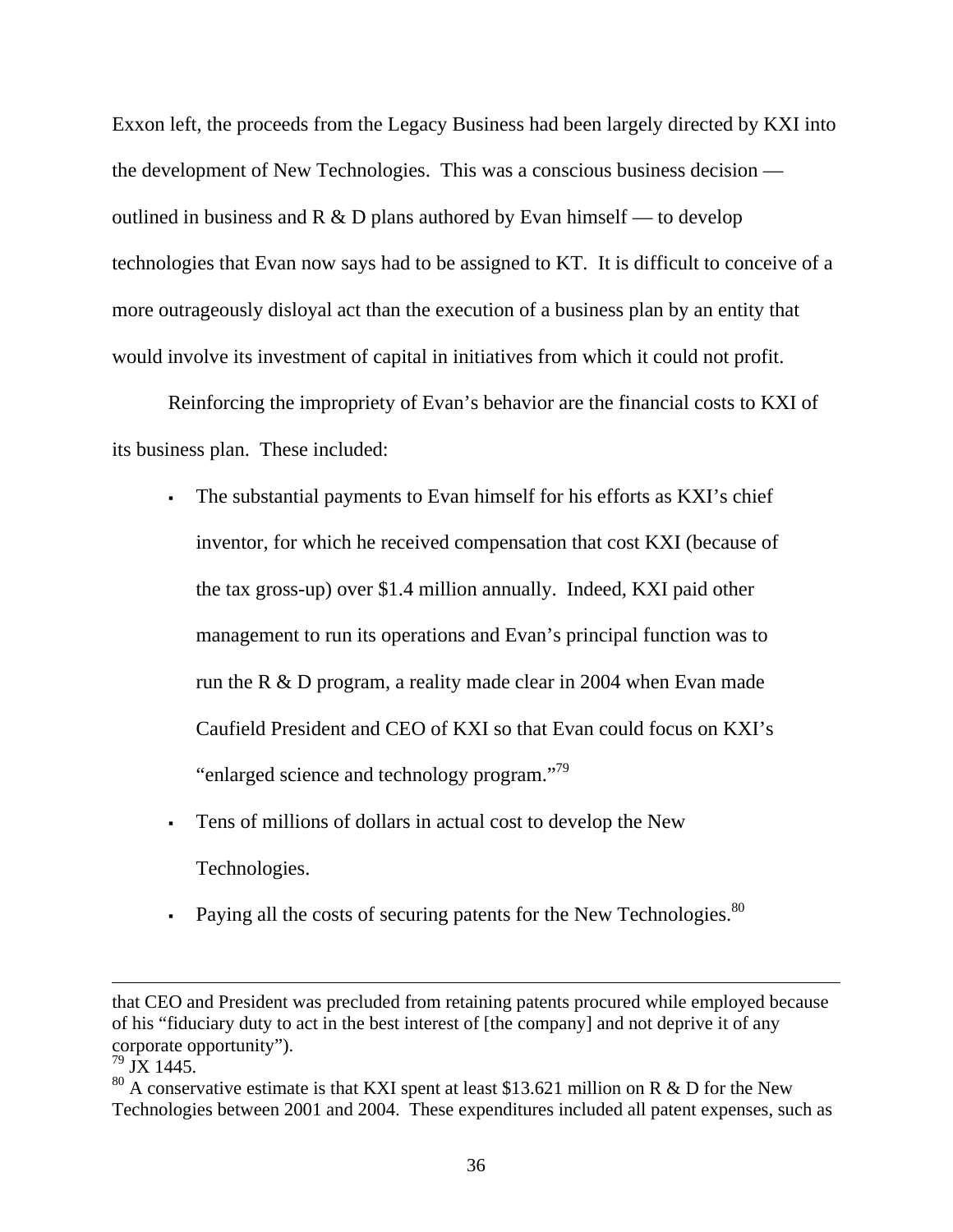Exxon left, the proceeds from the Legacy Business had been largely directed by KXI into the development of New Technologies. This was a conscious business decision — outlined in business and R & D plans authored by Evan himself — to develop technologies that Evan now says had to be assigned to KT. It is difficult to conceive of a more outrageously disloyal act than the execution of a business plan by an entity that would involve its investment of capital in initiatives from which it could not profit.

Reinforcing the impropriety of Evan's behavior are the financial costs to KXI of its business plan. These included:

- The substantial payments to Evan himself for his efforts as KXI's chief inventor, for which he received compensation that cost KXI (because of the tax gross-up) over $1.4 million annually. Indeed, KXI paid other management to run its operations and Evan's principal function was to run the R & D program, a reality made clear in 2004 when Evan made Caufield President and CEO of KXI so that Evan could focus on KXI's "enlarged science and technology program."[79]
- Tens of millions of dollars in actual cost to develop the New Technologies.
- Paying all the costs of securing patents for the New Technologies.[80]

---

that CEO and President was precluded from retaining patents procured while employed because of his "fiduciary duty to act in the best interest of [the company] and not deprive it of any corporate opportunity").

[79] JX 1445.

[80] A conservative estimate is that KXI spent at least $13.621 million on R & D for the New Technologies between 2001 and 2004. These expenditures included all patent expenses, such as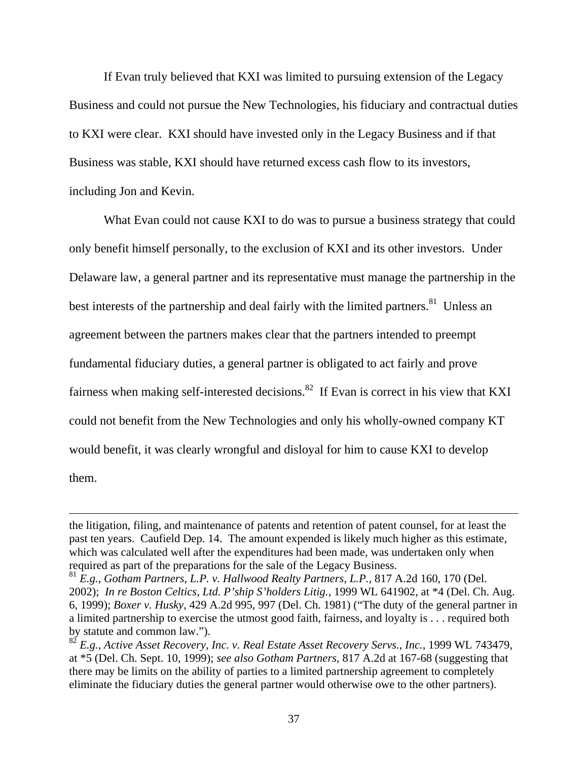If Evan truly believed that KXI was limited to pursuing extension of the Legacy Business and could not pursue the New Technologies, his fiduciary and contractual duties to KXI were clear. KXI should have invested only in the Legacy Business and if that Business was stable, KXI should have returned excess cash flow to its investors, including Jon and Kevin.

What Evan could not cause KXI to do was to pursue a business strategy that could only benefit himself personally, to the exclusion of KXI and its other investors. Under Delaware law, a general partner and its representative must manage the partnership in the best interests of the partnership and deal fairly with the limited partners.[81] Unless an agreement between the partners makes clear that the partners intended to preempt fundamental fiduciary duties, a general partner is obligated to act fairly and prove fairness when making self-interested decisions.[82] If Evan is correct in his view that KXI could not benefit from the New Technologies and only his wholly-owned company KT would benefit, it was clearly wrongful and disloyal for him to cause KXI to develop them.

---

the litigation, filing, and maintenance of patents and retention of patent counsel, for at least the past ten years. Caufield Dep. 14. The amount expended is likely much higher as this estimate, which was calculated well after the expenditures had been made, was undertaken only when required as part of the preparations for the sale of the Legacy Business.

[81] *E.g.*, *Gotham Partners, L.P. v. Hallwood Realty Partners, L.P.*, 817 A.2d 160, 170 (Del. 2002); *In re Boston Celtics, Ltd. P'ship S'holders Litig.*, 1999 WL 641902, at *4 (Del. Ch. Aug. 6, 1999); *Boxer v. Husky*, 429 A.2d 995, 997 (Del. Ch. 1981) ("The duty of the general partner in a limited partnership to exercise the utmost good faith, fairness, and loyalty is . . . required both by statute and common law.").

[82] *E.g.*, *Active Asset Recovery, Inc. v. Real Estate Asset Recovery Servs., Inc.*, 1999 WL 743479, at *5 (Del. Ch. Sept. 10, 1999); *see also Gotham Partners*, 817 A.2d at 167-68 (suggesting that there may be limits on the ability of parties to a limited partnership agreement to completely eliminate the fiduciary duties the general partner would otherwise owe to the other partners).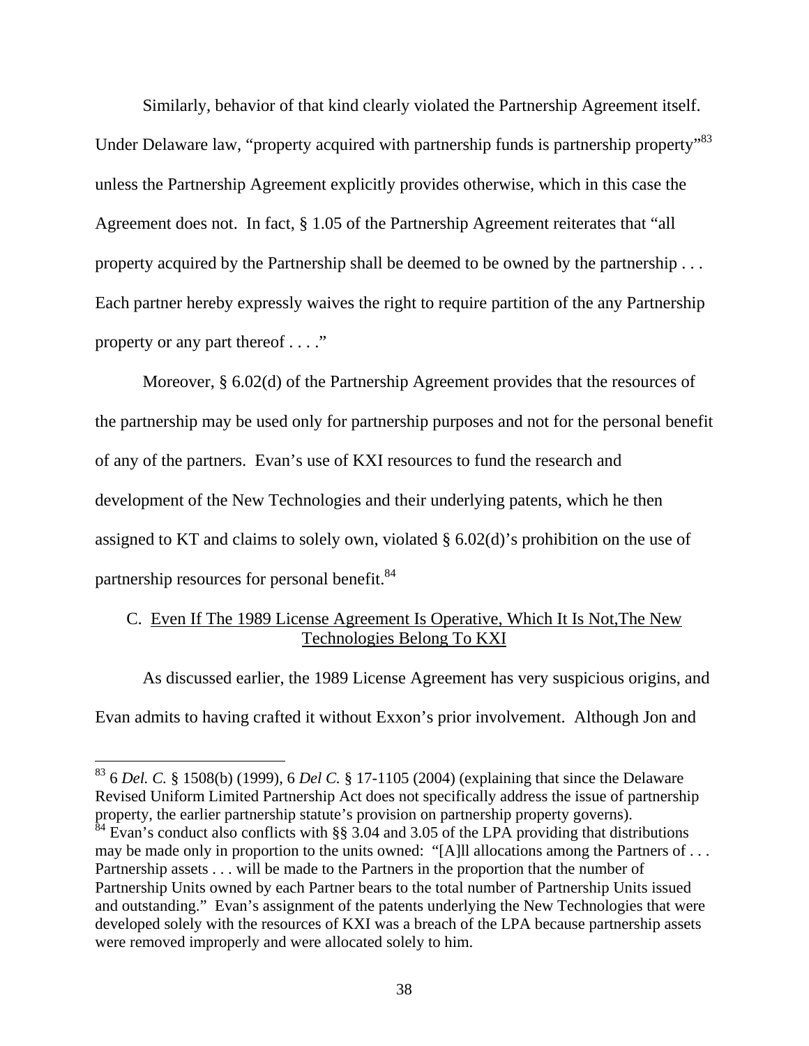Similarly, behavior of that kind clearly violated the Partnership Agreement itself. Under Delaware law, "property acquired with partnership funds is partnership property"[83] unless the Partnership Agreement explicitly provides otherwise, which in this case the Agreement does not. In fact, § 1.05 of the Partnership Agreement reiterates that "all property acquired by the Partnership shall be deemed to be owned by the partnership . . . Each partner hereby expressly waives the right to require partition of the any Partnership property or any part thereof . . . ."

Moreover, § 6.02(d) of the Partnership Agreement provides that the resources of the partnership may be used only for partnership purposes and not for the personal benefit of any of the partners. Evan's use of KXI resources to fund the research and development of the New Technologies and their underlying patents, which he then assigned to KT and claims to solely own, violated § 6.02(d)'s prohibition on the use of partnership resources for personal benefit.[84]

C. <u>Even If The 1989 License Agreement Is Operative, Which It Is Not,The New Technologies Belong To KXI</u>

As discussed earlier, the 1989 License Agreement has very suspicious origins, and Evan admits to having crafted it without Exxon's prior involvement. Although Jon and

---

[83] 6 *Del. C.* § 1508(b) (1999), 6 *Del C.* § 17-1105 (2004) (explaining that since the Delaware Revised Uniform Limited Partnership Act does not specifically address the issue of partnership property, the earlier partnership statute's provision on partnership property governs).

[84] Evan's conduct also conflicts with §§ 3.04 and 3.05 of the LPA providing that distributions may be made only in proportion to the units owned: "[A]ll allocations among the Partners of . . . Partnership assets . . . will be made to the Partners in the proportion that the number of Partnership Units owned by each Partner bears to the total number of Partnership Units issued and outstanding." Evan's assignment of the patents underlying the New Technologies that were developed solely with the resources of KXI was a breach of the LPA because partnership assets were removed improperly and were allocated solely to him.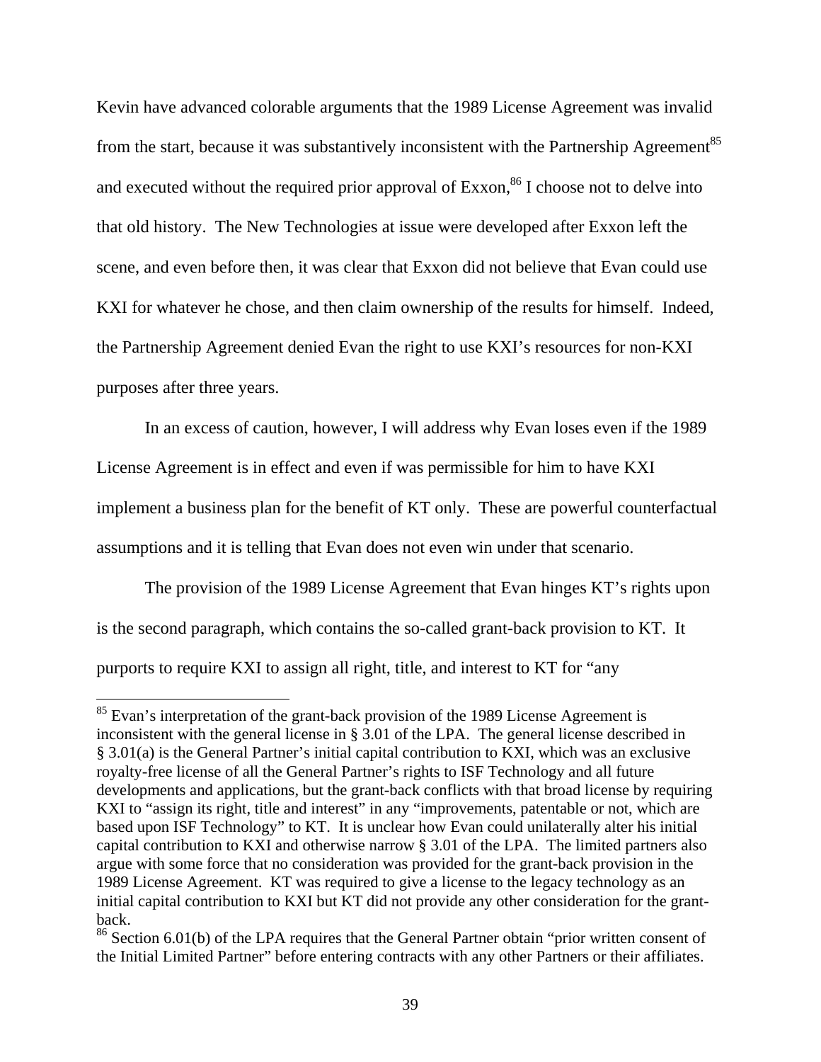Kevin have advanced colorable arguments that the 1989 License Agreement was invalid from the start, because it was substantively inconsistent with the Partnership Agreement[85] and executed without the required prior approval of Exxon,[86] I choose not to delve into that old history. The New Technologies at issue were developed after Exxon left the scene, and even before then, it was clear that Exxon did not believe that Evan could use KXI for whatever he chose, and then claim ownership of the results for himself. Indeed, the Partnership Agreement denied Evan the right to use KXI's resources for non-KXI purposes after three years.

In an excess of caution, however, I will address why Evan loses even if the 1989 License Agreement is in effect and even if was permissible for him to have KXI implement a business plan for the benefit of KT only. These are powerful counterfactual assumptions and it is telling that Evan does not even win under that scenario.

The provision of the 1989 License Agreement that Evan hinges KT's rights upon is the second paragraph, which contains the so-called grant-back provision to KT. It purports to require KXI to assign all right, title, and interest to KT for "any

---

[85] Evan's interpretation of the grant-back provision of the 1989 License Agreement is inconsistent with the general license in § 3.01 of the LPA. The general license described in § 3.01(a) is the General Partner's initial capital contribution to KXI, which was an exclusive royalty-free license of all the General Partner's rights to ISF Technology and all future developments and applications, but the grant-back conflicts with that broad license by requiring KXI to "assign its right, title and interest" in any "improvements, patentable or not, which are based upon ISF Technology" to KT. It is unclear how Evan could unilaterally alter his initial capital contribution to KXI and otherwise narrow § 3.01 of the LPA. The limited partners also argue with some force that no consideration was provided for the grant-back provision in the 1989 License Agreement. KT was required to give a license to the legacy technology as an initial capital contribution to KXI but KT did not provide any other consideration for the grant-back.

[86] Section 6.01(b) of the LPA requires that the General Partner obtain "prior written consent of the Initial Limited Partner" before entering contracts with any other Partners or their affiliates.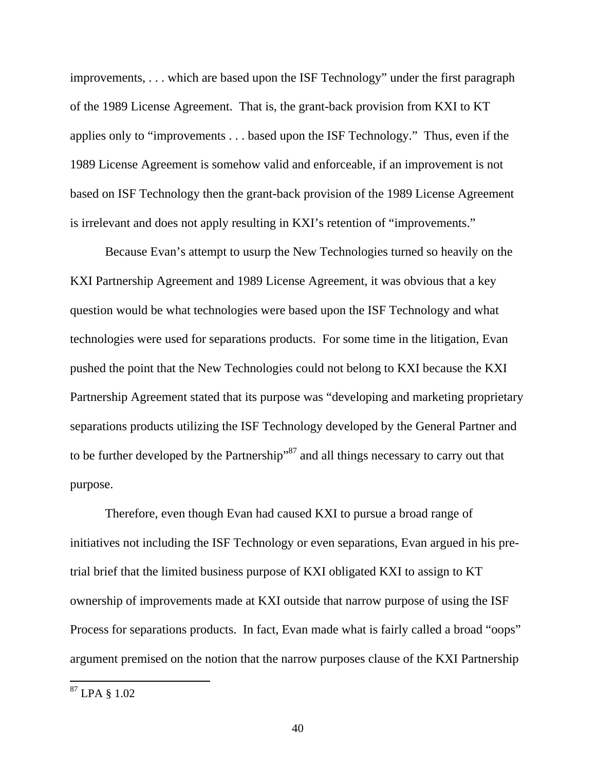improvements, . . . which are based upon the ISF Technology" under the first paragraph of the 1989 License Agreement. That is, the grant-back provision from KXI to KT applies only to "improvements . . . based upon the ISF Technology." Thus, even if the 1989 License Agreement is somehow valid and enforceable, if an improvement is not based on ISF Technology then the grant-back provision of the 1989 License Agreement is irrelevant and does not apply resulting in KXI's retention of "improvements."

Because Evan's attempt to usurp the New Technologies turned so heavily on the KXI Partnership Agreement and 1989 License Agreement, it was obvious that a key question would be what technologies were based upon the ISF Technology and what technologies were used for separations products. For some time in the litigation, Evan pushed the point that the New Technologies could not belong to KXI because the KXI Partnership Agreement stated that its purpose was "developing and marketing proprietary separations products utilizing the ISF Technology developed by the General Partner and to be further developed by the Partnership"[87] and all things necessary to carry out that purpose.

Therefore, even though Evan had caused KXI to pursue a broad range of initiatives not including the ISF Technology or even separations, Evan argued in his pre-trial brief that the limited business purpose of KXI obligated KXI to assign to KT ownership of improvements made at KXI outside that narrow purpose of using the ISF Process for separations products. In fact, Evan made what is fairly called a broad "oops" argument premised on the notion that the narrow purposes clause of the KXI Partnership

[87] LPA § 1.02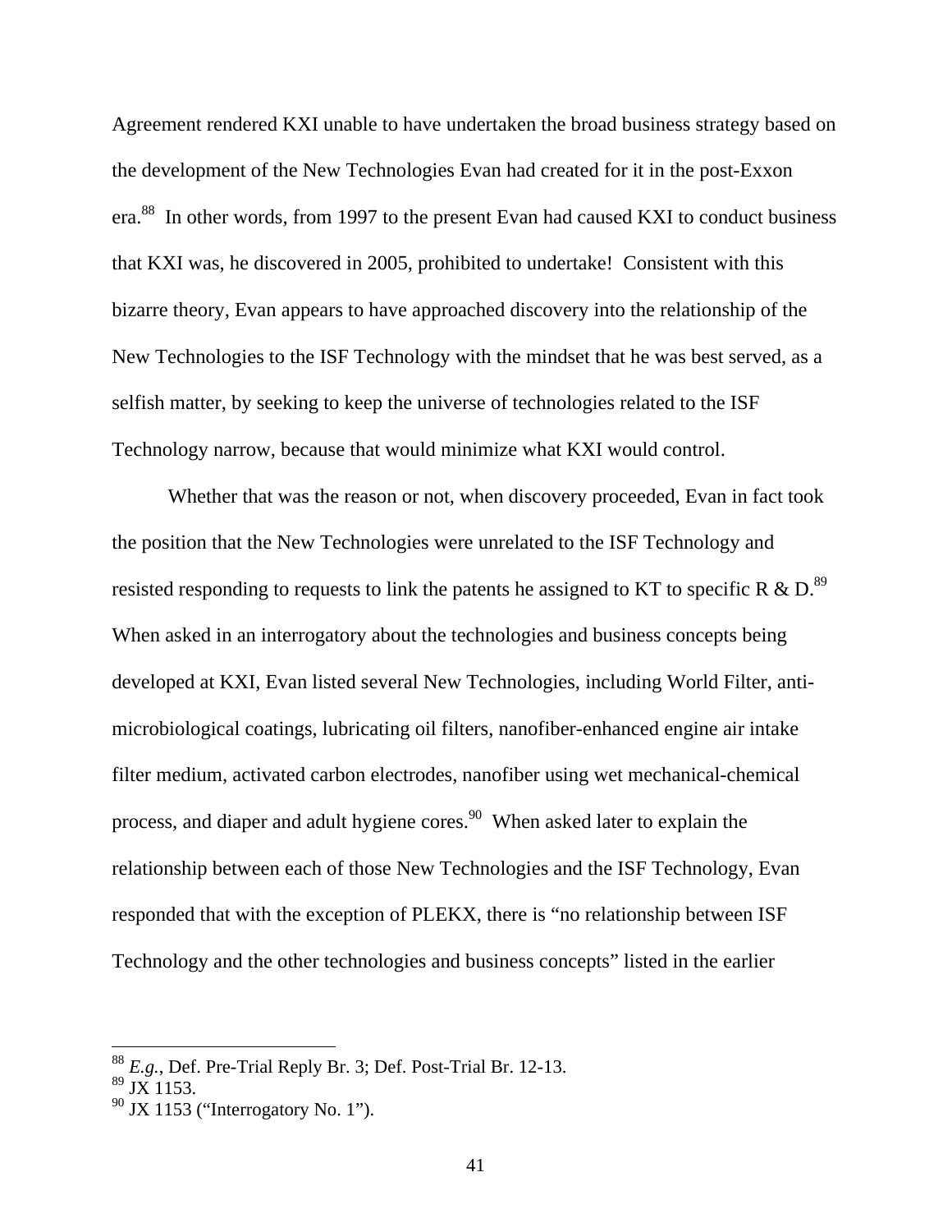Agreement rendered KXI unable to have undertaken the broad business strategy based on the development of the New Technologies Evan had created for it in the post-Exxon era.[88] In other words, from 1997 to the present Evan had caused KXI to conduct business that KXI was, he discovered in 2005, prohibited to undertake! Consistent with this bizarre theory, Evan appears to have approached discovery into the relationship of the New Technologies to the ISF Technology with the mindset that he was best served, as a selfish matter, by seeking to keep the universe of technologies related to the ISF Technology narrow, because that would minimize what KXI would control.

Whether that was the reason or not, when discovery proceeded, Evan in fact took the position that the New Technologies were unrelated to the ISF Technology and resisted responding to requests to link the patents he assigned to KT to specific R & D.[89] When asked in an interrogatory about the technologies and business concepts being developed at KXI, Evan listed several New Technologies, including World Filter, anti-microbiological coatings, lubricating oil filters, nanofiber-enhanced engine air intake filter medium, activated carbon electrodes, nanofiber using wet mechanical-chemical process, and diaper and adult hygiene cores.[90] When asked later to explain the relationship between each of those New Technologies and the ISF Technology, Evan responded that with the exception of PLEKX, there is "no relationship between ISF Technology and the other technologies and business concepts" listed in the earlier

---

[88] *E.g.*, Def. Pre-Trial Reply Br. 3; Def. Post-Trial Br. 12-13.

[89] JX 1153.

[90] JX 1153 ("Interrogatory No. 1").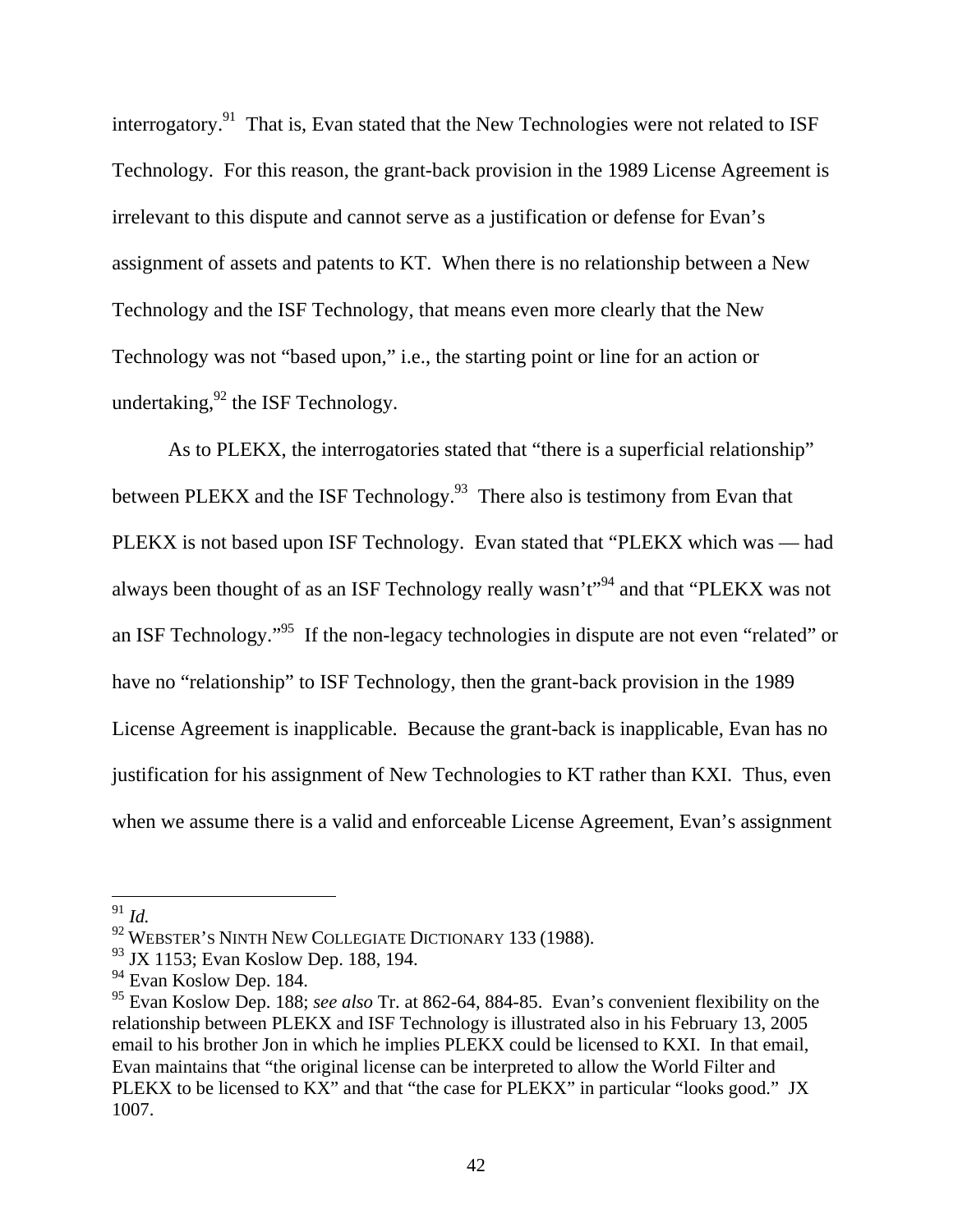interrogatory.[91] That is, Evan stated that the New Technologies were not related to ISF Technology. For this reason, the grant-back provision in the 1989 License Agreement is irrelevant to this dispute and cannot serve as a justification or defense for Evan's assignment of assets and patents to KT. When there is no relationship between a New Technology and the ISF Technology, that means even more clearly that the New Technology was not "based upon," i.e., the starting point or line for an action or undertaking,[92] the ISF Technology.

As to PLEKX, the interrogatories stated that "there is a superficial relationship" between PLEKX and the ISF Technology.[93] There also is testimony from Evan that PLEKX is not based upon ISF Technology. Evan stated that "PLEKX which was — had always been thought of as an ISF Technology really wasn't"[94] and that "PLEKX was not an ISF Technology."[95] If the non-legacy technologies in dispute are not even "related" or have no "relationship" to ISF Technology, then the grant-back provision in the 1989 License Agreement is inapplicable. Because the grant-back is inapplicable, Evan has no justification for his assignment of New Technologies to KT rather than KXI. Thus, even when we assume there is a valid and enforceable License Agreement, Evan's assignment

---

[91] *Id.*

[92] WEBSTER'S NINTH NEW COLLEGIATE DICTIONARY 133 (1988).

[93] JX 1153; Evan Koslow Dep. 188, 194.

[94] Evan Koslow Dep. 184.

[95] Evan Koslow Dep. 188; *see also* Tr. at 862-64, 884-85. Evan's convenient flexibility on the relationship between PLEKX and ISF Technology is illustrated also in his February 13, 2005 email to his brother Jon in which he implies PLEKX could be licensed to KXI. In that email, Evan maintains that "the original license can be interpreted to allow the World Filter and PLEKX to be licensed to KX" and that "the case for PLEKX" in particular "looks good." JX 1007.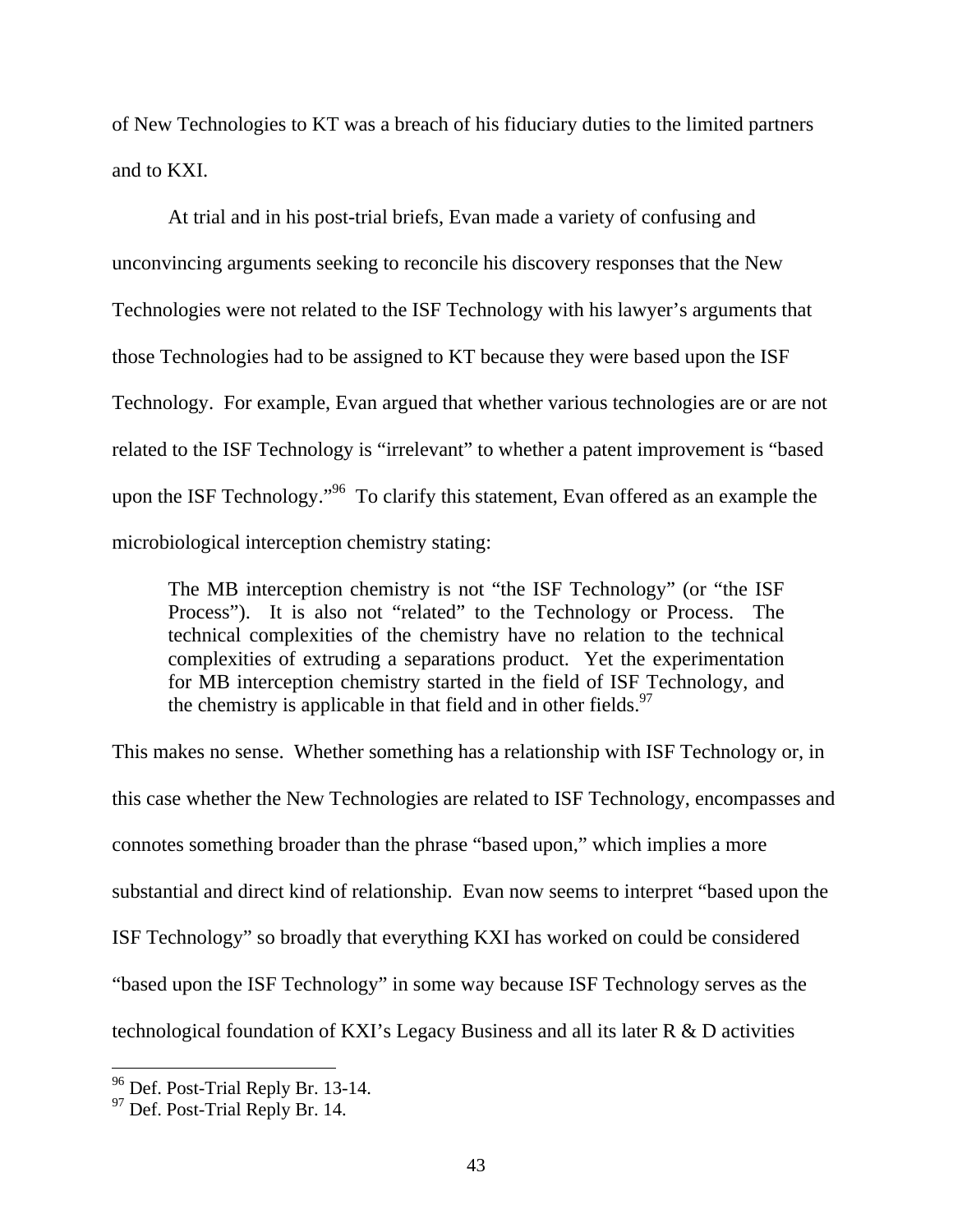of New Technologies to KT was a breach of his fiduciary duties to the limited partners and to KXI.

At trial and in his post-trial briefs, Evan made a variety of confusing and unconvincing arguments seeking to reconcile his discovery responses that the New Technologies were not related to the ISF Technology with his lawyer's arguments that those Technologies had to be assigned to KT because they were based upon the ISF Technology. For example, Evan argued that whether various technologies are or are not related to the ISF Technology is "irrelevant" to whether a patent improvement is "based upon the ISF Technology."[96] To clarify this statement, Evan offered as an example the microbiological interception chemistry stating:

> The MB interception chemistry is not "the ISF Technology" (or "the ISF Process"). It is also not "related" to the Technology or Process. The technical complexities of the chemistry have no relation to the technical complexities of extruding a separations product. Yet the experimentation for MB interception chemistry started in the field of ISF Technology, and the chemistry is applicable in that field and in other fields.[97]

This makes no sense. Whether something has a relationship with ISF Technology or, in this case whether the New Technologies are related to ISF Technology, encompasses and connotes something broader than the phrase "based upon," which implies a more substantial and direct kind of relationship. Evan now seems to interpret "based upon the ISF Technology" so broadly that everything KXI has worked on could be considered "based upon the ISF Technology" in some way because ISF Technology serves as the technological foundation of KXI's Legacy Business and all its later R & D activities

---

[96] Def. Post-Trial Reply Br. 13-14.

[97] Def. Post-Trial Reply Br. 14.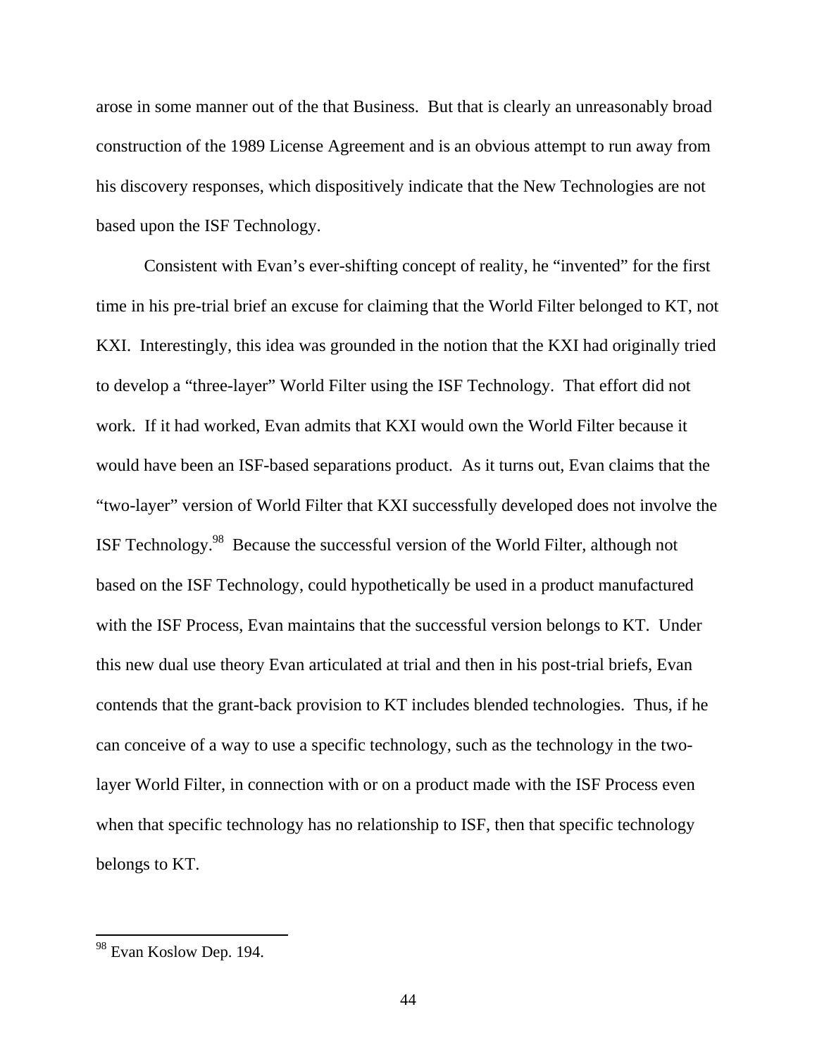arose in some manner out of the that Business. But that is clearly an unreasonably broad construction of the 1989 License Agreement and is an obvious attempt to run away from his discovery responses, which dispositively indicate that the New Technologies are not based upon the ISF Technology.

Consistent with Evan's ever-shifting concept of reality, he "invented" for the first time in his pre-trial brief an excuse for claiming that the World Filter belonged to KT, not KXI. Interestingly, this idea was grounded in the notion that the KXI had originally tried to develop a "three-layer" World Filter using the ISF Technology. That effort did not work. If it had worked, Evan admits that KXI would own the World Filter because it would have been an ISF-based separations product. As it turns out, Evan claims that the "two-layer" version of World Filter that KXI successfully developed does not involve the ISF Technology.[98] Because the successful version of the World Filter, although not based on the ISF Technology, could hypothetically be used in a product manufactured with the ISF Process, Evan maintains that the successful version belongs to KT. Under this new dual use theory Evan articulated at trial and then in his post-trial briefs, Evan contends that the grant-back provision to KT includes blended technologies. Thus, if he can conceive of a way to use a specific technology, such as the technology in the two-layer World Filter, in connection with or on a product made with the ISF Process even when that specific technology has no relationship to ISF, then that specific technology belongs to KT.

[98] Evan Koslow Dep. 194.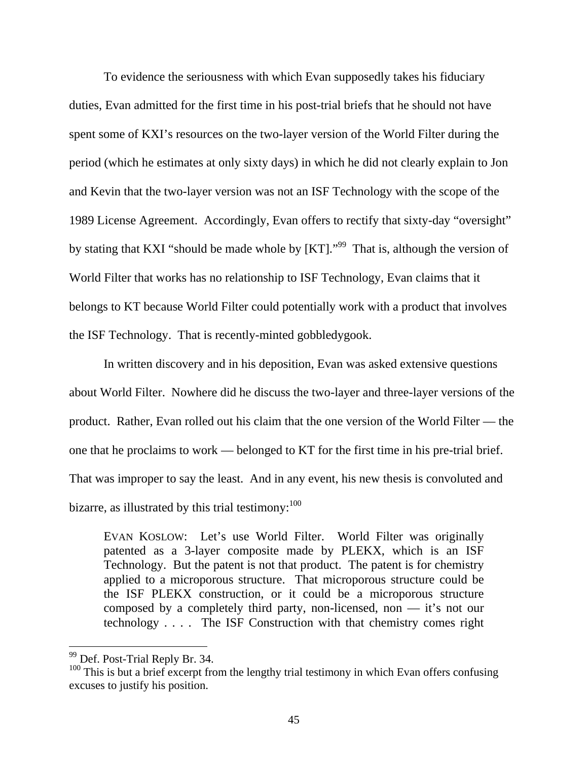To evidence the seriousness with which Evan supposedly takes his fiduciary duties, Evan admitted for the first time in his post-trial briefs that he should not have spent some of KXI's resources on the two-layer version of the World Filter during the period (which he estimates at only sixty days) in which he did not clearly explain to Jon and Kevin that the two-layer version was not an ISF Technology with the scope of the 1989 License Agreement. Accordingly, Evan offers to rectify that sixty-day "oversight" by stating that KXI "should be made whole by [KT]."[99] That is, although the version of World Filter that works has no relationship to ISF Technology, Evan claims that it belongs to KT because World Filter could potentially work with a product that involves the ISF Technology. That is recently-minted gobbledygook.

In written discovery and in his deposition, Evan was asked extensive questions about World Filter. Nowhere did he discuss the two-layer and three-layer versions of the product. Rather, Evan rolled out his claim that the one version of the World Filter — the one that he proclaims to work — belonged to KT for the first time in his pre-trial brief. That was improper to say the least. And in any event, his new thesis is convoluted and bizarre, as illustrated by this trial testimony:[100]

> EVAN KOSLOW: Let's use World Filter. World Filter was originally patented as a 3-layer composite made by PLEKX, which is an ISF Technology. But the patent is not that product. The patent is for chemistry applied to a microporous structure. That microporous structure could be the ISF PLEKX construction, or it could be a microporous structure composed by a completely third party, non-licensed, non — it's not our technology . . . . The ISF Construction with that chemistry comes right

---

[99] Def. Post-Trial Reply Br. 34.

[100] This is but a brief excerpt from the lengthy trial testimony in which Evan offers confusing excuses to justify his position.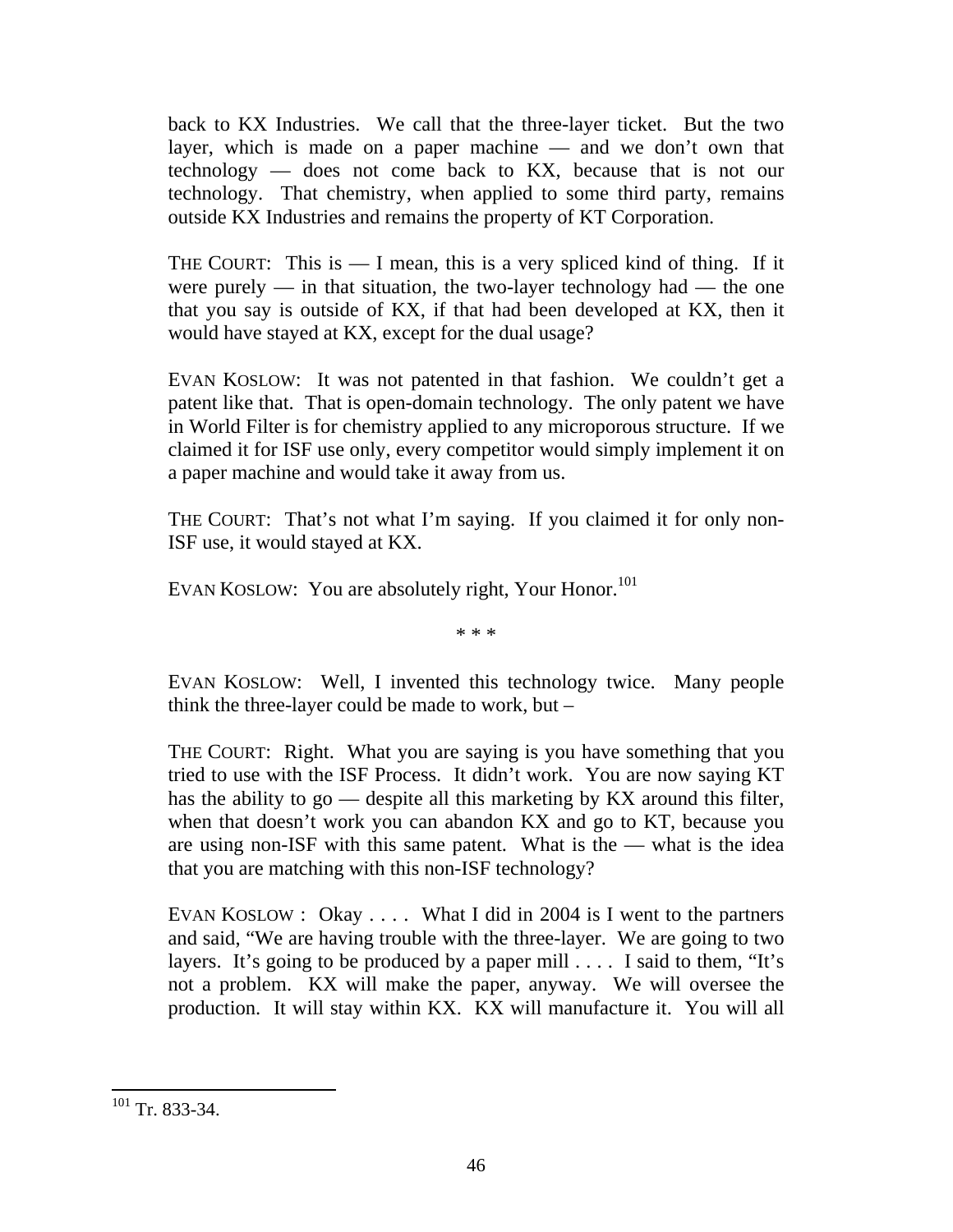back to KX Industries. We call that the three-layer ticket. But the two layer, which is made on a paper machine — and we don't own that technology — does not come back to KX, because that is not our technology. That chemistry, when applied to some third party, remains outside KX Industries and remains the property of KT Corporation.

THE COURT: This is — I mean, this is a very spliced kind of thing. If it were purely — in that situation, the two-layer technology had — the one that you say is outside of KX, if that had been developed at KX, then it would have stayed at KX, except for the dual usage?

EVAN KOSLOW: It was not patented in that fashion. We couldn't get a patent like that. That is open-domain technology. The only patent we have in World Filter is for chemistry applied to any microporous structure. If we claimed it for ISF use only, every competitor would simply implement it on a paper machine and would take it away from us.

THE COURT: That's not what I'm saying. If you claimed it for only non-ISF use, it would stayed at KX.

EVAN KOSLOW: You are absolutely right, Your Honor.[101]

\* \* \*

EVAN KOSLOW: Well, I invented this technology twice. Many people think the three-layer could be made to work, but –

THE COURT: Right. What you are saying is you have something that you tried to use with the ISF Process. It didn't work. You are now saying KT has the ability to go — despite all this marketing by KX around this filter, when that doesn't work you can abandon KX and go to KT, because you are using non-ISF with this same patent. What is the — what is the idea that you are matching with this non-ISF technology?

EVAN KOSLOW : Okay . . . . What I did in 2004 is I went to the partners and said, "We are having trouble with the three-layer. We are going to two layers. It's going to be produced by a paper mill . . . . I said to them, "It's not a problem. KX will make the paper, anyway. We will oversee the production. It will stay within KX. KX will manufacture it. You will all

[101] Tr. 833-34.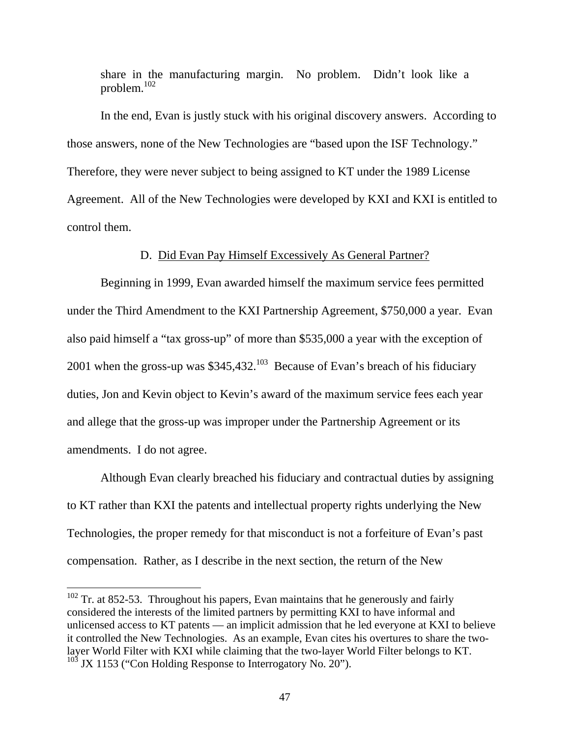share in the manufacturing margin. No problem. Didn't look like a problem.[102]

In the end, Evan is justly stuck with his original discovery answers. According to those answers, none of the New Technologies are "based upon the ISF Technology." Therefore, they were never subject to being assigned to KT under the 1989 License Agreement. All of the New Technologies were developed by KXI and KXI is entitled to control them.

### D. Did Evan Pay Himself Excessively As General Partner?

Beginning in 1999, Evan awarded himself the maximum service fees permitted under the Third Amendment to the KXI Partnership Agreement, $750,000 a year. Evan also paid himself a "tax gross-up" of more than $535,000 a year with the exception of 2001 when the gross-up was $345,432.[103] Because of Evan's breach of his fiduciary duties, Jon and Kevin object to Kevin's award of the maximum service fees each year and allege that the gross-up was improper under the Partnership Agreement or its amendments. I do not agree.

Although Evan clearly breached his fiduciary and contractual duties by assigning to KT rather than KXI the patents and intellectual property rights underlying the New Technologies, the proper remedy for that misconduct is not a forfeiture of Evan's past compensation. Rather, as I describe in the next section, the return of the New

---

[102] Tr. at 852-53. Throughout his papers, Evan maintains that he generously and fairly considered the interests of the limited partners by permitting KXI to have informal and unlicensed access to KT patents — an implicit admission that he led everyone at KXI to believe it controlled the New Technologies. As an example, Evan cites his overtures to share the two-layer World Filter with KXI while claiming that the two-layer World Filter belongs to KT.

[103] JX 1153 ("Con Holding Response to Interrogatory No. 20").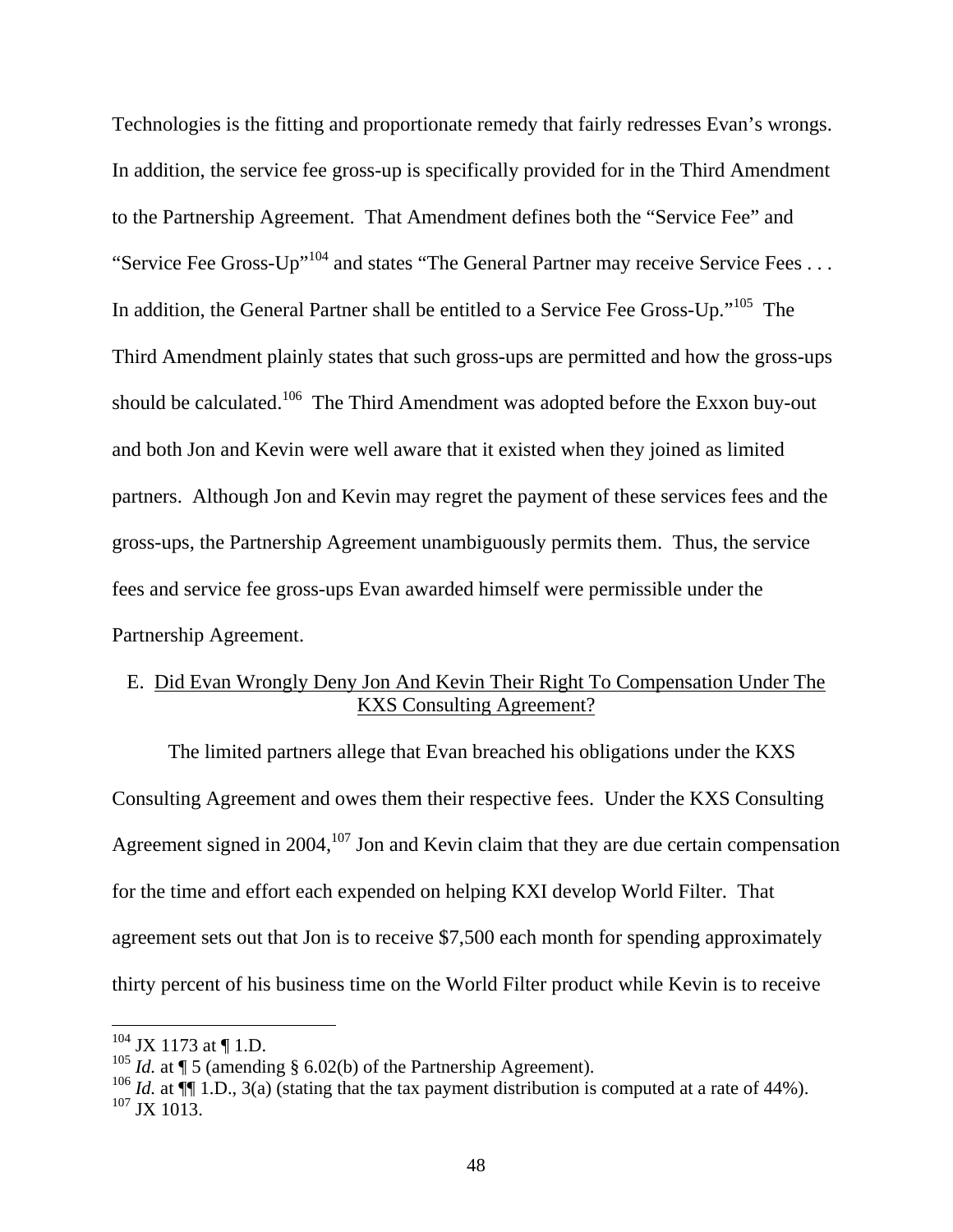Technologies is the fitting and proportionate remedy that fairly redresses Evan's wrongs. In addition, the service fee gross-up is specifically provided for in the Third Amendment to the Partnership Agreement. That Amendment defines both the "Service Fee" and "Service Fee Gross-Up"[104] and states "The General Partner may receive Service Fees . . . In addition, the General Partner shall be entitled to a Service Fee Gross-Up."[105] The Third Amendment plainly states that such gross-ups are permitted and how the gross-ups should be calculated.[106] The Third Amendment was adopted before the Exxon buy-out and both Jon and Kevin were well aware that it existed when they joined as limited partners. Although Jon and Kevin may regret the payment of these services fees and the gross-ups, the Partnership Agreement unambiguously permits them. Thus, the service fees and service fee gross-ups Evan awarded himself were permissible under the Partnership Agreement.

### E. Did Evan Wrongly Deny Jon And Kevin Their Right To Compensation Under The KXS Consulting Agreement?

The limited partners allege that Evan breached his obligations under the KXS Consulting Agreement and owes them their respective fees. Under the KXS Consulting Agreement signed in 2004,[107] Jon and Kevin claim that they are due certain compensation for the time and effort each expended on helping KXI develop World Filter. That agreement sets out that Jon is to receive $7,500 each month for spending approximately thirty percent of his business time on the World Filter product while Kevin is to receive

---

[104] JX 1173 at ¶ 1.D.

[105] *Id.* at ¶ 5 (amending § 6.02(b) of the Partnership Agreement).

[106] *Id.* at ¶¶ 1.D., 3(a) (stating that the tax payment distribution is computed at a rate of 44%).

[107] JX 1013.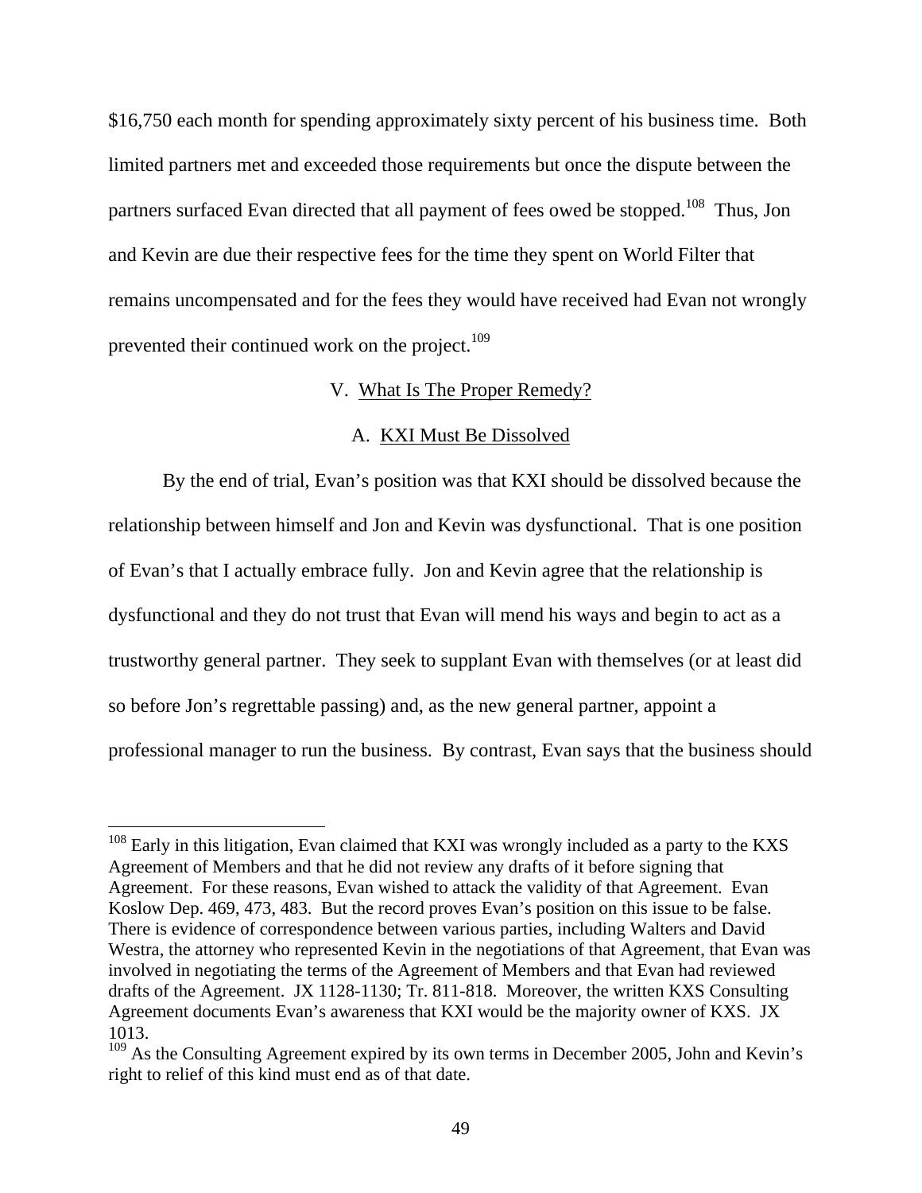$16,750 each month for spending approximately sixty percent of his business time. Both limited partners met and exceeded those requirements but once the dispute between the partners surfaced Evan directed that all payment of fees owed be stopped.[108] Thus, Jon and Kevin are due their respective fees for the time they spent on World Filter that remains uncompensated and for the fees they would have received had Evan not wrongly prevented their continued work on the project.[109]

## V. What Is The Proper Remedy?

### A. KXI Must Be Dissolved

By the end of trial, Evan's position was that KXI should be dissolved because the relationship between himself and Jon and Kevin was dysfunctional. That is one position of Evan's that I actually embrace fully. Jon and Kevin agree that the relationship is dysfunctional and they do not trust that Evan will mend his ways and begin to act as a trustworthy general partner. They seek to supplant Evan with themselves (or at least did so before Jon's regrettable passing) and, as the new general partner, appoint a professional manager to run the business. By contrast, Evan says that the business should

---

[108] Early in this litigation, Evan claimed that KXI was wrongly included as a party to the KXS Agreement of Members and that he did not review any drafts of it before signing that Agreement. For these reasons, Evan wished to attack the validity of that Agreement. Evan Koslow Dep. 469, 473, 483. But the record proves Evan's position on this issue to be false. There is evidence of correspondence between various parties, including Walters and David Westra, the attorney who represented Kevin in the negotiations of that Agreement, that Evan was involved in negotiating the terms of the Agreement of Members and that Evan had reviewed drafts of the Agreement. JX 1128-1130; Tr. 811-818. Moreover, the written KXS Consulting Agreement documents Evan's awareness that KXI would be the majority owner of KXS. JX 1013.

[109] As the Consulting Agreement expired by its own terms in December 2005, John and Kevin's right to relief of this kind must end as of that date.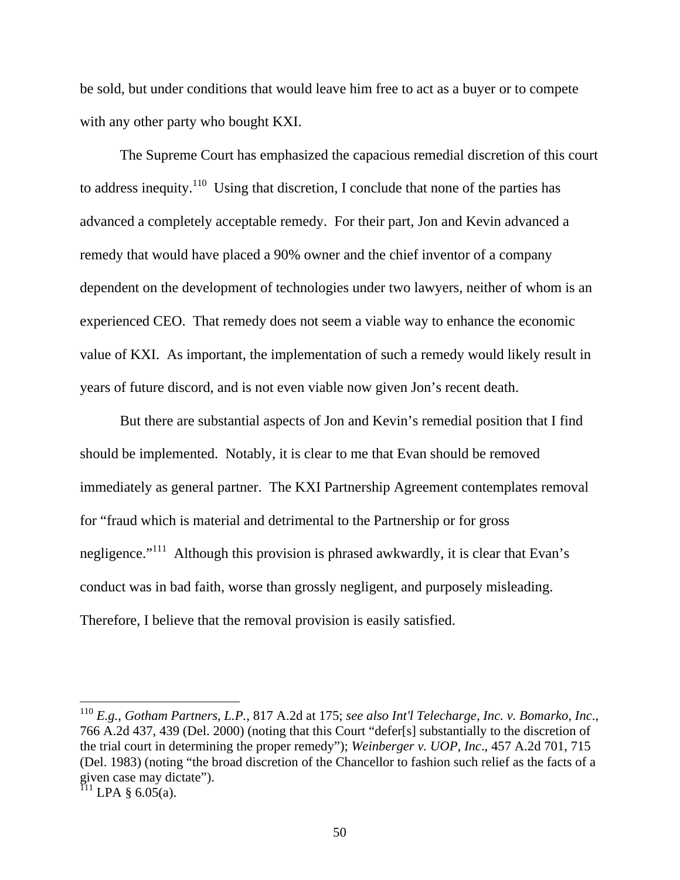be sold, but under conditions that would leave him free to act as a buyer or to compete with any other party who bought KXI.

The Supreme Court has emphasized the capacious remedial discretion of this court to address inequity.[110] Using that discretion, I conclude that none of the parties has advanced a completely acceptable remedy. For their part, Jon and Kevin advanced a remedy that would have placed a 90% owner and the chief inventor of a company dependent on the development of technologies under two lawyers, neither of whom is an experienced CEO. That remedy does not seem a viable way to enhance the economic value of KXI. As important, the implementation of such a remedy would likely result in years of future discord, and is not even viable now given Jon's recent death.

But there are substantial aspects of Jon and Kevin's remedial position that I find should be implemented. Notably, it is clear to me that Evan should be removed immediately as general partner. The KXI Partnership Agreement contemplates removal for "fraud which is material and detrimental to the Partnership or for gross negligence."[111] Although this provision is phrased awkwardly, it is clear that Evan's conduct was in bad faith, worse than grossly negligent, and purposely misleading. Therefore, I believe that the removal provision is easily satisfied.

---

[110] *E.g.*, *Gotham Partners, L.P.*, 817 A.2d at 175; *see also Int'l Telecharge, Inc. v. Bomarko, Inc*., 766 A.2d 437, 439 (Del. 2000) (noting that this Court "defer[s] substantially to the discretion of the trial court in determining the proper remedy"); *Weinberger v. UOP, Inc*., 457 A.2d 701, 715 (Del. 1983) (noting "the broad discretion of the Chancellor to fashion such relief as the facts of a given case may dictate").

[111] LPA § 6.05(a).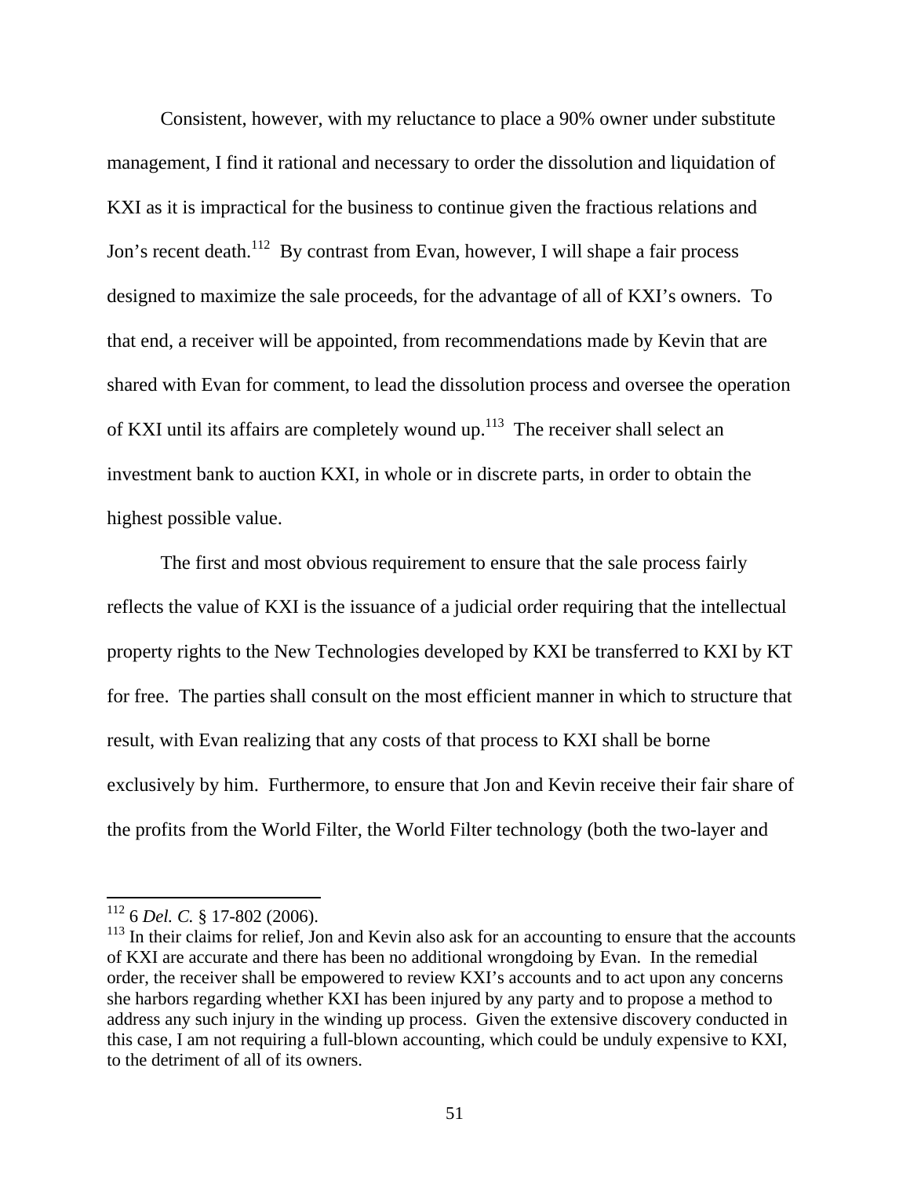Consistent, however, with my reluctance to place a 90% owner under substitute management, I find it rational and necessary to order the dissolution and liquidation of KXI as it is impractical for the business to continue given the fractious relations and Jon's recent death.[112] By contrast from Evan, however, I will shape a fair process designed to maximize the sale proceeds, for the advantage of all of KXI's owners. To that end, a receiver will be appointed, from recommendations made by Kevin that are shared with Evan for comment, to lead the dissolution process and oversee the operation of KXI until its affairs are completely wound up.[113] The receiver shall select an investment bank to auction KXI, in whole or in discrete parts, in order to obtain the highest possible value.

The first and most obvious requirement to ensure that the sale process fairly reflects the value of KXI is the issuance of a judicial order requiring that the intellectual property rights to the New Technologies developed by KXI be transferred to KXI by KT for free. The parties shall consult on the most efficient manner in which to structure that result, with Evan realizing that any costs of that process to KXI shall be borne exclusively by him. Furthermore, to ensure that Jon and Kevin receive their fair share of the profits from the World Filter, the World Filter technology (both the two-layer and

---

[112] 6 *Del. C.* § 17-802 (2006).

[113] In their claims for relief, Jon and Kevin also ask for an accounting to ensure that the accounts of KXI are accurate and there has been no additional wrongdoing by Evan. In the remedial order, the receiver shall be empowered to review KXI's accounts and to act upon any concerns she harbors regarding whether KXI has been injured by any party and to propose a method to address any such injury in the winding up process. Given the extensive discovery conducted in this case, I am not requiring a full-blown accounting, which could be unduly expensive to KXI, to the detriment of all of its owners.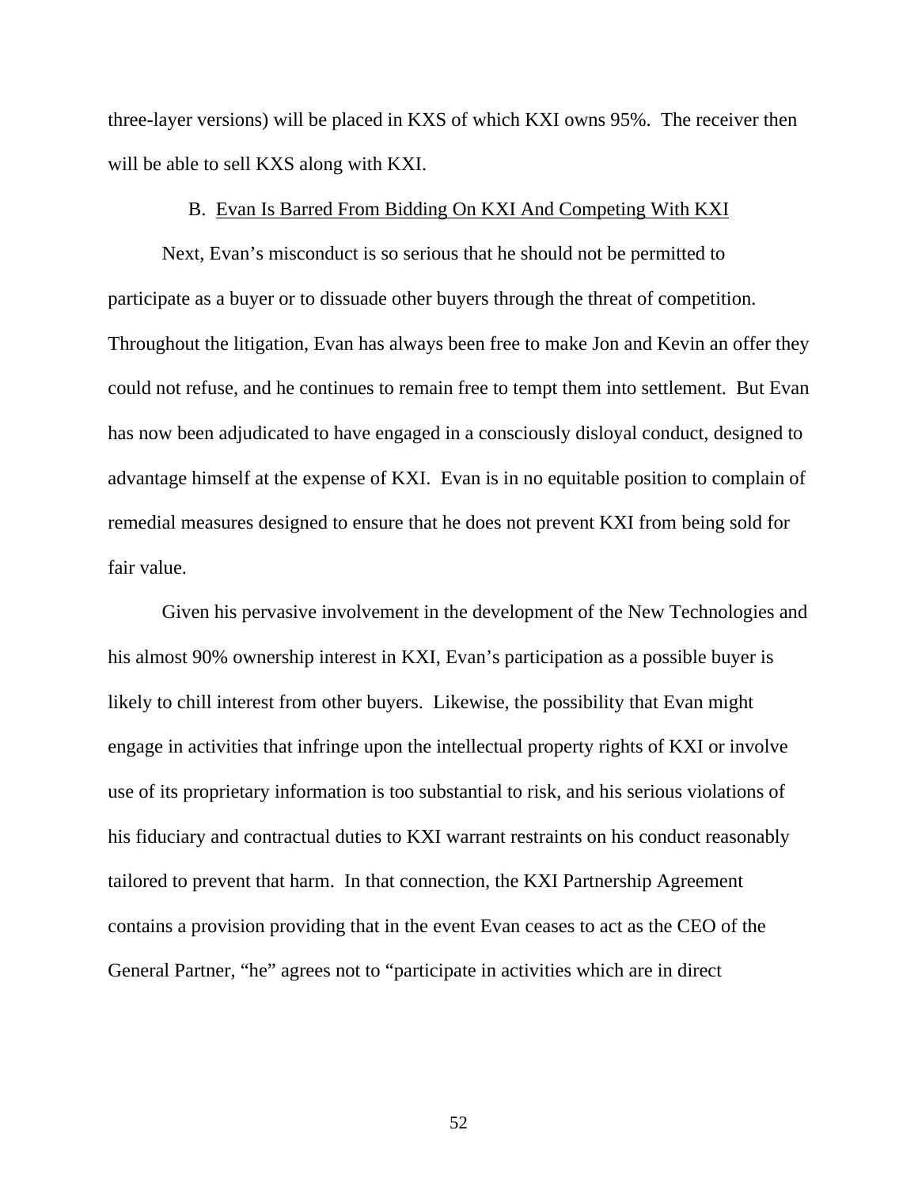three-layer versions) will be placed in KXS of which KXI owns 95%. The receiver then will be able to sell KXS along with KXI.

### B. Evan Is Barred From Bidding On KXI And Competing With KXI

Next, Evan's misconduct is so serious that he should not be permitted to participate as a buyer or to dissuade other buyers through the threat of competition. Throughout the litigation, Evan has always been free to make Jon and Kevin an offer they could not refuse, and he continues to remain free to tempt them into settlement. But Evan has now been adjudicated to have engaged in a consciously disloyal conduct, designed to advantage himself at the expense of KXI. Evan is in no equitable position to complain of remedial measures designed to ensure that he does not prevent KXI from being sold for fair value.

Given his pervasive involvement in the development of the New Technologies and his almost 90% ownership interest in KXI, Evan's participation as a possible buyer is likely to chill interest from other buyers. Likewise, the possibility that Evan might engage in activities that infringe upon the intellectual property rights of KXI or involve use of its proprietary information is too substantial to risk, and his serious violations of his fiduciary and contractual duties to KXI warrant restraints on his conduct reasonably tailored to prevent that harm. In that connection, the KXI Partnership Agreement contains a provision providing that in the event Evan ceases to act as the CEO of the General Partner, "he" agrees not to "participate in activities which are in direct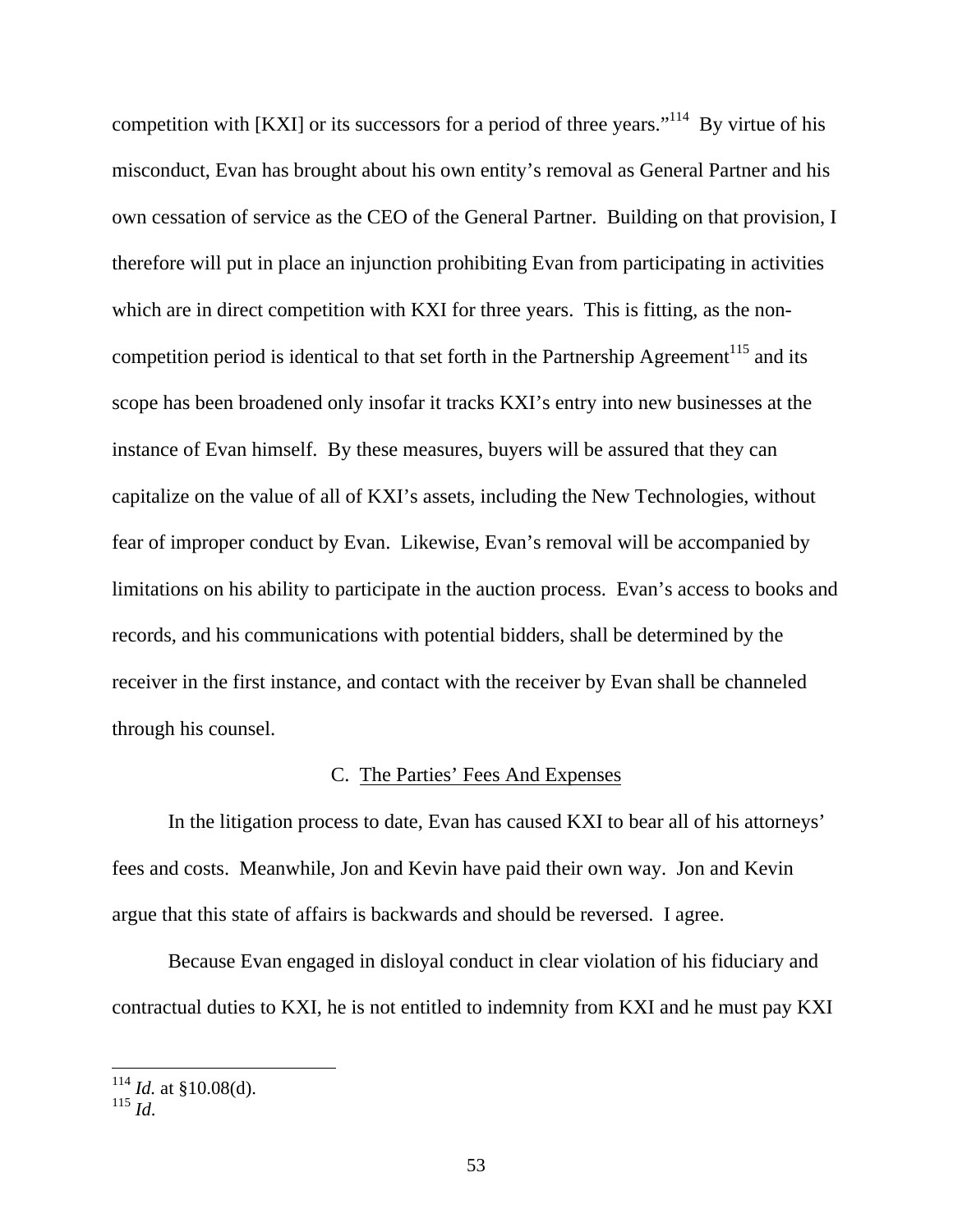competition with [KXI] or its successors for a period of three years."[114] By virtue of his misconduct, Evan has brought about his own entity's removal as General Partner and his own cessation of service as the CEO of the General Partner. Building on that provision, I therefore will put in place an injunction prohibiting Evan from participating in activities which are in direct competition with KXI for three years. This is fitting, as the non-competition period is identical to that set forth in the Partnership Agreement[115] and its scope has been broadened only insofar it tracks KXI's entry into new businesses at the instance of Evan himself. By these measures, buyers will be assured that they can capitalize on the value of all of KXI's assets, including the New Technologies, without fear of improper conduct by Evan. Likewise, Evan's removal will be accompanied by limitations on his ability to participate in the auction process. Evan's access to books and records, and his communications with potential bidders, shall be determined by the receiver in the first instance, and contact with the receiver by Evan shall be channeled through his counsel.

### C. The Parties' Fees And Expenses

In the litigation process to date, Evan has caused KXI to bear all of his attorneys' fees and costs. Meanwhile, Jon and Kevin have paid their own way. Jon and Kevin argue that this state of affairs is backwards and should be reversed. I agree.

Because Evan engaged in disloyal conduct in clear violation of his fiduciary and contractual duties to KXI, he is not entitled to indemnity from KXI and he must pay KXI

---

[114] *Id.* at §10.08(d).
[115] *Id.*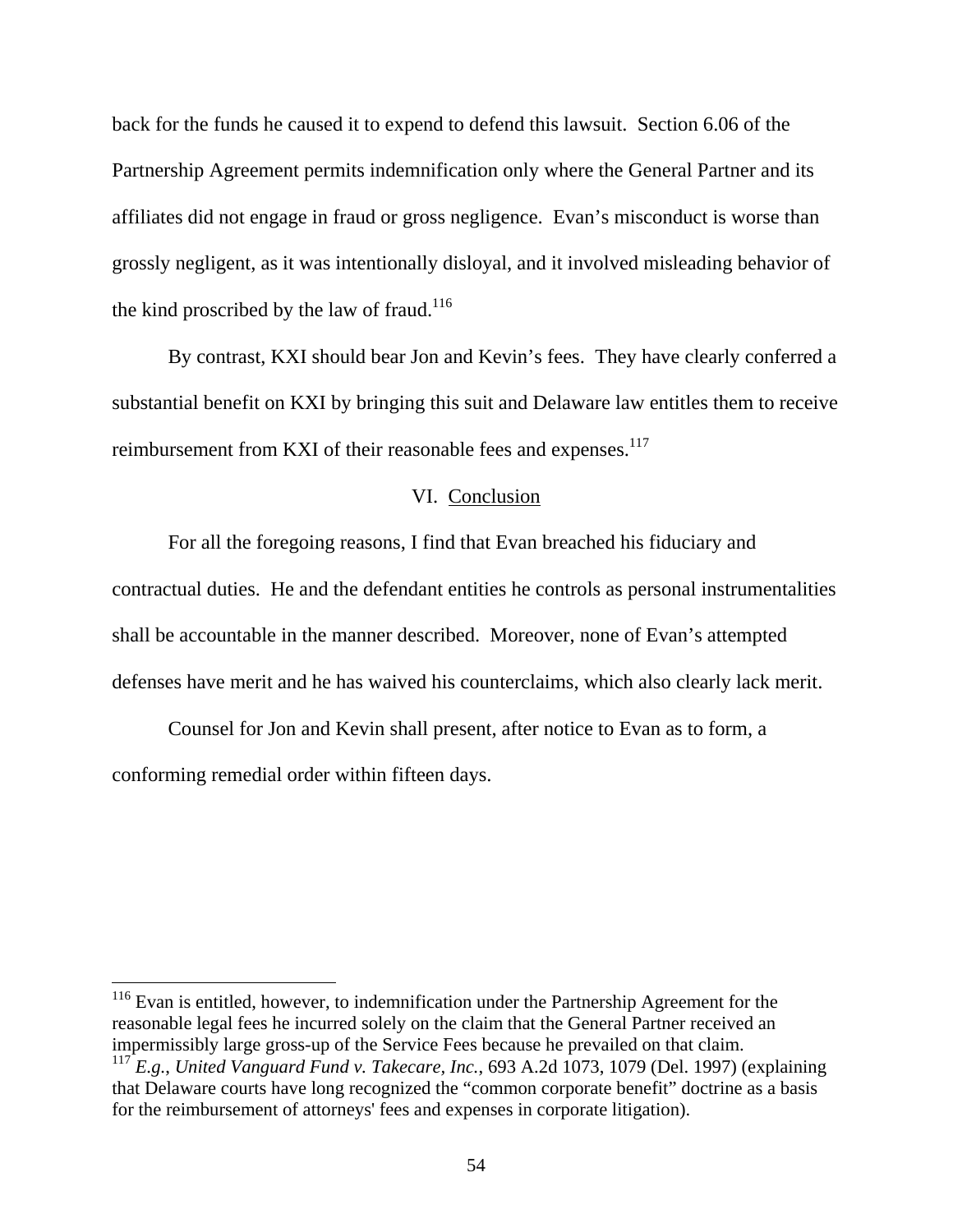back for the funds he caused it to expend to defend this lawsuit. Section 6.06 of the Partnership Agreement permits indemnification only where the General Partner and its affiliates did not engage in fraud or gross negligence. Evan's misconduct is worse than grossly negligent, as it was intentionally disloyal, and it involved misleading behavior of the kind proscribed by the law of fraud.[116]

By contrast, KXI should bear Jon and Kevin's fees. They have clearly conferred a substantial benefit on KXI by bringing this suit and Delaware law entitles them to receive reimbursement from KXI of their reasonable fees and expenses.[117]

## VI. Conclusion

For all the foregoing reasons, I find that Evan breached his fiduciary and contractual duties. He and the defendant entities he controls as personal instrumentalities shall be accountable in the manner described. Moreover, none of Evan's attempted defenses have merit and he has waived his counterclaims, which also clearly lack merit.

Counsel for Jon and Kevin shall present, after notice to Evan as to form, a conforming remedial order within fifteen days.

---

[116] Evan is entitled, however, to indemnification under the Partnership Agreement for the reasonable legal fees he incurred solely on the claim that the General Partner received an impermissibly large gross-up of the Service Fees because he prevailed on that claim.

[117] *E.g.*, *United Vanguard Fund v. Takecare, Inc.*, 693 A.2d 1073, 1079 (Del. 1997) (explaining that Delaware courts have long recognized the "common corporate benefit" doctrine as a basis for the reimbursement of attorneys' fees and expenses in corporate litigation).